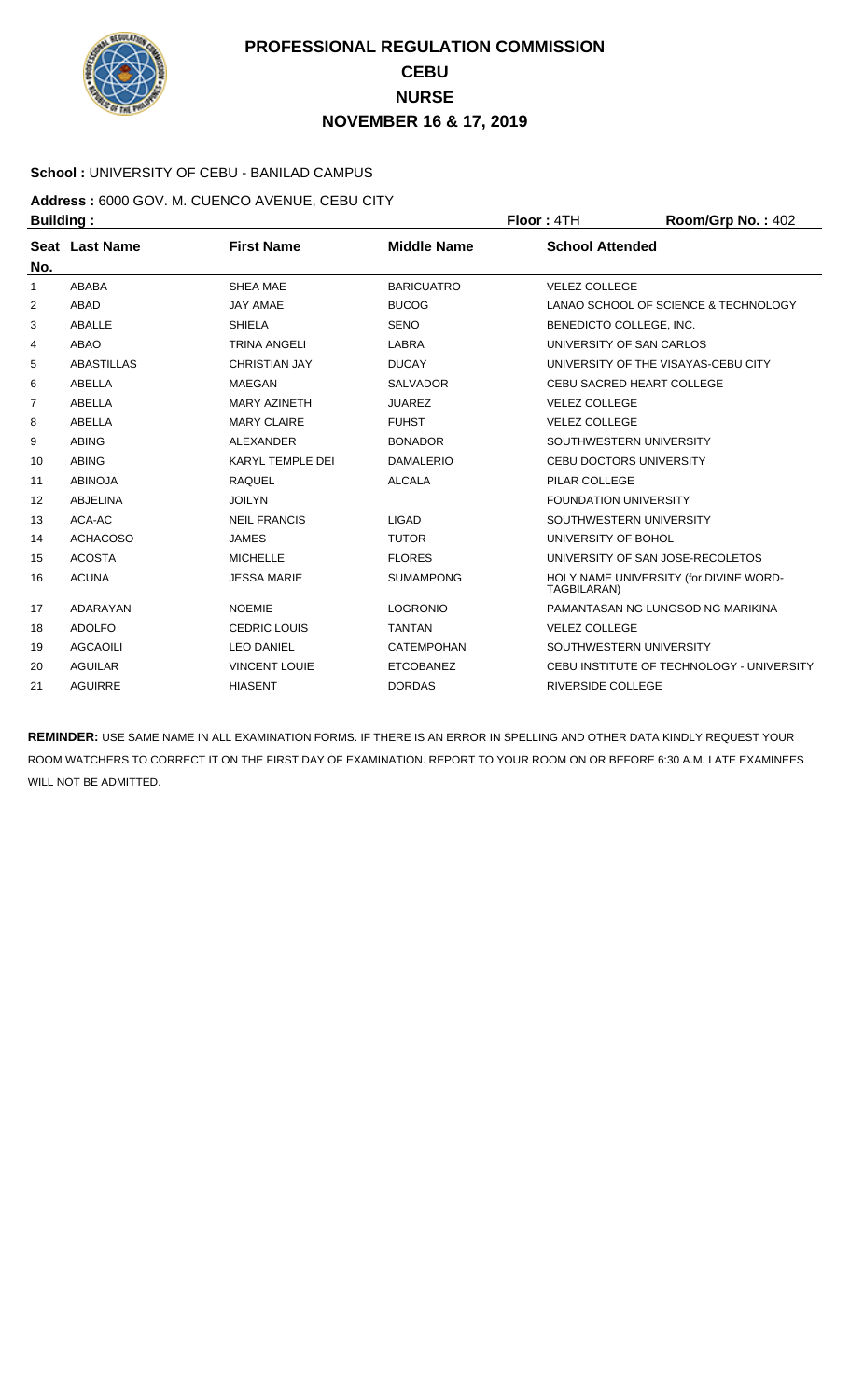# PROFESSIONAL REGULATION COMMISSION
## CEBU
## NURSE
## NOVEMBER 16 & 17, 2019

**School :** UNIVERSITY OF CEBU - BANILAD CAMPUS

**Address :** 6000 GOV. M. CUENCO AVENUE, CEBU CITY

**Building :** **Floor :** 4TH **Room/Grp No. :** 402

| Seat No. | Last Name | First Name | Middle Name | School Attended |
|---|---|---|---|---|
| 1 | ABABA | SHEA MAE | BARICUATRO | VELEZ COLLEGE |
| 2 | ABAD | JAY AMAE | BUCOG | LANAO SCHOOL OF SCIENCE & TECHNOLOGY |
| 3 | ABALLE | SHIELA | SENO | BENEDICTO COLLEGE, INC. |
| 4 | ABAO | TRINA ANGELI | LABRA | UNIVERSITY OF SAN CARLOS |
| 5 | ABASTILLAS | CHRISTIAN JAY | DUCAY | UNIVERSITY OF THE VISAYAS-CEBU CITY |
| 6 | ABELLA | MAEGAN | SALVADOR | CEBU SACRED HEART COLLEGE |
| 7 | ABELLA | MARY AZINETH | JUAREZ | VELEZ COLLEGE |
| 8 | ABELLA | MARY CLAIRE | FUHST | VELEZ COLLEGE |
| 9 | ABING | ALEXANDER | BONADOR | SOUTHWESTERN UNIVERSITY |
| 10 | ABING | KARYL TEMPLE DEI | DAMALERIO | CEBU DOCTORS UNIVERSITY |
| 11 | ABINOJA | RAQUEL | ALCALA | PILAR COLLEGE |
| 12 | ABJELINA | JOILYN | | FOUNDATION UNIVERSITY |
| 13 | ACA-AC | NEIL FRANCIS | LIGAD | SOUTHWESTERN UNIVERSITY |
| 14 | ACHACOSO | JAMES | TUTOR | UNIVERSITY OF BOHOL |
| 15 | ACOSTA | MICHELLE | FLORES | UNIVERSITY OF SAN JOSE-RECOLETOS |
| 16 | ACUNA | JESSA MARIE | SUMAMPONG | HOLY NAME UNIVERSITY (for.DIVINE WORD-TAGBILARAN) |
| 17 | ADARAYAN | NOEMIE | LOGRONIO | PAMANTASAN NG LUNGSOD NG MARIKINA |
| 18 | ADOLFO | CEDRIC LOUIS | TANTAN | VELEZ COLLEGE |
| 19 | AGCAOILI | LEO DANIEL | CATEMPOHAN | SOUTHWESTERN UNIVERSITY |
| 20 | AGUILAR | VINCENT LOUIE | ETCOBANEZ | CEBU INSTITUTE OF TECHNOLOGY - UNIVERSITY |
| 21 | AGUIRRE | HIASENT | DORDAS | RIVERSIDE COLLEGE |

**REMINDER:** USE SAME NAME IN ALL EXAMINATION FORMS. IF THERE IS AN ERROR IN SPELLING AND OTHER DATA KINDLY REQUEST YOUR ROOM WATCHERS TO CORRECT IT ON THE FIRST DAY OF EXAMINATION. REPORT TO YOUR ROOM ON OR BEFORE 6:30 A.M. LATE EXAMINEES WILL NOT BE ADMITTED.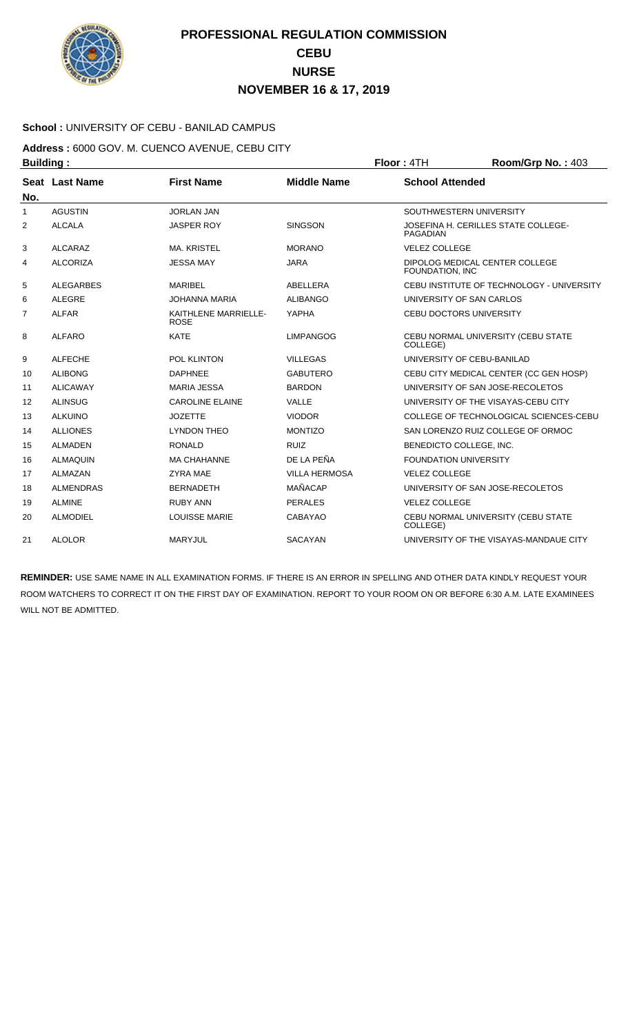# PROFESSIONAL REGULATION COMMISSION
## CEBU
## NURSE
## NOVEMBER 16 & 17, 2019

**School :** UNIVERSITY OF CEBU - BANILAD CAMPUS

**Address :** 6000 GOV. M. CUENCO AVENUE, CEBU CITY

**Building :** **Floor :** 4TH **Room/Grp No. :** 403

| Seat No. | Last Name | First Name | Middle Name | School Attended |
|---|---|---|---|---|
| 1 | AGUSTIN | JORLAN JAN | | SOUTHWESTERN UNIVERSITY |
| 2 | ALCALA | JASPER ROY | SINGSON | JOSEFINA H. CERILLES STATE COLLEGE-PAGADIAN |
| 3 | ALCARAZ | MA. KRISTEL | MORANO | VELEZ COLLEGE |
| 4 | ALCORIZA | JESSA MAY | JARA | DIPOLOG MEDICAL CENTER COLLEGE FOUNDATION, INC |
| 5 | ALEGARBES | MARIBEL | ABELLERA | CEBU INSTITUTE OF TECHNOLOGY - UNIVERSITY |
| 6 | ALEGRE | JOHANNA MARIA | ALIBANGO | UNIVERSITY OF SAN CARLOS |
| 7 | ALFAR | KAITHLENE MARRIELLE-ROSE | YAPHA | CEBU DOCTORS UNIVERSITY |
| 8 | ALFARO | KATE | LIMPANGOG | CEBU NORMAL UNIVERSITY (CEBU STATE COLLEGE) |
| 9 | ALFECHE | POL KLINTON | VILLEGAS | UNIVERSITY OF CEBU-BANILAD |
| 10 | ALIBONG | DAPHNEE | GABUTERO | CEBU CITY MEDICAL CENTER (CC GEN HOSP) |
| 11 | ALICAWAY | MARIA JESSA | BARDON | UNIVERSITY OF SAN JOSE-RECOLETOS |
| 12 | ALINSUG | CAROLINE ELAINE | VALLE | UNIVERSITY OF THE VISAYAS-CEBU CITY |
| 13 | ALKUINO | JOZETTE | VIODOR | COLLEGE OF TECHNOLOGICAL SCIENCES-CEBU |
| 14 | ALLIONES | LYNDON THEO | MONTIZO | SAN LORENZO RUIZ COLLEGE OF ORMOC |
| 15 | ALMADEN | RONALD | RUIZ | BENEDICTO COLLEGE, INC. |
| 16 | ALMAQUIN | MA CHAHANNE | DE LA PEÑA | FOUNDATION UNIVERSITY |
| 17 | ALMAZAN | ZYRA MAE | VILLA HERMOSA | VELEZ COLLEGE |
| 18 | ALMENDRAS | BERNADETH | MAÑACAP | UNIVERSITY OF SAN JOSE-RECOLETOS |
| 19 | ALMINE | RUBY ANN | PERALES | VELEZ COLLEGE |
| 20 | ALMODIEL | LOUISSE MARIE | CABAYAO | CEBU NORMAL UNIVERSITY (CEBU STATE COLLEGE) |
| 21 | ALOLOR | MARYJUL | SACAYAN | UNIVERSITY OF THE VISAYAS-MANDAUE CITY |

**REMINDER:** USE SAME NAME IN ALL EXAMINATION FORMS. IF THERE IS AN ERROR IN SPELLING AND OTHER DATA KINDLY REQUEST YOUR ROOM WATCHERS TO CORRECT IT ON THE FIRST DAY OF EXAMINATION. REPORT TO YOUR ROOM ON OR BEFORE 6:30 A.M. LATE EXAMINEES WILL NOT BE ADMITTED.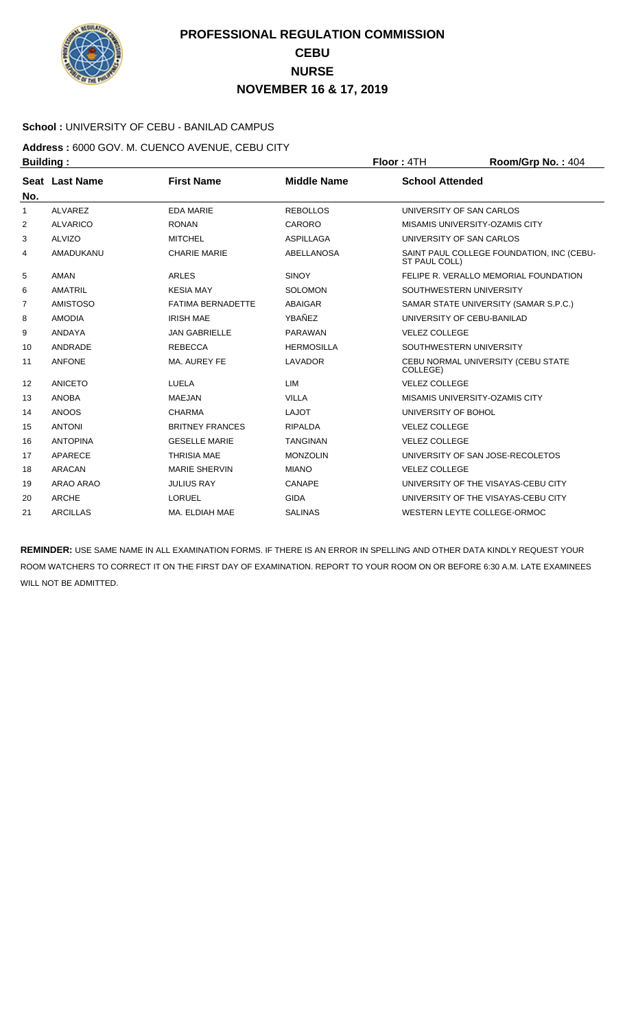# PROFESSIONAL REGULATION COMMISSION
## CEBU
## NURSE
## NOVEMBER 16 & 17, 2019

**School :** UNIVERSITY OF CEBU - BANILAD CAMPUS

**Address :** 6000 GOV. M. CUENCO AVENUE, CEBU CITY

**Building :** **Floor :** 4TH **Room/Grp No. :** 404

| Seat No. | Last Name | First Name | Middle Name | School Attended |
|---|---|---|---|---|
| 1 | ALVAREZ | EDA MARIE | REBOLLOS | UNIVERSITY OF SAN CARLOS |
| 2 | ALVARICO | RONAN | CARORO | MISAMIS UNIVERSITY-OZAMIS CITY |
| 3 | ALVIZO | MITCHEL | ASPILLAGA | UNIVERSITY OF SAN CARLOS |
| 4 | AMADUKANU | CHARIE MARIE | ABELLANOSA | SAINT PAUL COLLEGE FOUNDATION, INC (CEBU-ST PAUL COLL) |
| 5 | AMAN | ARLES | SINOY | FELIPE R. VERALLO MEMORIAL FOUNDATION |
| 6 | AMATRIL | KESIA MAY | SOLOMON | SOUTHWESTERN UNIVERSITY |
| 7 | AMISTOSO | FATIMA BERNADETTE | ABAIGAR | SAMAR STATE UNIVERSITY (SAMAR S.P.C.) |
| 8 | AMODIA | IRISH MAE | YBAÑEZ | UNIVERSITY OF CEBU-BANILAD |
| 9 | ANDAYA | JAN GABRIELLE | PARAWAN | VELEZ COLLEGE |
| 10 | ANDRADE | REBECCA | HERMOSILLA | SOUTHWESTERN UNIVERSITY |
| 11 | ANFONE | MA. AUREY FE | LAVADOR | CEBU NORMAL UNIVERSITY (CEBU STATE COLLEGE) |
| 12 | ANICETO | LUELA | LIM | VELEZ COLLEGE |
| 13 | ANOBA | MAEJAN | VILLA | MISAMIS UNIVERSITY-OZAMIS CITY |
| 14 | ANOOS | CHARMA | LAJOT | UNIVERSITY OF BOHOL |
| 15 | ANTONI | BRITNEY FRANCES | RIPALDA | VELEZ COLLEGE |
| 16 | ANTOPINA | GESELLE MARIE | TANGINAN | VELEZ COLLEGE |
| 17 | APARECE | THRISIA MAE | MONZOLIN | UNIVERSITY OF SAN JOSE-RECOLETOS |
| 18 | ARACAN | MARIE SHERVIN | MIANO | VELEZ COLLEGE |
| 19 | ARAO ARAO | JULIUS RAY | CANAPE | UNIVERSITY OF THE VISAYAS-CEBU CITY |
| 20 | ARCHE | LORUEL | GIDA | UNIVERSITY OF THE VISAYAS-CEBU CITY |
| 21 | ARCILLAS | MA. ELDIAH MAE | SALINAS | WESTERN LEYTE COLLEGE-ORMOC |

**REMINDER:** USE SAME NAME IN ALL EXAMINATION FORMS. IF THERE IS AN ERROR IN SPELLING AND OTHER DATA KINDLY REQUEST YOUR ROOM WATCHERS TO CORRECT IT ON THE FIRST DAY OF EXAMINATION. REPORT TO YOUR ROOM ON OR BEFORE 6:30 A.M. LATE EXAMINEES WILL NOT BE ADMITTED.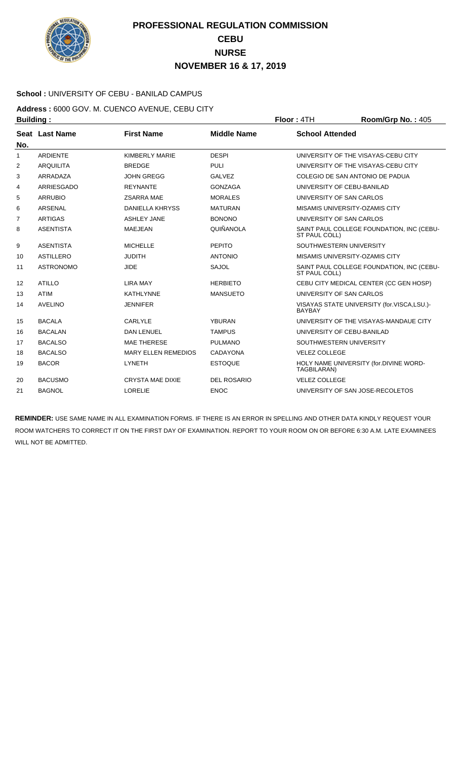# PROFESSIONAL REGULATION COMMISSION
## CEBU
## NURSE
## NOVEMBER 16 & 17, 2019

**School :** UNIVERSITY OF CEBU - BANILAD CAMPUS

**Address :** 6000 GOV. M. CUENCO AVENUE, CEBU CITY

**Building :** **Floor :** 4TH **Room/Grp No. :** 405

| Seat No. | Last Name | First Name | Middle Name | School Attended |
|---|---|---|---|---|
| 1 | ARDIENTE | KIMBERLY MARIE | DESPI | UNIVERSITY OF THE VISAYAS-CEBU CITY |
| 2 | ARQUILITA | BREDGE | PULI | UNIVERSITY OF THE VISAYAS-CEBU CITY |
| 3 | ARRADAZA | JOHN GREGG | GALVEZ | COLEGIO DE SAN ANTONIO DE PADUA |
| 4 | ARRIESGADO | REYNANTE | GONZAGA | UNIVERSITY OF CEBU-BANILAD |
| 5 | ARRUBIO | ZSARRA MAE | MORALES | UNIVERSITY OF SAN CARLOS |
| 6 | ARSENAL | DANIELLA KHRYSS | MATURAN | MISAMIS UNIVERSITY-OZAMIS CITY |
| 7 | ARTIGAS | ASHLEY JANE | BONONO | UNIVERSITY OF SAN CARLOS |
| 8 | ASENTISTA | MAEJEAN | QUIÑANOLA | SAINT PAUL COLLEGE FOUNDATION, INC (CEBU-ST PAUL COLL) |
| 9 | ASENTISTA | MICHELLE | PEPITO | SOUTHWESTERN UNIVERSITY |
| 10 | ASTILLERO | JUDITH | ANTONIO | MISAMIS UNIVERSITY-OZAMIS CITY |
| 11 | ASTRONOMO | JIDE | SAJOL | SAINT PAUL COLLEGE FOUNDATION, INC (CEBU-ST PAUL COLL) |
| 12 | ATILLO | LIRA MAY | HERBIETO | CEBU CITY MEDICAL CENTER (CC GEN HOSP) |
| 13 | ATIM | KATHLYNNE | MANSUETO | UNIVERSITY OF SAN CARLOS |
| 14 | AVELINO | JENNIFER | | VISAYAS STATE UNIVERSITY (for.VISCA,LSU.)-BAYBAY |
| 15 | BACALA | CARLYLE | YBURAN | UNIVERSITY OF THE VISAYAS-MANDAUE CITY |
| 16 | BACALAN | DAN LENUEL | TAMPUS | UNIVERSITY OF CEBU-BANILAD |
| 17 | BACALSO | MAE THERESE | PULMANO | SOUTHWESTERN UNIVERSITY |
| 18 | BACALSO | MARY ELLEN REMEDIOS | CADAYONA | VELEZ COLLEGE |
| 19 | BACOR | LYNETH | ESTOQUE | HOLY NAME UNIVERSITY (for.DIVINE WORD-TAGBILARAN) |
| 20 | BACUSMO | CRYSTA MAE DIXIE | DEL ROSARIO | VELEZ COLLEGE |
| 21 | BAGNOL | LORELIE | ENOC | UNIVERSITY OF SAN JOSE-RECOLETOS |

**REMINDER:** USE SAME NAME IN ALL EXAMINATION FORMS. IF THERE IS AN ERROR IN SPELLING AND OTHER DATA KINDLY REQUEST YOUR ROOM WATCHERS TO CORRECT IT ON THE FIRST DAY OF EXAMINATION. REPORT TO YOUR ROOM ON OR BEFORE 6:30 A.M. LATE EXAMINEES WILL NOT BE ADMITTED.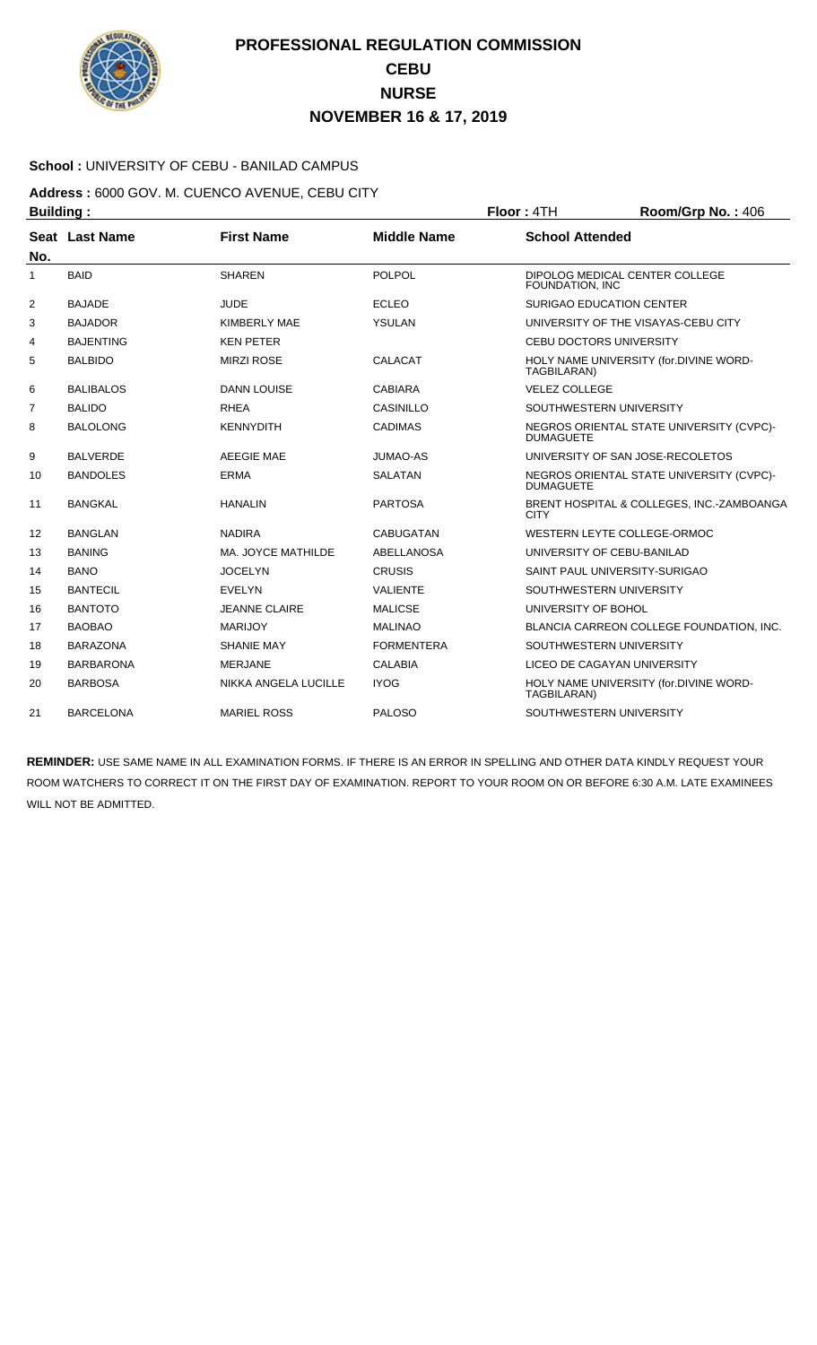# PROFESSIONAL REGULATION COMMISSION
## CEBU
## NURSE
## NOVEMBER 16 & 17, 2019

**School :** UNIVERSITY OF CEBU - BANILAD CAMPUS

**Address :** 6000 GOV. M. CUENCO AVENUE, CEBU CITY

**Building :** **Floor :** 4TH **Room/Grp No. :** 406

| Seat No. | Last Name | First Name | Middle Name | School Attended |
|---|---|---|---|---|
| 1 | BAID | SHAREN | POLPOL | DIPOLOG MEDICAL CENTER COLLEGE FOUNDATION, INC |
| 2 | BAJADE | JUDE | ECLEO | SURIGAO EDUCATION CENTER |
| 3 | BAJADOR | KIMBERLY MAE | YSULAN | UNIVERSITY OF THE VISAYAS-CEBU CITY |
| 4 | BAJENTING | KEN PETER | | CEBU DOCTORS UNIVERSITY |
| 5 | BALBIDO | MIRZI ROSE | CALACAT | HOLY NAME UNIVERSITY (for.DIVINE WORD-TAGBILARAN) |
| 6 | BALIBALOS | DANN LOUISE | CABIARA | VELEZ COLLEGE |
| 7 | BALIDO | RHEA | CASINILLO | SOUTHWESTERN UNIVERSITY |
| 8 | BALOLONG | KENNYDITH | CADIMAS | NEGROS ORIENTAL STATE UNIVERSITY (CVPC)-DUMAGUETE |
| 9 | BALVERDE | AEEGIE MAE | JUMAO-AS | UNIVERSITY OF SAN JOSE-RECOLETOS |
| 10 | BANDOLES | ERMA | SALATAN | NEGROS ORIENTAL STATE UNIVERSITY (CVPC)-DUMAGUETE |
| 11 | BANGKAL | HANALIN | PARTOSA | BRENT HOSPITAL & COLLEGES, INC.-ZAMBOANGA CITY |
| 12 | BANGLAN | NADIRA | CABUGATAN | WESTERN LEYTE COLLEGE-ORMOC |
| 13 | BANING | MA. JOYCE MATHILDE | ABELLANOSA | UNIVERSITY OF CEBU-BANILAD |
| 14 | BANO | JOCELYN | CRUSIS | SAINT PAUL UNIVERSITY-SURIGAO |
| 15 | BANTECIL | EVELYN | VALIENTE | SOUTHWESTERN UNIVERSITY |
| 16 | BANTOTO | JEANNE CLAIRE | MALICSE | UNIVERSITY OF BOHOL |
| 17 | BAOBAO | MARIJOY | MALINAO | BLANCIA CARREON COLLEGE FOUNDATION, INC. |
| 18 | BARAZONA | SHANIE MAY | FORMENTERA | SOUTHWESTERN UNIVERSITY |
| 19 | BARBARONA | MERJANE | CALABIA | LICEO DE CAGAYAN UNIVERSITY |
| 20 | BARBOSA | NIKKA ANGELA LUCILLE | IYOG | HOLY NAME UNIVERSITY (for.DIVINE WORD-TAGBILARAN) |
| 21 | BARCELONA | MARIEL ROSS | PALOSO | SOUTHWESTERN UNIVERSITY |

**REMINDER:** USE SAME NAME IN ALL EXAMINATION FORMS. IF THERE IS AN ERROR IN SPELLING AND OTHER DATA KINDLY REQUEST YOUR ROOM WATCHERS TO CORRECT IT ON THE FIRST DAY OF EXAMINATION. REPORT TO YOUR ROOM ON OR BEFORE 6:30 A.M. LATE EXAMINEES WILL NOT BE ADMITTED.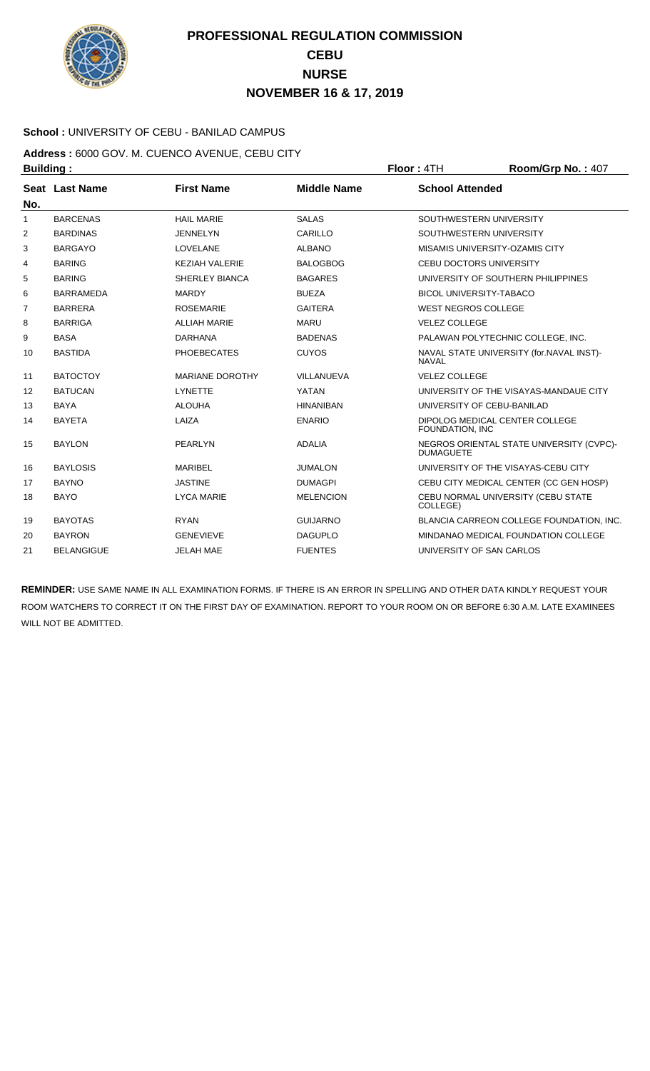# PROFESSIONAL REGULATION COMMISSION
## CEBU
## NURSE
## NOVEMBER 16 & 17, 2019

**School :** UNIVERSITY OF CEBU - BANILAD CAMPUS

**Address :** 6000 GOV. M. CUENCO AVENUE, CEBU CITY

**Building :** **Floor :** 4TH **Room/Grp No. :** 407

| Seat No. | Last Name | First Name | Middle Name | School Attended |
|---|---|---|---|---|
| 1 | BARCENAS | HAIL MARIE | SALAS | SOUTHWESTERN UNIVERSITY |
| 2 | BARDINAS | JENNELYN | CARILLO | SOUTHWESTERN UNIVERSITY |
| 3 | BARGAYO | LOVELANE | ALBANO | MISAMIS UNIVERSITY-OZAMIS CITY |
| 4 | BARING | KEZIAH VALERIE | BALOGBOG | CEBU DOCTORS UNIVERSITY |
| 5 | BARING | SHERLEY BIANCA | BAGARES | UNIVERSITY OF SOUTHERN PHILIPPINES |
| 6 | BARRAMEDA | MARDY | BUEZA | BICOL UNIVERSITY-TABACO |
| 7 | BARRERA | ROSEMARIE | GAITERA | WEST NEGROS COLLEGE |
| 8 | BARRIGA | ALLIAH MARIE | MARU | VELEZ COLLEGE |
| 9 | BASA | DARHANA | BADENAS | PALAWAN POLYTECHNIC COLLEGE, INC. |
| 10 | BASTIDA | PHOEBECATES | CUYOS | NAVAL STATE UNIVERSITY (for.NAVAL INST)-NAVAL |
| 11 | BATOCTOY | MARIANE DOROTHY | VILLANUEVA | VELEZ COLLEGE |
| 12 | BATUCAN | LYNETTE | YATAN | UNIVERSITY OF THE VISAYAS-MANDAUE CITY |
| 13 | BAYA | ALOUHA | HINANIBAN | UNIVERSITY OF CEBU-BANILAD |
| 14 | BAYETA | LAIZA | ENARIO | DIPOLOG MEDICAL CENTER COLLEGE FOUNDATION, INC |
| 15 | BAYLON | PEARLYN | ADALIA | NEGROS ORIENTAL STATE UNIVERSITY (CVPC)-DUMAGUETE |
| 16 | BAYLOSIS | MARIBEL | JUMALON | UNIVERSITY OF THE VISAYAS-CEBU CITY |
| 17 | BAYNO | JASTINE | DUMAGPI | CEBU CITY MEDICAL CENTER (CC GEN HOSP) |
| 18 | BAYO | LYCA MARIE | MELENCION | CEBU NORMAL UNIVERSITY (CEBU STATE COLLEGE) |
| 19 | BAYOTAS | RYAN | GUIJARNO | BLANCIA CARREON COLLEGE FOUNDATION, INC. |
| 20 | BAYRON | GENEVIEVE | DAGUPLO | MINDANAO MEDICAL FOUNDATION COLLEGE |
| 21 | BELANGIGUE | JELAH MAE | FUENTES | UNIVERSITY OF SAN CARLOS |

**REMINDER:** USE SAME NAME IN ALL EXAMINATION FORMS. IF THERE IS AN ERROR IN SPELLING AND OTHER DATA KINDLY REQUEST YOUR ROOM WATCHERS TO CORRECT IT ON THE FIRST DAY OF EXAMINATION. REPORT TO YOUR ROOM ON OR BEFORE 6:30 A.M. LATE EXAMINEES WILL NOT BE ADMITTED.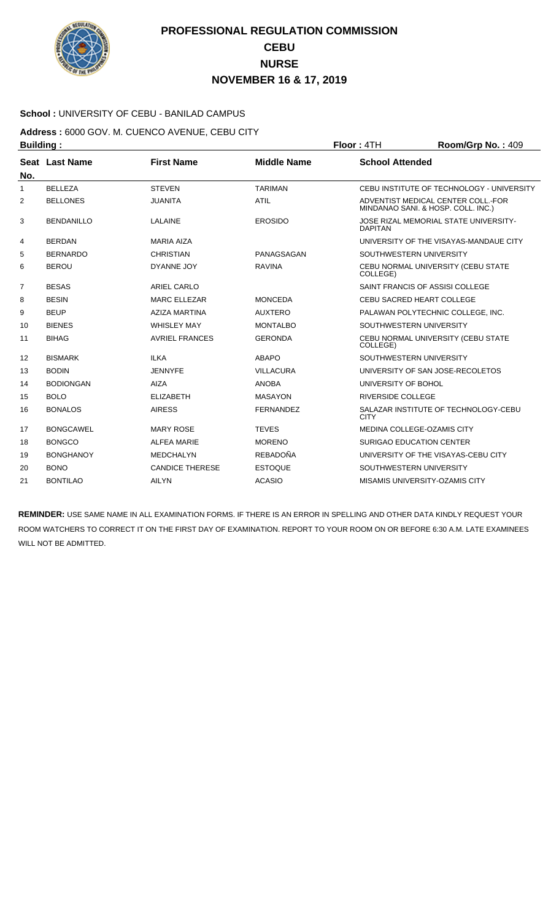# PROFESSIONAL REGULATION COMMISSION
## CEBU
## NURSE
## NOVEMBER 16 & 17, 2019

**School :** UNIVERSITY OF CEBU - BANILAD CAMPUS

**Address :** 6000 GOV. M. CUENCO AVENUE, CEBU CITY

**Building :** **Floor :** 4TH **Room/Grp No. :** 409

| Seat No. | Last Name | First Name | Middle Name | School Attended |
|---|---|---|---|---|
| 1 | BELLEZA | STEVEN | TARIMAN | CEBU INSTITUTE OF TECHNOLOGY - UNIVERSITY |
| 2 | BELLONES | JUANITA | ATIL | ADVENTIST MEDICAL CENTER COLL.-FOR MINDANAO SANI. & HOSP. COLL. INC.) |
| 3 | BENDANILLO | LALAINE | EROSIDO | JOSE RIZAL MEMORIAL STATE UNIVERSITY-DAPITAN |
| 4 | BERDAN | MARIA AIZA | | UNIVERSITY OF THE VISAYAS-MANDAUE CITY |
| 5 | BERNARDO | CHRISTIAN | PANAGSAGAN | SOUTHWESTERN UNIVERSITY |
| 6 | BEROU | DYANNE JOY | RAVINA | CEBU NORMAL UNIVERSITY (CEBU STATE COLLEGE) |
| 7 | BESAS | ARIEL CARLO | | SAINT FRANCIS OF ASSISI COLLEGE |
| 8 | BESIN | MARC ELLEZAR | MONCEDA | CEBU SACRED HEART COLLEGE |
| 9 | BEUP | AZIZA MARTINA | AUXTERO | PALAWAN POLYTECHNIC COLLEGE, INC. |
| 10 | BIENES | WHISLEY MAY | MONTALBO | SOUTHWESTERN UNIVERSITY |
| 11 | BIHAG | AVRIEL FRANCES | GERONDA | CEBU NORMAL UNIVERSITY (CEBU STATE COLLEGE) |
| 12 | BISMARK | ILKA | ABAPO | SOUTHWESTERN UNIVERSITY |
| 13 | BODIN | JENNYFE | VILLACURA | UNIVERSITY OF SAN JOSE-RECOLETOS |
| 14 | BODIONGAN | AIZA | ANOBA | UNIVERSITY OF BOHOL |
| 15 | BOLO | ELIZABETH | MASAYON | RIVERSIDE COLLEGE |
| 16 | BONALOS | AIRESS | FERNANDEZ | SALAZAR INSTITUTE OF TECHNOLOGY-CEBU CITY |
| 17 | BONGCAWEL | MARY ROSE | TEVES | MEDINA COLLEGE-OZAMIS CITY |
| 18 | BONGCO | ALFEA MARIE | MORENO | SURIGAO EDUCATION CENTER |
| 19 | BONGHANOY | MEDCHALYN | REBADOÑA | UNIVERSITY OF THE VISAYAS-CEBU CITY |
| 20 | BONO | CANDICE THERESE | ESTOQUE | SOUTHWESTERN UNIVERSITY |
| 21 | BONTILAO | AILYN | ACASIO | MISAMIS UNIVERSITY-OZAMIS CITY |

**REMINDER:** USE SAME NAME IN ALL EXAMINATION FORMS. IF THERE IS AN ERROR IN SPELLING AND OTHER DATA KINDLY REQUEST YOUR ROOM WATCHERS TO CORRECT IT ON THE FIRST DAY OF EXAMINATION. REPORT TO YOUR ROOM ON OR BEFORE 6:30 A.M. LATE EXAMINEES WILL NOT BE ADMITTED.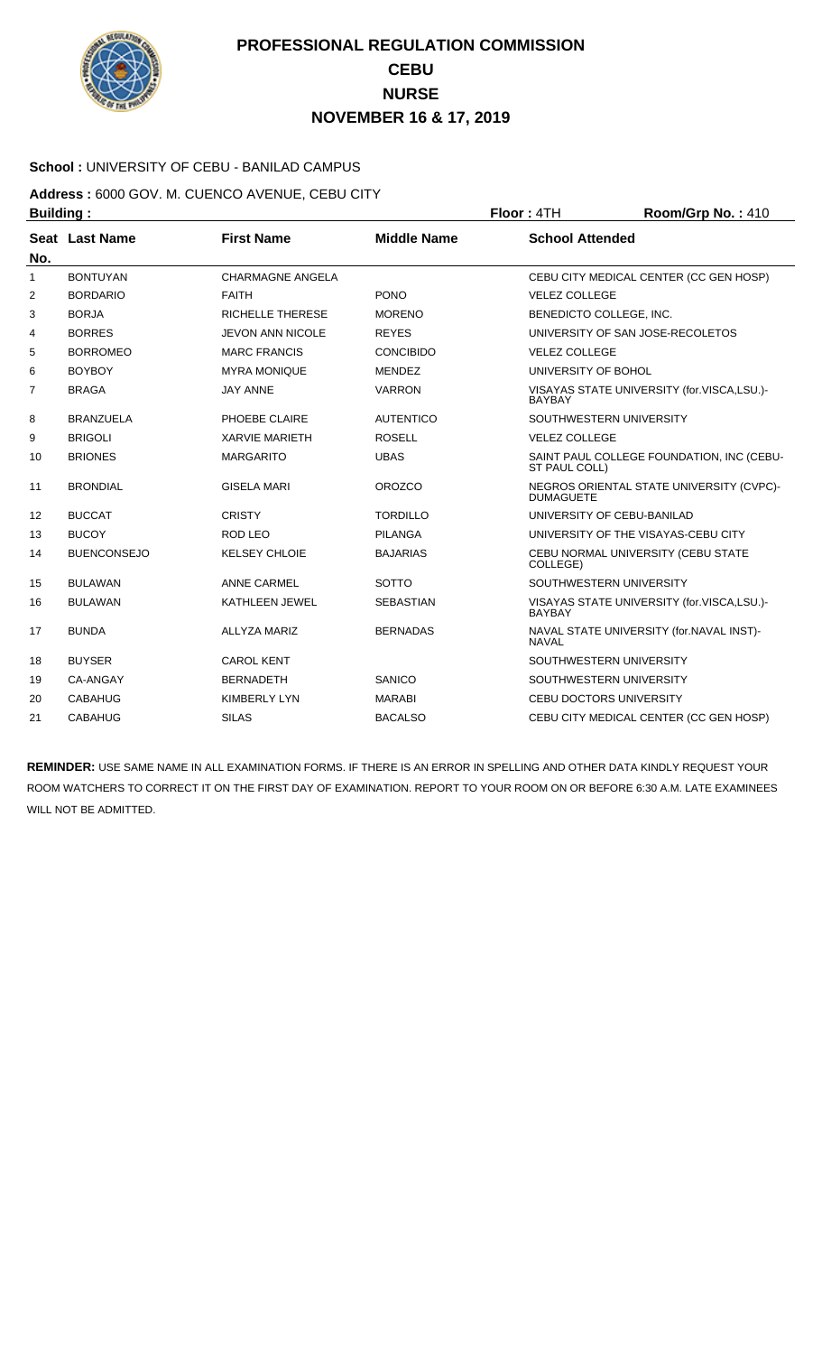# PROFESSIONAL REGULATION COMMISSION
## CEBU
## NURSE
## NOVEMBER 16 & 17, 2019

**School :** UNIVERSITY OF CEBU - BANILAD CAMPUS

**Address :** 6000 GOV. M. CUENCO AVENUE, CEBU CITY

**Building :** **Floor :** 4TH **Room/Grp No. :** 410

| Seat No. | Last Name | First Name | Middle Name | School Attended |
|---|---|---|---|---|
| 1 | BONTUYAN | CHARMAGNE ANGELA | | CEBU CITY MEDICAL CENTER (CC GEN HOSP) |
| 2 | BORDARIO | FAITH | PONO | VELEZ COLLEGE |
| 3 | BORJA | RICHELLE THERESE | MORENO | BENEDICTO COLLEGE, INC. |
| 4 | BORRES | JEVON ANN NICOLE | REYES | UNIVERSITY OF SAN JOSE-RECOLETOS |
| 5 | BORROMEO | MARC FRANCIS | CONCIBIDO | VELEZ COLLEGE |
| 6 | BOYBOY | MYRA MONIQUE | MENDEZ | UNIVERSITY OF BOHOL |
| 7 | BRAGA | JAY ANNE | VARRON | VISAYAS STATE UNIVERSITY (for.VISCA,LSU.)-BAYBAY |
| 8 | BRANZUELA | PHOEBE CLAIRE | AUTENTICO | SOUTHWESTERN UNIVERSITY |
| 9 | BRIGOLI | XARVIE MARIETH | ROSELL | VELEZ COLLEGE |
| 10 | BRIONES | MARGARITO | UBAS | SAINT PAUL COLLEGE FOUNDATION, INC (CEBU-ST PAUL COLL) |
| 11 | BRONDIAL | GISELA MARI | OROZCO | NEGROS ORIENTAL STATE UNIVERSITY (CVPC)-DUMAGUETE |
| 12 | BUCCAT | CRISTY | TORDILLO | UNIVERSITY OF CEBU-BANILAD |
| 13 | BUCOY | ROD LEO | PILANGA | UNIVERSITY OF THE VISAYAS-CEBU CITY |
| 14 | BUENCONSEJO | KELSEY CHLOIE | BAJARIAS | CEBU NORMAL UNIVERSITY (CEBU STATE COLLEGE) |
| 15 | BULAWAN | ANNE CARMEL | SOTTO | SOUTHWESTERN UNIVERSITY |
| 16 | BULAWAN | KATHLEEN JEWEL | SEBASTIAN | VISAYAS STATE UNIVERSITY (for.VISCA,LSU.)-BAYBAY |
| 17 | BUNDA | ALLYZA MARIZ | BERNADAS | NAVAL STATE UNIVERSITY (for.NAVAL INST)-NAVAL |
| 18 | BUYSER | CAROL KENT | | SOUTHWESTERN UNIVERSITY |
| 19 | CA-ANGAY | BERNADETH | SANICO | SOUTHWESTERN UNIVERSITY |
| 20 | CABAHUG | KIMBERLY LYN | MARABI | CEBU DOCTORS UNIVERSITY |
| 21 | CABAHUG | SILAS | BACALSO | CEBU CITY MEDICAL CENTER (CC GEN HOSP) |

**REMINDER:** USE SAME NAME IN ALL EXAMINATION FORMS. IF THERE IS AN ERROR IN SPELLING AND OTHER DATA KINDLY REQUEST YOUR ROOM WATCHERS TO CORRECT IT ON THE FIRST DAY OF EXAMINATION. REPORT TO YOUR ROOM ON OR BEFORE 6:30 A.M. LATE EXAMINEES WILL NOT BE ADMITTED.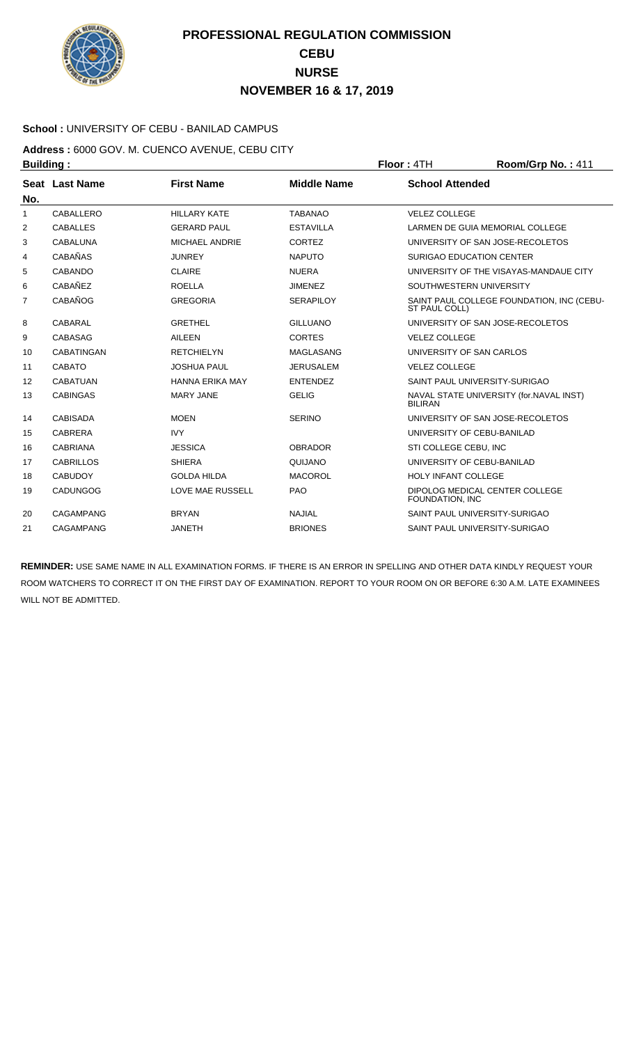# PROFESSIONAL REGULATION COMMISSION
## CEBU
## NURSE
## NOVEMBER 16 & 17, 2019

**School :** UNIVERSITY OF CEBU - BANILAD CAMPUS

**Address :** 6000 GOV. M. CUENCO AVENUE, CEBU CITY

**Building :** **Floor :** 4TH **Room/Grp No. :** 411

| Seat No. | Last Name | First Name | Middle Name | School Attended |
|---|---|---|---|---|
| 1 | CABALLERO | HILLARY KATE | TABANAO | VELEZ COLLEGE |
| 2 | CABALLES | GERARD PAUL | ESTAVILLA | LARMEN DE GUIA MEMORIAL COLLEGE |
| 3 | CABALUNA | MICHAEL ANDRIE | CORTEZ | UNIVERSITY OF SAN JOSE-RECOLETOS |
| 4 | CABAÑAS | JUNREY | NAPUTO | SURIGAO EDUCATION CENTER |
| 5 | CABANDO | CLAIRE | NUERA | UNIVERSITY OF THE VISAYAS-MANDAUE CITY |
| 6 | CABAÑEZ | ROELLA | JIMENEZ | SOUTHWESTERN UNIVERSITY |
| 7 | CABAÑOG | GREGORIA | SERAPILOY | SAINT PAUL COLLEGE FOUNDATION, INC (CEBU-ST PAUL COLL) |
| 8 | CABARAL | GRETHEL | GILLUANO | UNIVERSITY OF SAN JOSE-RECOLETOS |
| 9 | CABASAG | AILEEN | CORTES | VELEZ COLLEGE |
| 10 | CABATINGAN | RETCHIELYN | MAGLASANG | UNIVERSITY OF SAN CARLOS |
| 11 | CABATO | JOSHUA PAUL | JERUSALEM | VELEZ COLLEGE |
| 12 | CABATUAN | HANNA ERIKA MAY | ENTENDEZ | SAINT PAUL UNIVERSITY-SURIGAO |
| 13 | CABINGAS | MARY JANE | GELIG | NAVAL STATE UNIVERSITY (for.NAVAL INST) BILIRAN |
| 14 | CABISADA | MOEN | SERINO | UNIVERSITY OF SAN JOSE-RECOLETOS |
| 15 | CABRERA | IVY | | UNIVERSITY OF CEBU-BANILAD |
| 16 | CABRIANA | JESSICA | OBRADOR | STI COLLEGE CEBU, INC |
| 17 | CABRILLOS | SHIERA | QUIJANO | UNIVERSITY OF CEBU-BANILAD |
| 18 | CABUDOY | GOLDA HILDA | MACOROL | HOLY INFANT COLLEGE |
| 19 | CADUNGOG | LOVE MAE RUSSELL | PAO | DIPOLOG MEDICAL CENTER COLLEGE FOUNDATION, INC |
| 20 | CAGAMPANG | BRYAN | NAJIAL | SAINT PAUL UNIVERSITY-SURIGAO |
| 21 | CAGAMPANG | JANETH | BRIONES | SAINT PAUL UNIVERSITY-SURIGAO |

**REMINDER:** USE SAME NAME IN ALL EXAMINATION FORMS. IF THERE IS AN ERROR IN SPELLING AND OTHER DATA KINDLY REQUEST YOUR ROOM WATCHERS TO CORRECT IT ON THE FIRST DAY OF EXAMINATION. REPORT TO YOUR ROOM ON OR BEFORE 6:30 A.M. LATE EXAMINEES WILL NOT BE ADMITTED.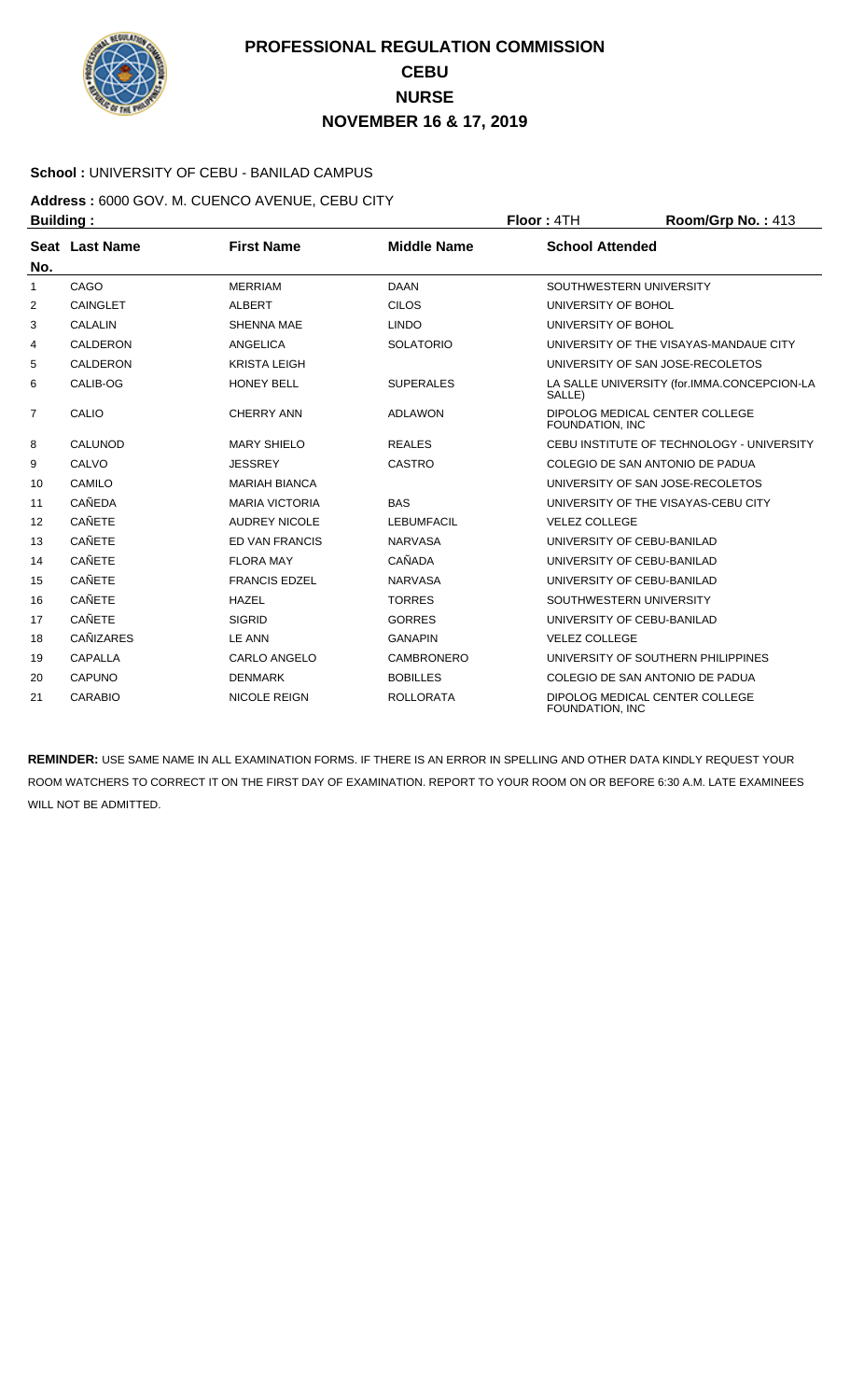# PROFESSIONAL REGULATION COMMISSION
## CEBU
## NURSE
## NOVEMBER 16 & 17, 2019

**School :** UNIVERSITY OF CEBU - BANILAD CAMPUS

**Address :** 6000 GOV. M. CUENCO AVENUE, CEBU CITY

**Building :** **Floor :** 4TH **Room/Grp No. :** 413

| Seat No. | Last Name | First Name | Middle Name | School Attended |
|---|---|---|---|---|
| 1 | CAGO | MERRIAM | DAAN | SOUTHWESTERN UNIVERSITY |
| 2 | CAINGLET | ALBERT | CILOS | UNIVERSITY OF BOHOL |
| 3 | CALALIN | SHENNA MAE | LINDO | UNIVERSITY OF BOHOL |
| 4 | CALDERON | ANGELICA | SOLATORIO | UNIVERSITY OF THE VISAYAS-MANDAUE CITY |
| 5 | CALDERON | KRISTA LEIGH | | UNIVERSITY OF SAN JOSE-RECOLETOS |
| 6 | CALIB-OG | HONEY BELL | SUPERALES | LA SALLE UNIVERSITY (for.IMMA.CONCEPCION-LA SALLE) |
| 7 | CALIO | CHERRY ANN | ADLAWON | DIPOLOG MEDICAL CENTER COLLEGE FOUNDATION, INC |
| 8 | CALUNOD | MARY SHIELO | REALES | CEBU INSTITUTE OF TECHNOLOGY - UNIVERSITY |
| 9 | CALVO | JESSREY | CASTRO | COLEGIO DE SAN ANTONIO DE PADUA |
| 10 | CAMILO | MARIAH BIANCA | | UNIVERSITY OF SAN JOSE-RECOLETOS |
| 11 | CAÑEDA | MARIA VICTORIA | BAS | UNIVERSITY OF THE VISAYAS-CEBU CITY |
| 12 | CAÑETE | AUDREY NICOLE | LEBUMFACIL | VELEZ COLLEGE |
| 13 | CAÑETE | ED VAN FRANCIS | NARVASA | UNIVERSITY OF CEBU-BANILAD |
| 14 | CAÑETE | FLORA MAY | CAÑADA | UNIVERSITY OF CEBU-BANILAD |
| 15 | CAÑETE | FRANCIS EDZEL | NARVASA | UNIVERSITY OF CEBU-BANILAD |
| 16 | CAÑETE | HAZEL | TORRES | SOUTHWESTERN UNIVERSITY |
| 17 | CAÑETE | SIGRID | GORRES | UNIVERSITY OF CEBU-BANILAD |
| 18 | CAÑIZARES | LE ANN | GANAPIN | VELEZ COLLEGE |
| 19 | CAPALLA | CARLO ANGELO | CAMBRONERO | UNIVERSITY OF SOUTHERN PHILIPPINES |
| 20 | CAPUNO | DENMARK | BOBILLES | COLEGIO DE SAN ANTONIO DE PADUA |
| 21 | CARABIO | NICOLE REIGN | ROLLORATA | DIPOLOG MEDICAL CENTER COLLEGE FOUNDATION, INC |

**REMINDER:** USE SAME NAME IN ALL EXAMINATION FORMS. IF THERE IS AN ERROR IN SPELLING AND OTHER DATA KINDLY REQUEST YOUR ROOM WATCHERS TO CORRECT IT ON THE FIRST DAY OF EXAMINATION. REPORT TO YOUR ROOM ON OR BEFORE 6:30 A.M. LATE EXAMINEES WILL NOT BE ADMITTED.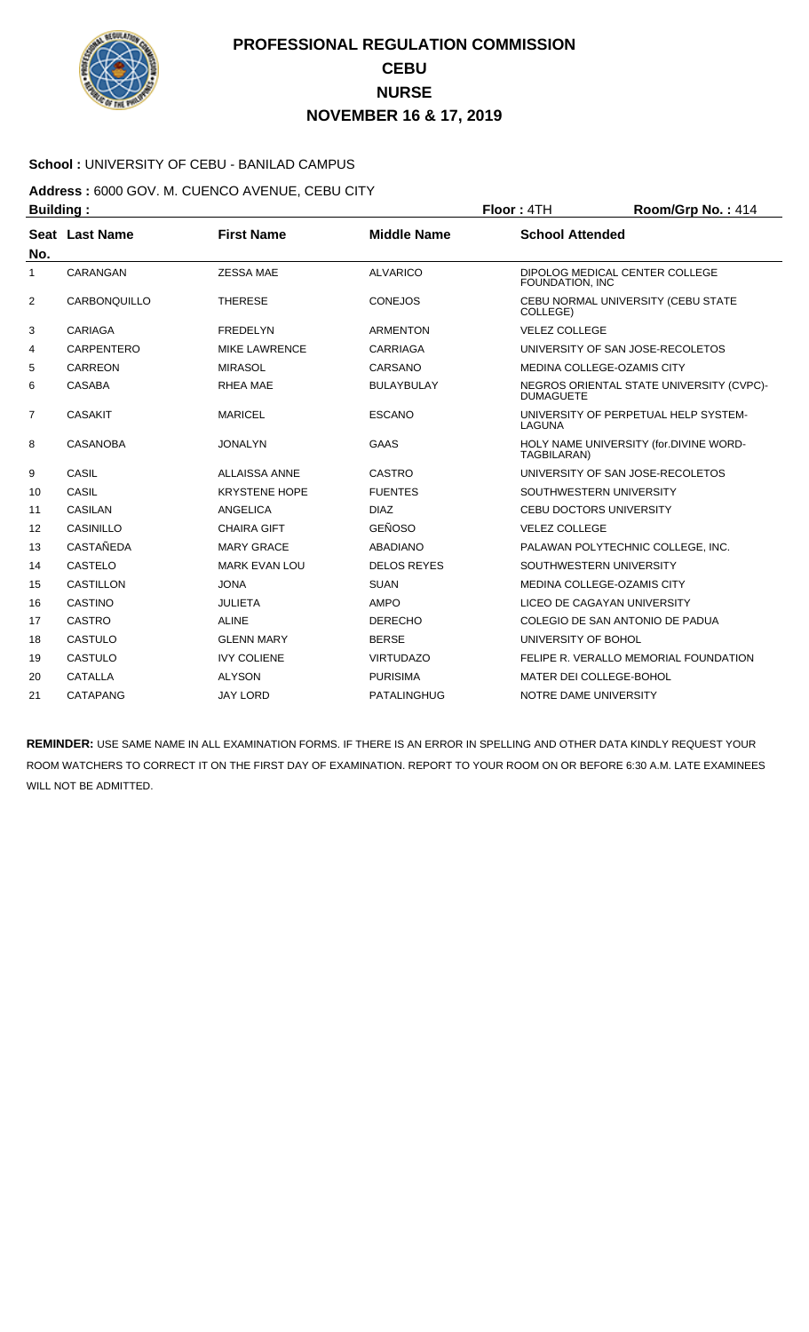# PROFESSIONAL REGULATION COMMISSION
## CEBU
## NURSE
## NOVEMBER 16 & 17, 2019

**School :** UNIVERSITY OF CEBU - BANILAD CAMPUS

**Address :** 6000 GOV. M. CUENCO AVENUE, CEBU CITY

**Building :** **Floor :** 4TH **Room/Grp No. :** 414

| Seat No. | Last Name | First Name | Middle Name | School Attended |
|---|---|---|---|---|
| 1 | CARANGAN | ZESSA MAE | ALVARICO | DIPOLOG MEDICAL CENTER COLLEGE FOUNDATION, INC |
| 2 | CARBONQUILLO | THERESE | CONEJOS | CEBU NORMAL UNIVERSITY (CEBU STATE COLLEGE) |
| 3 | CARIAGA | FREDELYN | ARMENTON | VELEZ COLLEGE |
| 4 | CARPENTERO | MIKE LAWRENCE | CARRIAGA | UNIVERSITY OF SAN JOSE-RECOLETOS |
| 5 | CARREON | MIRASOL | CARSANO | MEDINA COLLEGE-OZAMIS CITY |
| 6 | CASABA | RHEA MAE | BULAYBULAY | NEGROS ORIENTAL STATE UNIVERSITY (CVPC)-DUMAGUETE |
| 7 | CASAKIT | MARICEL | ESCANO | UNIVERSITY OF PERPETUAL HELP SYSTEM-LAGUNA |
| 8 | CASANOBA | JONALYN | GAAS | HOLY NAME UNIVERSITY (for.DIVINE WORD-TAGBILARAN) |
| 9 | CASIL | ALLAISSA ANNE | CASTRO | UNIVERSITY OF SAN JOSE-RECOLETOS |
| 10 | CASIL | KRYSTENE HOPE | FUENTES | SOUTHWESTERN UNIVERSITY |
| 11 | CASILAN | ANGELICA | DIAZ | CEBU DOCTORS UNIVERSITY |
| 12 | CASINILLO | CHAIRA GIFT | GEÑOSO | VELEZ COLLEGE |
| 13 | CASTAÑEDA | MARY GRACE | ABADIANO | PALAWAN POLYTECHNIC COLLEGE, INC. |
| 14 | CASTELO | MARK EVAN LOU | DELOS REYES | SOUTHWESTERN UNIVERSITY |
| 15 | CASTILLON | JONA | SUAN | MEDINA COLLEGE-OZAMIS CITY |
| 16 | CASTINO | JULIETA | AMPO | LICEO DE CAGAYAN UNIVERSITY |
| 17 | CASTRO | ALINE | DERECHO | COLEGIO DE SAN ANTONIO DE PADUA |
| 18 | CASTULO | GLENN MARY | BERSE | UNIVERSITY OF BOHOL |
| 19 | CASTULO | IVY COLIENE | VIRTUDAZO | FELIPE R. VERALLO MEMORIAL FOUNDATION |
| 20 | CATALLA | ALYSON | PURISIMA | MATER DEI COLLEGE-BOHOL |
| 21 | CATAPANG | JAY LORD | PATALINGHUG | NOTRE DAME UNIVERSITY |

**REMINDER:** USE SAME NAME IN ALL EXAMINATION FORMS. IF THERE IS AN ERROR IN SPELLING AND OTHER DATA KINDLY REQUEST YOUR ROOM WATCHERS TO CORRECT IT ON THE FIRST DAY OF EXAMINATION. REPORT TO YOUR ROOM ON OR BEFORE 6:30 A.M. LATE EXAMINEES WILL NOT BE ADMITTED.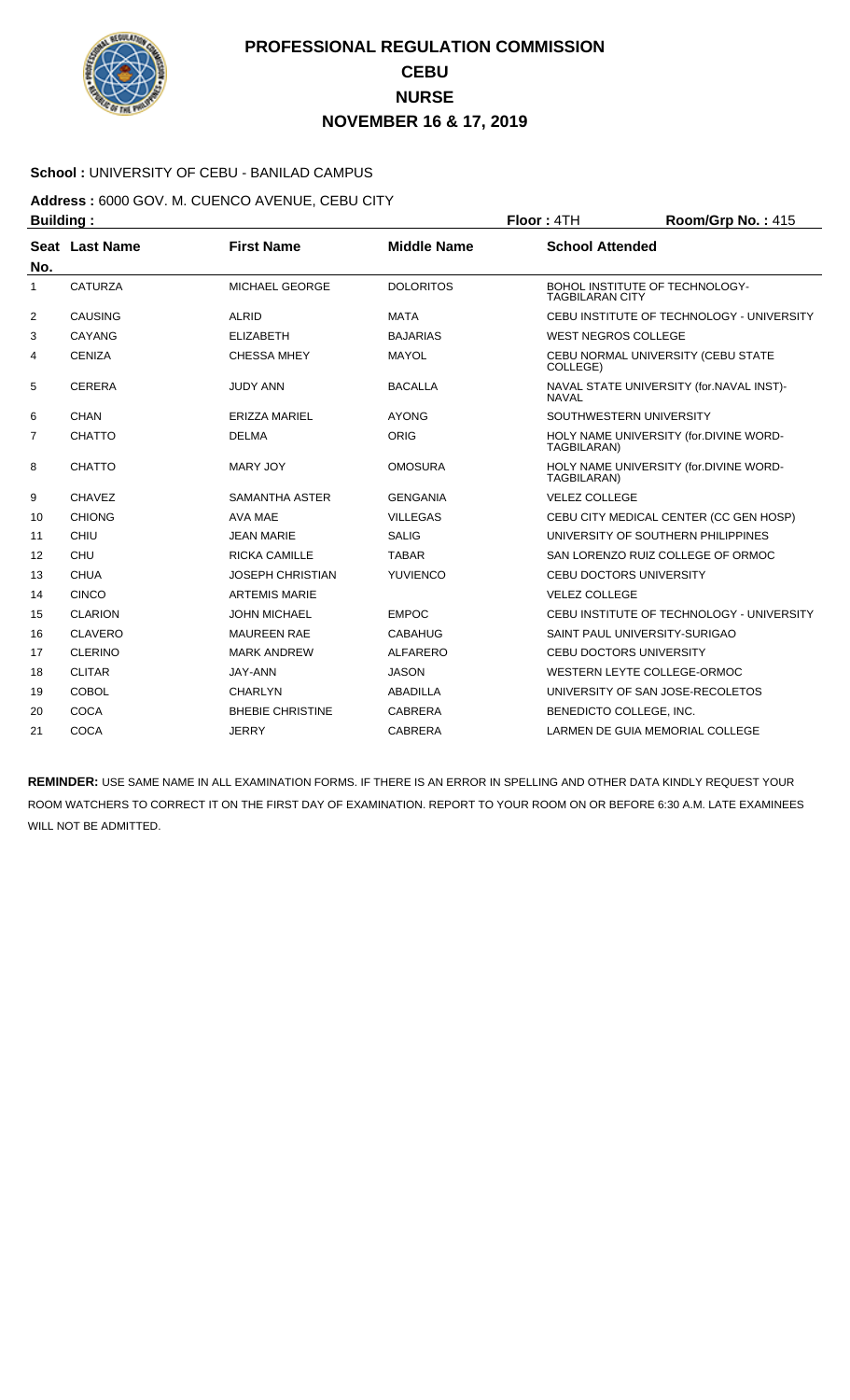# PROFESSIONAL REGULATION COMMISSION
## CEBU
## NURSE
## NOVEMBER 16 & 17, 2019

**School :** UNIVERSITY OF CEBU - BANILAD CAMPUS

**Address :** 6000 GOV. M. CUENCO AVENUE, CEBU CITY

**Building :** **Floor :** 4TH **Room/Grp No. :** 415

| Seat No. | Last Name | First Name | Middle Name | School Attended |
|---|---|---|---|---|
| 1 | CATURZA | MICHAEL GEORGE | DOLORITOS | BOHOL INSTITUTE OF TECHNOLOGY-TAGBILARAN CITY |
| 2 | CAUSING | ALRID | MATA | CEBU INSTITUTE OF TECHNOLOGY - UNIVERSITY |
| 3 | CAYANG | ELIZABETH | BAJARIAS | WEST NEGROS COLLEGE |
| 4 | CENIZA | CHESSA MHEY | MAYOL | CEBU NORMAL UNIVERSITY (CEBU STATE COLLEGE) |
| 5 | CERERA | JUDY ANN | BACALLA | NAVAL STATE UNIVERSITY (for.NAVAL INST)-NAVAL |
| 6 | CHAN | ERIZZA MARIEL | AYONG | SOUTHWESTERN UNIVERSITY |
| 7 | CHATTO | DELMA | ORIG | HOLY NAME UNIVERSITY (for.DIVINE WORD-TAGBILARAN) |
| 8 | CHATTO | MARY JOY | OMOSURA | HOLY NAME UNIVERSITY (for.DIVINE WORD-TAGBILARAN) |
| 9 | CHAVEZ | SAMANTHA ASTER | GENGANIA | VELEZ COLLEGE |
| 10 | CHIONG | AVA MAE | VILLEGAS | CEBU CITY MEDICAL CENTER (CC GEN HOSP) |
| 11 | CHIU | JEAN MARIE | SALIG | UNIVERSITY OF SOUTHERN PHILIPPINES |
| 12 | CHU | RICKA CAMILLE | TABAR | SAN LORENZO RUIZ COLLEGE OF ORMOC |
| 13 | CHUA | JOSEPH CHRISTIAN | YUVIENCO | CEBU DOCTORS UNIVERSITY |
| 14 | CINCO | ARTEMIS MARIE | | VELEZ COLLEGE |
| 15 | CLARION | JOHN MICHAEL | EMPOC | CEBU INSTITUTE OF TECHNOLOGY - UNIVERSITY |
| 16 | CLAVERO | MAUREEN RAE | CABAHUG | SAINT PAUL UNIVERSITY-SURIGAO |
| 17 | CLERINO | MARK ANDREW | ALFARERO | CEBU DOCTORS UNIVERSITY |
| 18 | CLITAR | JAY-ANN | JASON | WESTERN LEYTE COLLEGE-ORMOC |
| 19 | COBOL | CHARLYN | ABADILLA | UNIVERSITY OF SAN JOSE-RECOLETOS |
| 20 | COCA | BHEBIE CHRISTINE | CABRERA | BENEDICTO COLLEGE, INC. |
| 21 | COCA | JERRY | CABRERA | LARMEN DE GUIA MEMORIAL COLLEGE |

**REMINDER:** USE SAME NAME IN ALL EXAMINATION FORMS. IF THERE IS AN ERROR IN SPELLING AND OTHER DATA KINDLY REQUEST YOUR ROOM WATCHERS TO CORRECT IT ON THE FIRST DAY OF EXAMINATION. REPORT TO YOUR ROOM ON OR BEFORE 6:30 A.M. LATE EXAMINEES WILL NOT BE ADMITTED.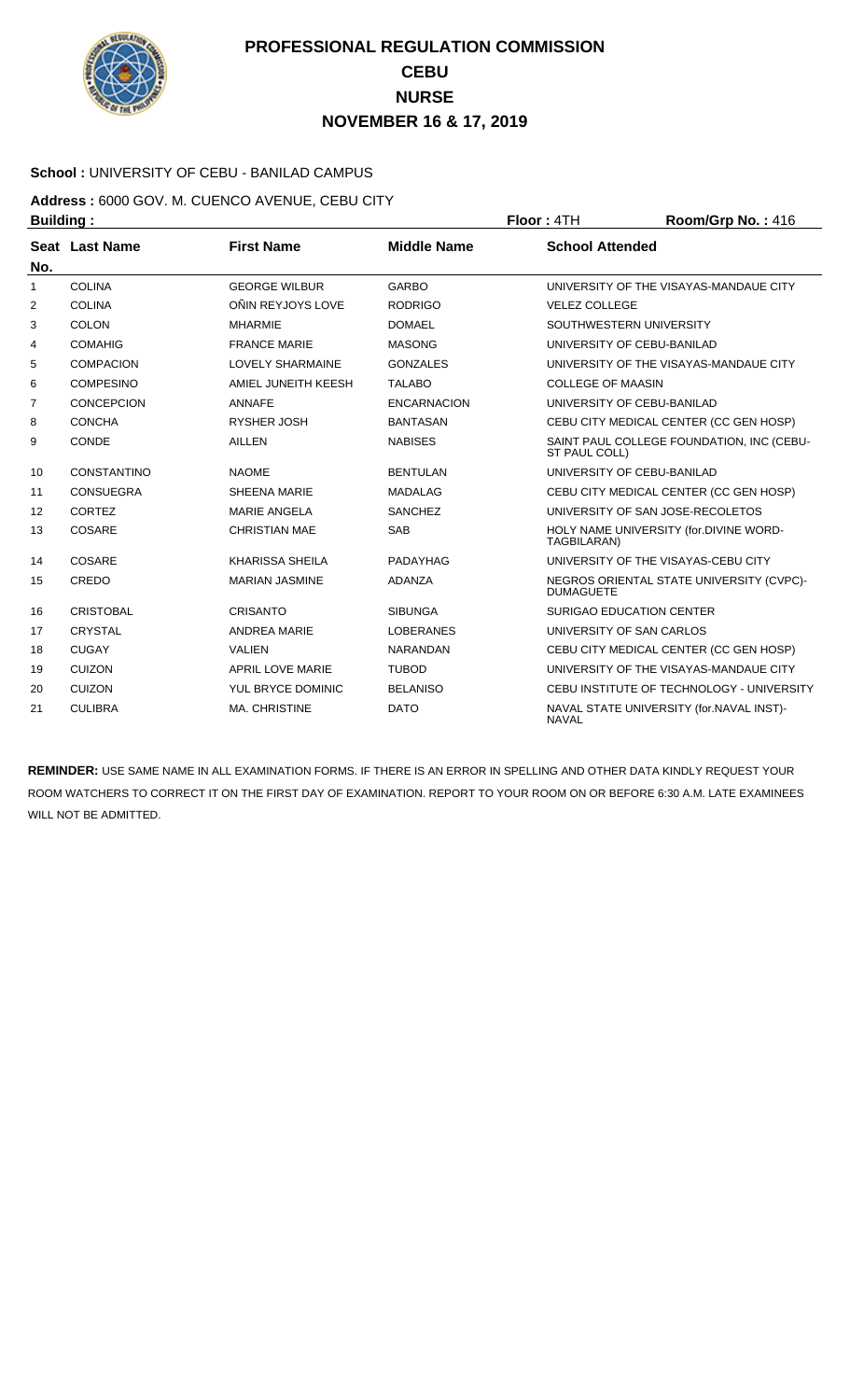# PROFESSIONAL REGULATION COMMISSION
## CEBU
## NURSE
## NOVEMBER 16 & 17, 2019

**School :** UNIVERSITY OF CEBU - BANILAD CAMPUS

**Address :** 6000 GOV. M. CUENCO AVENUE, CEBU CITY

**Building :** **Floor :** 4TH **Room/Grp No. :** 416

| Seat No. | Last Name | First Name | Middle Name | School Attended |
|---|---|---|---|---|
| 1 | COLINA | GEORGE WILBUR | GARBO | UNIVERSITY OF THE VISAYAS-MANDAUE CITY |
| 2 | COLINA | OÑIN REYJOYS LOVE | RODRIGO | VELEZ COLLEGE |
| 3 | COLON | MHARMIE | DOMAEL | SOUTHWESTERN UNIVERSITY |
| 4 | COMAHIG | FRANCE MARIE | MASONG | UNIVERSITY OF CEBU-BANILAD |
| 5 | COMPACION | LOVELY SHARMAINE | GONZALES | UNIVERSITY OF THE VISAYAS-MANDAUE CITY |
| 6 | COMPESINO | AMIEL JUNEITH KEESH | TALABO | COLLEGE OF MAASIN |
| 7 | CONCEPCION | ANNAFE | ENCARNACION | UNIVERSITY OF CEBU-BANILAD |
| 8 | CONCHA | RYSHER JOSH | BANTASAN | CEBU CITY MEDICAL CENTER (CC GEN HOSP) |
| 9 | CONDE | AILLEN | NABISES | SAINT PAUL COLLEGE FOUNDATION, INC (CEBU-ST PAUL COLL) |
| 10 | CONSTANTINO | NAOME | BENTULAN | UNIVERSITY OF CEBU-BANILAD |
| 11 | CONSUEGRA | SHEENA MARIE | MADALAG | CEBU CITY MEDICAL CENTER (CC GEN HOSP) |
| 12 | CORTEZ | MARIE ANGELA | SANCHEZ | UNIVERSITY OF SAN JOSE-RECOLETOS |
| 13 | COSARE | CHRISTIAN MAE | SAB | HOLY NAME UNIVERSITY (for.DIVINE WORD-TAGBILARAN) |
| 14 | COSARE | KHARISSA SHEILA | PADAYHAG | UNIVERSITY OF THE VISAYAS-CEBU CITY |
| 15 | CREDO | MARIAN JASMINE | ADANZA | NEGROS ORIENTAL STATE UNIVERSITY (CVPC)-DUMAGUETE |
| 16 | CRISTOBAL | CRISANTO | SIBUNGA | SURIGAO EDUCATION CENTER |
| 17 | CRYSTAL | ANDREA MARIE | LOBERANES | UNIVERSITY OF SAN CARLOS |
| 18 | CUGAY | VALIEN | NARANDAN | CEBU CITY MEDICAL CENTER (CC GEN HOSP) |
| 19 | CUIZON | APRIL LOVE MARIE | TUBOD | UNIVERSITY OF THE VISAYAS-MANDAUE CITY |
| 20 | CUIZON | YUL BRYCE DOMINIC | BELANISO | CEBU INSTITUTE OF TECHNOLOGY - UNIVERSITY |
| 21 | CULIBRA | MA. CHRISTINE | DATO | NAVAL STATE UNIVERSITY (for.NAVAL INST)-NAVAL |

**REMINDER:** USE SAME NAME IN ALL EXAMINATION FORMS. IF THERE IS AN ERROR IN SPELLING AND OTHER DATA KINDLY REQUEST YOUR ROOM WATCHERS TO CORRECT IT ON THE FIRST DAY OF EXAMINATION. REPORT TO YOUR ROOM ON OR BEFORE 6:30 A.M. LATE EXAMINEES WILL NOT BE ADMITTED.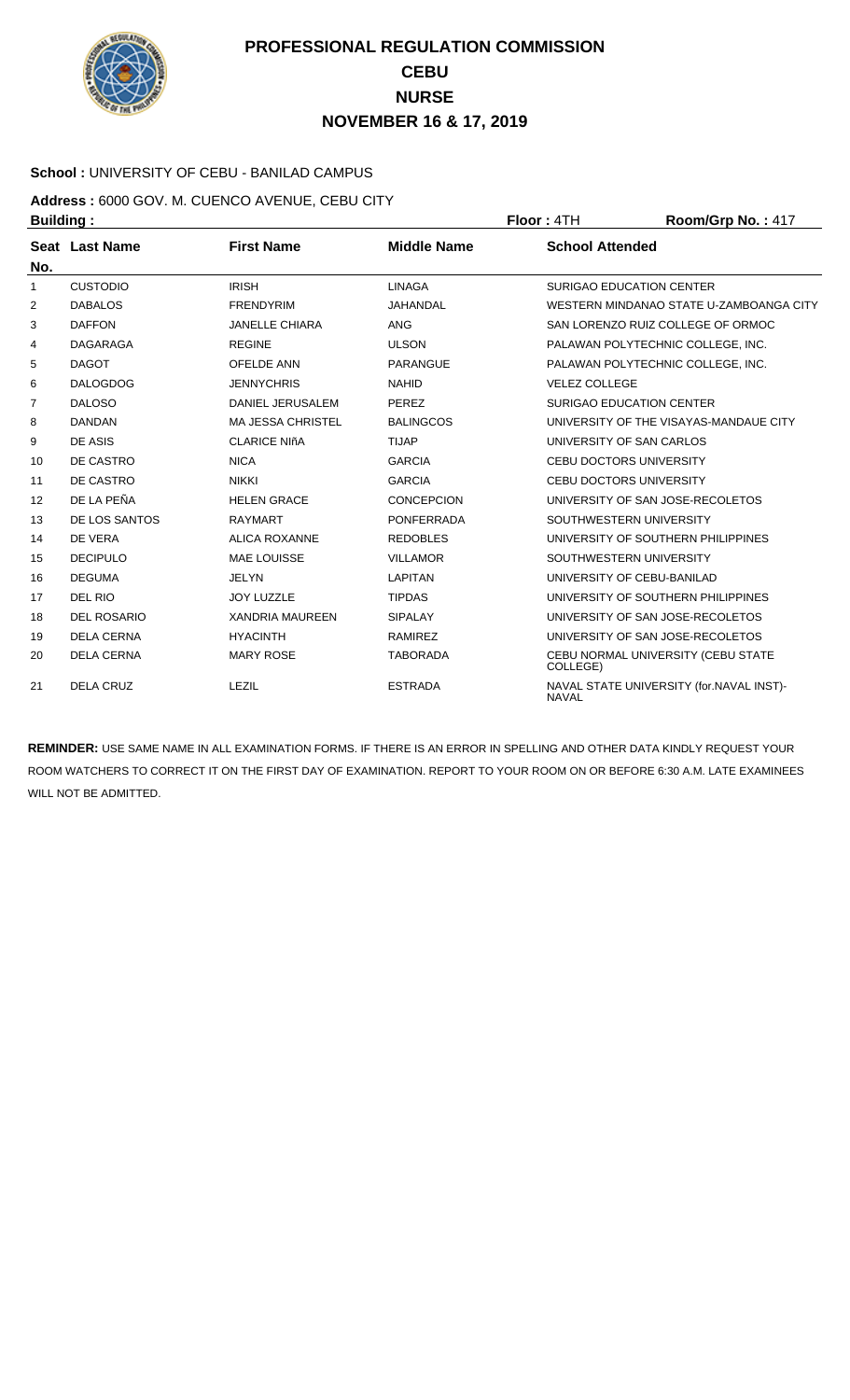# PROFESSIONAL REGULATION COMMISSION
## CEBU
## NURSE
## NOVEMBER 16 & 17, 2019

**School :** UNIVERSITY OF CEBU - BANILAD CAMPUS

**Address :** 6000 GOV. M. CUENCO AVENUE, CEBU CITY

**Building :** **Floor :** 4TH **Room/Grp No. :** 417

| Seat No. | Last Name | First Name | Middle Name | School Attended |
|---|---|---|---|---|
| 1 | CUSTODIO | IRISH | LINAGA | SURIGAO EDUCATION CENTER |
| 2 | DABALOS | FRENDYRIM | JAHANDAL | WESTERN MINDANAO STATE U-ZAMBOANGA CITY |
| 3 | DAFFON | JANELLE CHIARA | ANG | SAN LORENZO RUIZ COLLEGE OF ORMOC |
| 4 | DAGARAGA | REGINE | ULSON | PALAWAN POLYTECHNIC COLLEGE, INC. |
| 5 | DAGOT | OFELDE ANN | PARANGUE | PALAWAN POLYTECHNIC COLLEGE, INC. |
| 6 | DALOGDOG | JENNYCHRIS | NAHID | VELEZ COLLEGE |
| 7 | DALOSO | DANIEL JERUSALEM | PEREZ | SURIGAO EDUCATION CENTER |
| 8 | DANDAN | MA JESSA CHRISTEL | BALINGCOS | UNIVERSITY OF THE VISAYAS-MANDAUE CITY |
| 9 | DE ASIS | CLARICE NIñA | TIJAP | UNIVERSITY OF SAN CARLOS |
| 10 | DE CASTRO | NICA | GARCIA | CEBU DOCTORS UNIVERSITY |
| 11 | DE CASTRO | NIKKI | GARCIA | CEBU DOCTORS UNIVERSITY |
| 12 | DE LA PEÑA | HELEN GRACE | CONCEPCION | UNIVERSITY OF SAN JOSE-RECOLETOS |
| 13 | DE LOS SANTOS | RAYMART | PONFERRADA | SOUTHWESTERN UNIVERSITY |
| 14 | DE VERA | ALICA ROXANNE | REDOBLES | UNIVERSITY OF SOUTHERN PHILIPPINES |
| 15 | DECIPULO | MAE LOUISSE | VILLAMOR | SOUTHWESTERN UNIVERSITY |
| 16 | DEGUMA | JELYN | LAPITAN | UNIVERSITY OF CEBU-BANILAD |
| 17 | DEL RIO | JOY LUZZLE | TIPDAS | UNIVERSITY OF SOUTHERN PHILIPPINES |
| 18 | DEL ROSARIO | XANDRIA MAUREEN | SIPALAY | UNIVERSITY OF SAN JOSE-RECOLETOS |
| 19 | DELA CERNA | HYACINTH | RAMIREZ | UNIVERSITY OF SAN JOSE-RECOLETOS |
| 20 | DELA CERNA | MARY ROSE | TABORADA | CEBU NORMAL UNIVERSITY (CEBU STATE COLLEGE) |
| 21 | DELA CRUZ | LEZIL | ESTRADA | NAVAL STATE UNIVERSITY (for.NAVAL INST)-NAVAL |

**REMINDER:** USE SAME NAME IN ALL EXAMINATION FORMS. IF THERE IS AN ERROR IN SPELLING AND OTHER DATA KINDLY REQUEST YOUR ROOM WATCHERS TO CORRECT IT ON THE FIRST DAY OF EXAMINATION. REPORT TO YOUR ROOM ON OR BEFORE 6:30 A.M. LATE EXAMINEES WILL NOT BE ADMITTED.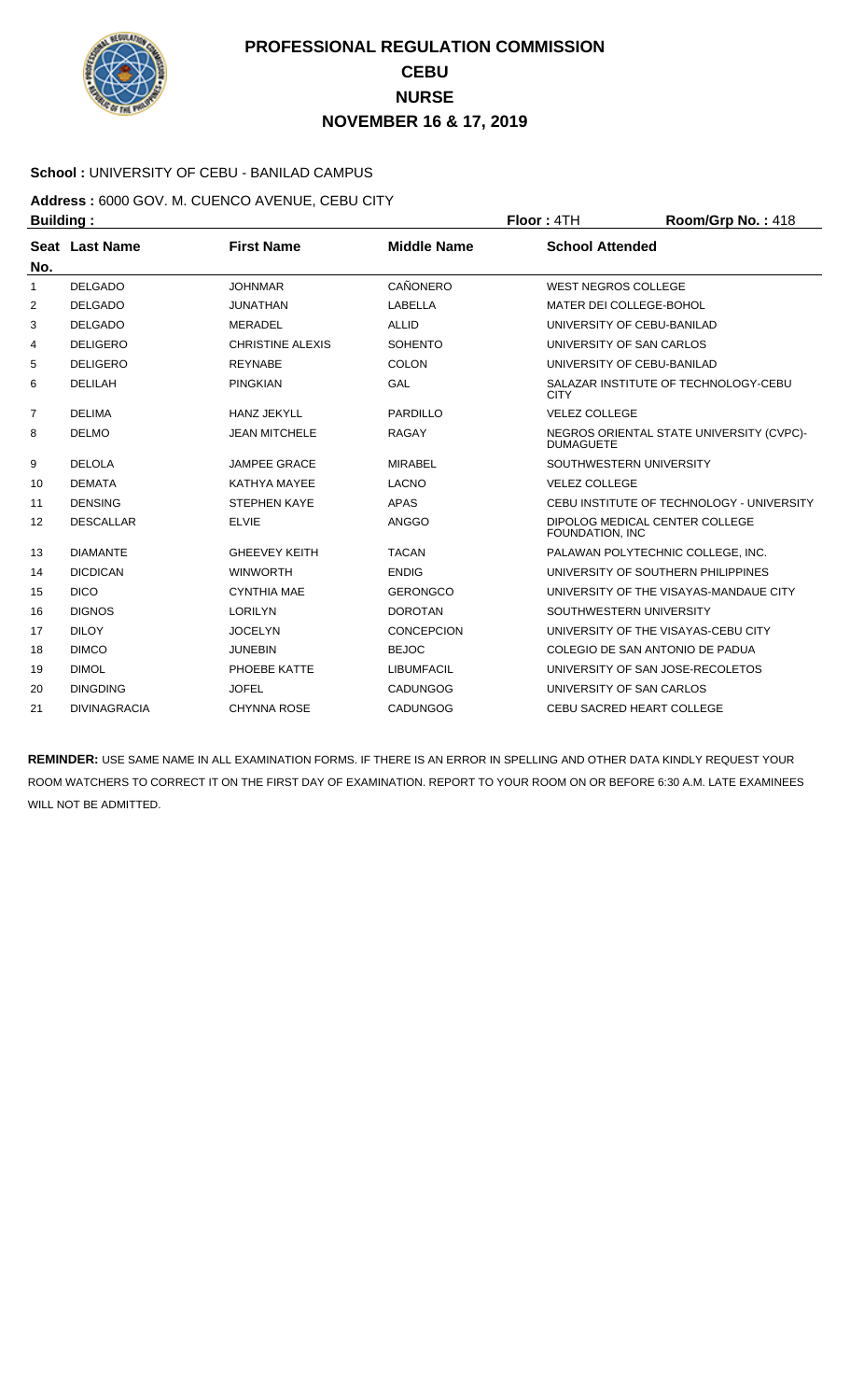# PROFESSIONAL REGULATION COMMISSION
## CEBU
## NURSE
## NOVEMBER 16 & 17, 2019

**School :** UNIVERSITY OF CEBU - BANILAD CAMPUS

**Address :** 6000 GOV. M. CUENCO AVENUE, CEBU CITY

**Building :** **Floor :** 4TH **Room/Grp No. :** 418

| Seat No. | Last Name | First Name | Middle Name | School Attended |
|---|---|---|---|---|
| 1 | DELGADO | JOHNMAR | CAÑONERO | WEST NEGROS COLLEGE |
| 2 | DELGADO | JUNATHAN | LABELLA | MATER DEI COLLEGE-BOHOL |
| 3 | DELGADO | MERADEL | ALLID | UNIVERSITY OF CEBU-BANILAD |
| 4 | DELIGERO | CHRISTINE ALEXIS | SOHENTO | UNIVERSITY OF SAN CARLOS |
| 5 | DELIGERO | REYNABE | COLON | UNIVERSITY OF CEBU-BANILAD |
| 6 | DELILAH | PINGKIAN | GAL | SALAZAR INSTITUTE OF TECHNOLOGY-CEBU CITY |
| 7 | DELIMA | HANZ JEKYLL | PARDILLO | VELEZ COLLEGE |
| 8 | DELMO | JEAN MITCHELE | RAGAY | NEGROS ORIENTAL STATE UNIVERSITY (CVPC)-DUMAGUETE |
| 9 | DELOLA | JAMPEE GRACE | MIRABEL | SOUTHWESTERN UNIVERSITY |
| 10 | DEMATA | KATHYA MAYEE | LACNO | VELEZ COLLEGE |
| 11 | DENSING | STEPHEN KAYE | APAS | CEBU INSTITUTE OF TECHNOLOGY - UNIVERSITY |
| 12 | DESCALLAR | ELVIE | ANGGO | DIPOLOG MEDICAL CENTER COLLEGE FOUNDATION, INC |
| 13 | DIAMANTE | GHEEVEY KEITH | TACAN | PALAWAN POLYTECHNIC COLLEGE, INC. |
| 14 | DICDICAN | WINWORTH | ENDIG | UNIVERSITY OF SOUTHERN PHILIPPINES |
| 15 | DICO | CYNTHIA MAE | GERONGCO | UNIVERSITY OF THE VISAYAS-MANDAUE CITY |
| 16 | DIGNOS | LORILYN | DOROTAN | SOUTHWESTERN UNIVERSITY |
| 17 | DILOY | JOCELYN | CONCEPCION | UNIVERSITY OF THE VISAYAS-CEBU CITY |
| 18 | DIMCO | JUNEBIN | BEJOC | COLEGIO DE SAN ANTONIO DE PADUA |
| 19 | DIMOL | PHOEBE KATTE | LIBUMFACIL | UNIVERSITY OF SAN JOSE-RECOLETOS |
| 20 | DINGDING | JOFEL | CADUNGOG | UNIVERSITY OF SAN CARLOS |
| 21 | DIVINAGRACIA | CHYNNA ROSE | CADUNGOG | CEBU SACRED HEART COLLEGE |

**REMINDER:** USE SAME NAME IN ALL EXAMINATION FORMS. IF THERE IS AN ERROR IN SPELLING AND OTHER DATA KINDLY REQUEST YOUR ROOM WATCHERS TO CORRECT IT ON THE FIRST DAY OF EXAMINATION. REPORT TO YOUR ROOM ON OR BEFORE 6:30 A.M. LATE EXAMINEES WILL NOT BE ADMITTED.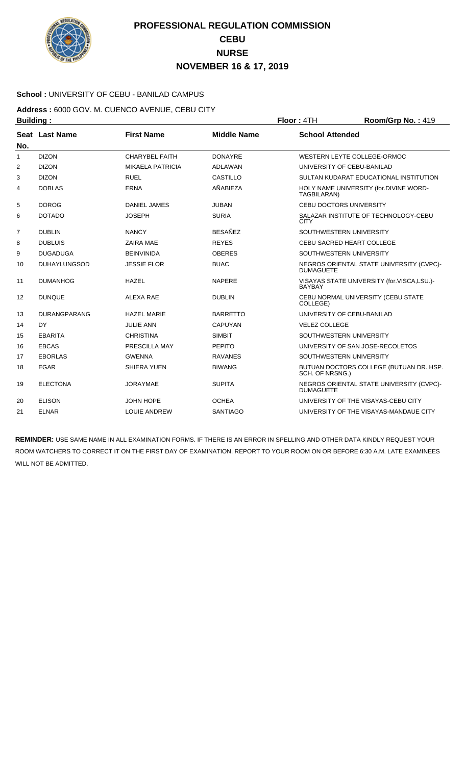# PROFESSIONAL REGULATION COMMISSION
## CEBU
## NURSE
## NOVEMBER 16 & 17, 2019

**School :** UNIVERSITY OF CEBU - BANILAD CAMPUS

**Address :** 6000 GOV. M. CUENCO AVENUE, CEBU CITY

**Building :** **Floor :** 4TH **Room/Grp No. :** 419

| Seat No. | Last Name | First Name | Middle Name | School Attended |
|---|---|---|---|---|
| 1 | DIZON | CHARYBEL FAITH | DONAYRE | WESTERN LEYTE COLLEGE-ORMOC |
| 2 | DIZON | MIKAELA PATRICIA | ADLAWAN | UNIVERSITY OF CEBU-BANILAD |
| 3 | DIZON | RUEL | CASTILLO | SULTAN KUDARAT EDUCATIONAL INSTITUTION |
| 4 | DOBLAS | ERNA | AÑABIEZA | HOLY NAME UNIVERSITY (for.DIVINE WORD-TAGBILARAN) |
| 5 | DOROG | DANIEL JAMES | JUBAN | CEBU DOCTORS UNIVERSITY |
| 6 | DOTADO | JOSEPH | SURIA | SALAZAR INSTITUTE OF TECHNOLOGY-CEBU CITY |
| 7 | DUBLIN | NANCY | BESAÑEZ | SOUTHWESTERN UNIVERSITY |
| 8 | DUBLUIS | ZAIRA MAE | REYES | CEBU SACRED HEART COLLEGE |
| 9 | DUGADUGA | BEINVINIDA | OBERES | SOUTHWESTERN UNIVERSITY |
| 10 | DUHAYLUNGSOD | JESSIE FLOR | BUAC | NEGROS ORIENTAL STATE UNIVERSITY (CVPC)-DUMAGUETE |
| 11 | DUMANHOG | HAZEL | NAPERE | VISAYAS STATE UNIVERSITY (for.VISCA,LSU.)-BAYBAY |
| 12 | DUNQUE | ALEXA RAE | DUBLIN | CEBU NORMAL UNIVERSITY (CEBU STATE COLLEGE) |
| 13 | DURANGPARANG | HAZEL MARIE | BARRETTO | UNIVERSITY OF CEBU-BANILAD |
| 14 | DY | JULIE ANN | CAPUYAN | VELEZ COLLEGE |
| 15 | EBARITA | CHRISTINA | SIMBIT | SOUTHWESTERN UNIVERSITY |
| 16 | EBCAS | PRESCILLA MAY | PEPITO | UNIVERSITY OF SAN JOSE-RECOLETOS |
| 17 | EBORLAS | GWENNA | RAVANES | SOUTHWESTERN UNIVERSITY |
| 18 | EGAR | SHIERA YUEN | BIWANG | BUTUAN DOCTORS COLLEGE (BUTUAN DR. HSP. SCH. OF NRSNG.) |
| 19 | ELECTONA | JORAYMAE | SUPITA | NEGROS ORIENTAL STATE UNIVERSITY (CVPC)-DUMAGUETE |
| 20 | ELISON | JOHN HOPE | OCHEA | UNIVERSITY OF THE VISAYAS-CEBU CITY |
| 21 | ELNAR | LOUIE ANDREW | SANTIAGO | UNIVERSITY OF THE VISAYAS-MANDAUE CITY |

**REMINDER:** USE SAME NAME IN ALL EXAMINATION FORMS. IF THERE IS AN ERROR IN SPELLING AND OTHER DATA KINDLY REQUEST YOUR ROOM WATCHERS TO CORRECT IT ON THE FIRST DAY OF EXAMINATION. REPORT TO YOUR ROOM ON OR BEFORE 6:30 A.M. LATE EXAMINEES WILL NOT BE ADMITTED.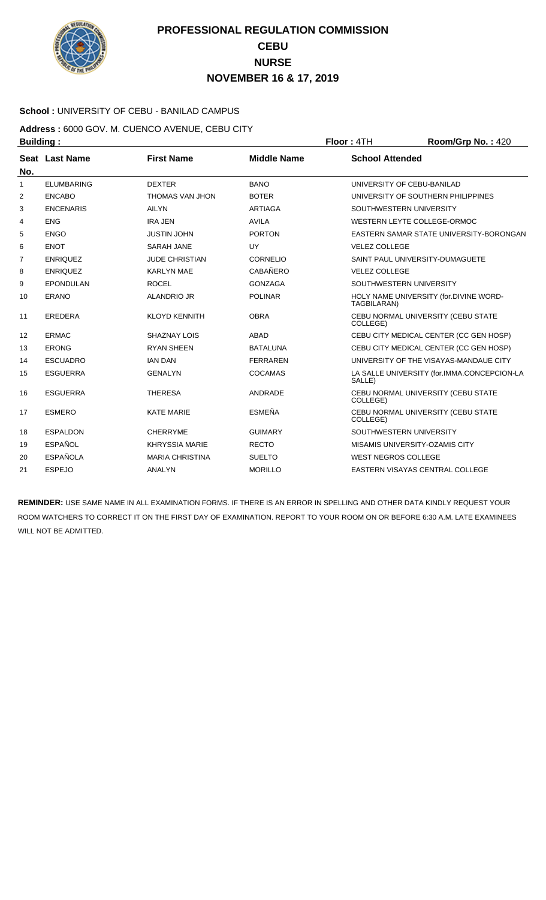# PROFESSIONAL REGULATION COMMISSION
## CEBU
## NURSE
## NOVEMBER 16 & 17, 2019

**School :** UNIVERSITY OF CEBU - BANILAD CAMPUS

**Address :** 6000 GOV. M. CUENCO AVENUE, CEBU CITY

**Building :** **Floor :** 4TH **Room/Grp No. :** 420

| Seat No. | Last Name | First Name | Middle Name | School Attended |
|---|---|---|---|---|
| 1 | ELUMBARING | DEXTER | BANO | UNIVERSITY OF CEBU-BANILAD |
| 2 | ENCABO | THOMAS VAN JHON | BOTER | UNIVERSITY OF SOUTHERN PHILIPPINES |
| 3 | ENCENARIS | AILYN | ARTIAGA | SOUTHWESTERN UNIVERSITY |
| 4 | ENG | IRA JEN | AVILA | WESTERN LEYTE COLLEGE-ORMOC |
| 5 | ENGO | JUSTIN JOHN | PORTON | EASTERN SAMAR STATE UNIVERSITY-BORONGAN |
| 6 | ENOT | SARAH JANE | UY | VELEZ COLLEGE |
| 7 | ENRIQUEZ | JUDE CHRISTIAN | CORNELIO | SAINT PAUL UNIVERSITY-DUMAGUETE |
| 8 | ENRIQUEZ | KARLYN MAE | CABAÑERO | VELEZ COLLEGE |
| 9 | EPONDULAN | ROCEL | GONZAGA | SOUTHWESTERN UNIVERSITY |
| 10 | ERANO | ALANDRIO JR | POLINAR | HOLY NAME UNIVERSITY (for.DIVINE WORD-TAGBILARAN) |
| 11 | EREDERA | KLOYD KENNITH | OBRA | CEBU NORMAL UNIVERSITY (CEBU STATE COLLEGE) |
| 12 | ERMAC | SHAZNAY LOIS | ABAD | CEBU CITY MEDICAL CENTER (CC GEN HOSP) |
| 13 | ERONG | RYAN SHEEN | BATALUNA | CEBU CITY MEDICAL CENTER (CC GEN HOSP) |
| 14 | ESCUADRO | IAN DAN | FERRAREN | UNIVERSITY OF THE VISAYAS-MANDAUE CITY |
| 15 | ESGUERRA | GENALYN | COCAMAS | LA SALLE UNIVERSITY (for.IMMA.CONCEPCION-LA SALLE) |
| 16 | ESGUERRA | THERESA | ANDRADE | CEBU NORMAL UNIVERSITY (CEBU STATE COLLEGE) |
| 17 | ESMERO | KATE MARIE | ESMEÑA | CEBU NORMAL UNIVERSITY (CEBU STATE COLLEGE) |
| 18 | ESPALDON | CHERRYME | GUIMARY | SOUTHWESTERN UNIVERSITY |
| 19 | ESPAÑOL | KHRYSSIA MARIE | RECTO | MISAMIS UNIVERSITY-OZAMIS CITY |
| 20 | ESPAÑOLA | MARIA CHRISTINA | SUELTO | WEST NEGROS COLLEGE |
| 21 | ESPEJO | ANALYN | MORILLO | EASTERN VISAYAS CENTRAL COLLEGE |

**REMINDER:** USE SAME NAME IN ALL EXAMINATION FORMS. IF THERE IS AN ERROR IN SPELLING AND OTHER DATA KINDLY REQUEST YOUR ROOM WATCHERS TO CORRECT IT ON THE FIRST DAY OF EXAMINATION. REPORT TO YOUR ROOM ON OR BEFORE 6:30 A.M. LATE EXAMINEES WILL NOT BE ADMITTED.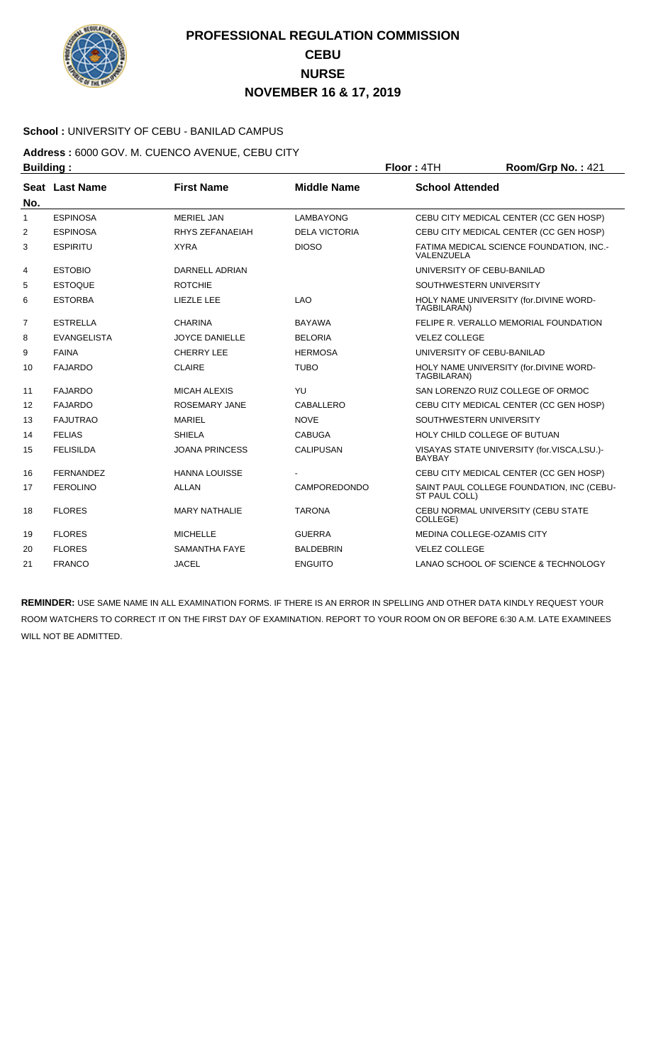# PROFESSIONAL REGULATION COMMISSION
## CEBU
## NURSE
## NOVEMBER 16 & 17, 2019

**School :** UNIVERSITY OF CEBU - BANILAD CAMPUS

**Address :** 6000 GOV. M. CUENCO AVENUE, CEBU CITY

**Building :** **Floor :** 4TH **Room/Grp No. :** 421

| Seat No. | Last Name | First Name | Middle Name | School Attended |
|---|---|---|---|---|
| 1 | ESPINOSA | MERIEL JAN | LAMBAYONG | CEBU CITY MEDICAL CENTER (CC GEN HOSP) |
| 2 | ESPINOSA | RHYS ZEFANAEIAH | DELA VICTORIA | CEBU CITY MEDICAL CENTER (CC GEN HOSP) |
| 3 | ESPIRITU | XYRA | DIOSO | FATIMA MEDICAL SCIENCE FOUNDATION, INC.-VALENZUELA |
| 4 | ESTOBIO | DARNELL ADRIAN | | UNIVERSITY OF CEBU-BANILAD |
| 5 | ESTOQUE | ROTCHIE | | SOUTHWESTERN UNIVERSITY |
| 6 | ESTORBA | LIEZLE LEE | LAO | HOLY NAME UNIVERSITY (for.DIVINE WORD-TAGBILARAN) |
| 7 | ESTRELLA | CHARINA | BAYAWA | FELIPE R. VERALLO MEMORIAL FOUNDATION |
| 8 | EVANGELISTA | JOYCE DANIELLE | BELORIA | VELEZ COLLEGE |
| 9 | FAINA | CHERRY LEE | HERMOSA | UNIVERSITY OF CEBU-BANILAD |
| 10 | FAJARDO | CLAIRE | TUBO | HOLY NAME UNIVERSITY (for.DIVINE WORD-TAGBILARAN) |
| 11 | FAJARDO | MICAH ALEXIS | YU | SAN LORENZO RUIZ COLLEGE OF ORMOC |
| 12 | FAJARDO | ROSEMARY JANE | CABALLERO | CEBU CITY MEDICAL CENTER (CC GEN HOSP) |
| 13 | FAJUTRAO | MARIEL | NOVE | SOUTHWESTERN UNIVERSITY |
| 14 | FELIAS | SHIELA | CABUGA | HOLY CHILD COLLEGE OF BUTUAN |
| 15 | FELISILDA | JOANA PRINCESS | CALIPUSAN | VISAYAS STATE UNIVERSITY (for.VISCA,LSU.)-BAYBAY |
| 16 | FERNANDEZ | HANNA LOUISSE | - | CEBU CITY MEDICAL CENTER (CC GEN HOSP) |
| 17 | FEROLINO | ALLAN | CAMPOREDONDO | SAINT PAUL COLLEGE FOUNDATION, INC (CEBU-ST PAUL COLL) |
| 18 | FLORES | MARY NATHALIE | TARONA | CEBU NORMAL UNIVERSITY (CEBU STATE COLLEGE) |
| 19 | FLORES | MICHELLE | GUERRA | MEDINA COLLEGE-OZAMIS CITY |
| 20 | FLORES | SAMANTHA FAYE | BALDEBRIN | VELEZ COLLEGE |
| 21 | FRANCO | JACEL | ENGUITO | LANAO SCHOOL OF SCIENCE & TECHNOLOGY |

**REMINDER:** USE SAME NAME IN ALL EXAMINATION FORMS. IF THERE IS AN ERROR IN SPELLING AND OTHER DATA KINDLY REQUEST YOUR ROOM WATCHERS TO CORRECT IT ON THE FIRST DAY OF EXAMINATION. REPORT TO YOUR ROOM ON OR BEFORE 6:30 A.M. LATE EXAMINEES WILL NOT BE ADMITTED.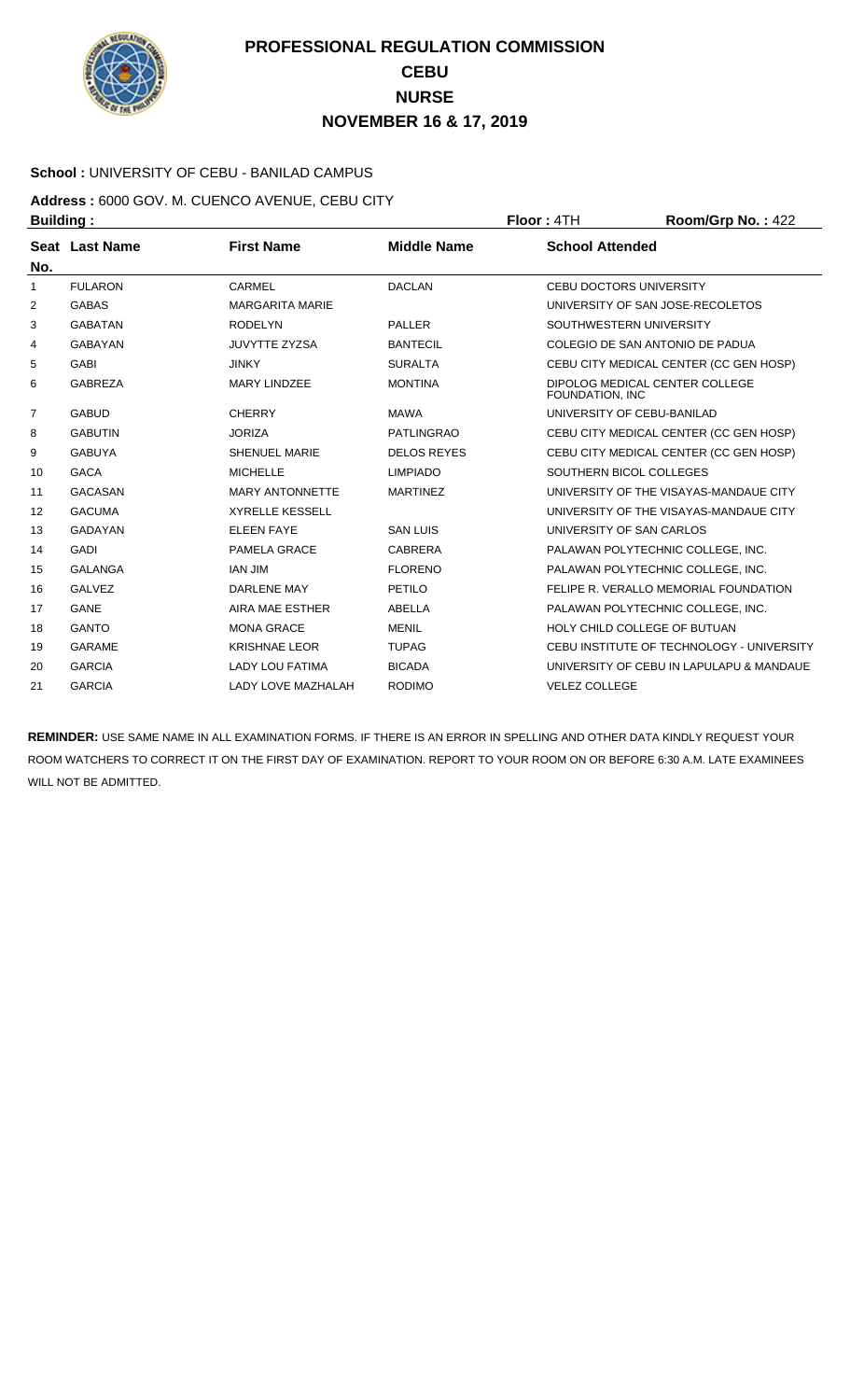# PROFESSIONAL REGULATION COMMISSION
## CEBU
## NURSE
## NOVEMBER 16 & 17, 2019

**School :** UNIVERSITY OF CEBU - BANILAD CAMPUS

**Address :** 6000 GOV. M. CUENCO AVENUE, CEBU CITY

**Building :** **Floor :** 4TH **Room/Grp No. :** 422

| Seat No. | Last Name | First Name | Middle Name | School Attended |
|---|---|---|---|---|
| 1 | FULARON | CARMEL | DACLAN | CEBU DOCTORS UNIVERSITY |
| 2 | GABAS | MARGARITA MARIE | | UNIVERSITY OF SAN JOSE-RECOLETOS |
| 3 | GABATAN | RODELYN | PALLER | SOUTHWESTERN UNIVERSITY |
| 4 | GABAYAN | JUVYTTE ZYZSA | BANTECIL | COLEGIO DE SAN ANTONIO DE PADUA |
| 5 | GABI | JINKY | SURALTA | CEBU CITY MEDICAL CENTER (CC GEN HOSP) |
| 6 | GABREZA | MARY LINDZEE | MONTINA | DIPOLOG MEDICAL CENTER COLLEGE FOUNDATION, INC |
| 7 | GABUD | CHERRY | MAWA | UNIVERSITY OF CEBU-BANILAD |
| 8 | GABUTIN | JORIZA | PATLINGRAO | CEBU CITY MEDICAL CENTER (CC GEN HOSP) |
| 9 | GABUYA | SHENUEL MARIE | DELOS REYES | CEBU CITY MEDICAL CENTER (CC GEN HOSP) |
| 10 | GACA | MICHELLE | LIMPIADO | SOUTHERN BICOL COLLEGES |
| 11 | GACASAN | MARY ANTONNETTE | MARTINEZ | UNIVERSITY OF THE VISAYAS-MANDAUE CITY |
| 12 | GACUMA | XYRELLE KESSELL | | UNIVERSITY OF THE VISAYAS-MANDAUE CITY |
| 13 | GADAYAN | ELEEN FAYE | SAN LUIS | UNIVERSITY OF SAN CARLOS |
| 14 | GADI | PAMELA GRACE | CABRERA | PALAWAN POLYTECHNIC COLLEGE, INC. |
| 15 | GALANGA | IAN JIM | FLORENO | PALAWAN POLYTECHNIC COLLEGE, INC. |
| 16 | GALVEZ | DARLENE MAY | PETILO | FELIPE R. VERALLO MEMORIAL FOUNDATION |
| 17 | GANE | AIRA MAE ESTHER | ABELLA | PALAWAN POLYTECHNIC COLLEGE, INC. |
| 18 | GANTO | MONA GRACE | MENIL | HOLY CHILD COLLEGE OF BUTUAN |
| 19 | GARAME | KRISHNAE LEOR | TUPAG | CEBU INSTITUTE OF TECHNOLOGY - UNIVERSITY |
| 20 | GARCIA | LADY LOU FATIMA | BICADA | UNIVERSITY OF CEBU IN LAPULAPU & MANDAUE |
| 21 | GARCIA | LADY LOVE MAZHALAH | RODIMO | VELEZ COLLEGE |

**REMINDER:** USE SAME NAME IN ALL EXAMINATION FORMS. IF THERE IS AN ERROR IN SPELLING AND OTHER DATA KINDLY REQUEST YOUR ROOM WATCHERS TO CORRECT IT ON THE FIRST DAY OF EXAMINATION. REPORT TO YOUR ROOM ON OR BEFORE 6:30 A.M. LATE EXAMINEES WILL NOT BE ADMITTED.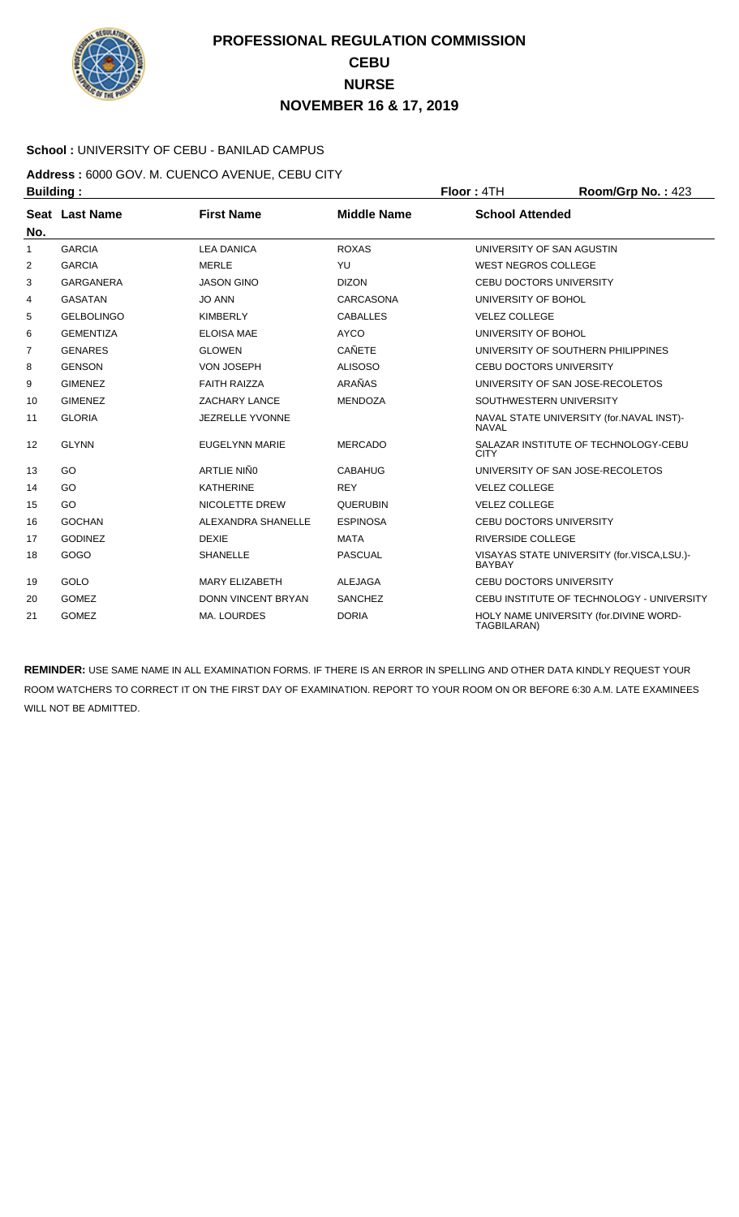# PROFESSIONAL REGULATION COMMISSION
## CEBU
## NURSE
## NOVEMBER 16 & 17, 2019

**School :** UNIVERSITY OF CEBU - BANILAD CAMPUS

**Address :** 6000 GOV. M. CUENCO AVENUE, CEBU CITY

**Building :** **Floor :** 4TH **Room/Grp No. :** 423

| Seat No. | Last Name | First Name | Middle Name | School Attended |
|---|---|---|---|---|
| 1 | GARCIA | LEA DANICA | ROXAS | UNIVERSITY OF SAN AGUSTIN |
| 2 | GARCIA | MERLE | YU | WEST NEGROS COLLEGE |
| 3 | GARGANERA | JASON GINO | DIZON | CEBU DOCTORS UNIVERSITY |
| 4 | GASATAN | JO ANN | CARCASONA | UNIVERSITY OF BOHOL |
| 5 | GELBOLINGO | KIMBERLY | CABALLES | VELEZ COLLEGE |
| 6 | GEMENTIZA | ELOISA MAE | AYCO | UNIVERSITY OF BOHOL |
| 7 | GENARES | GLOWEN | CAÑETE | UNIVERSITY OF SOUTHERN PHILIPPINES |
| 8 | GENSON | VON JOSEPH | ALISOSO | CEBU DOCTORS UNIVERSITY |
| 9 | GIMENEZ | FAITH RAIZZA | ARAÑAS | UNIVERSITY OF SAN JOSE-RECOLETOS |
| 10 | GIMENEZ | ZACHARY LANCE | MENDOZA | SOUTHWESTERN UNIVERSITY |
| 11 | GLORIA | JEZRELLE YVONNE | | NAVAL STATE UNIVERSITY (for.NAVAL INST)-NAVAL |
| 12 | GLYNN | EUGELYNN MARIE | MERCADO | SALAZAR INSTITUTE OF TECHNOLOGY-CEBU CITY |
| 13 | GO | ARTLIE NIÑ0 | CABAHUG | UNIVERSITY OF SAN JOSE-RECOLETOS |
| 14 | GO | KATHERINE | REY | VELEZ COLLEGE |
| 15 | GO | NICOLETTE DREW | QUERUBIN | VELEZ COLLEGE |
| 16 | GOCHAN | ALEXANDRA SHANELLE | ESPINOSA | CEBU DOCTORS UNIVERSITY |
| 17 | GODINEZ | DEXIE | MATA | RIVERSIDE COLLEGE |
| 18 | GOGO | SHANELLE | PASCUAL | VISAYAS STATE UNIVERSITY (for.VISCA,LSU.)-BAYBAY |
| 19 | GOLO | MARY ELIZABETH | ALEJAGA | CEBU DOCTORS UNIVERSITY |
| 20 | GOMEZ | DONN VINCENT BRYAN | SANCHEZ | CEBU INSTITUTE OF TECHNOLOGY - UNIVERSITY |
| 21 | GOMEZ | MA. LOURDES | DORIA | HOLY NAME UNIVERSITY (for.DIVINE WORD-TAGBILARAN) |

**REMINDER:** USE SAME NAME IN ALL EXAMINATION FORMS. IF THERE IS AN ERROR IN SPELLING AND OTHER DATA KINDLY REQUEST YOUR ROOM WATCHERS TO CORRECT IT ON THE FIRST DAY OF EXAMINATION. REPORT TO YOUR ROOM ON OR BEFORE 6:30 A.M. LATE EXAMINEES WILL NOT BE ADMITTED.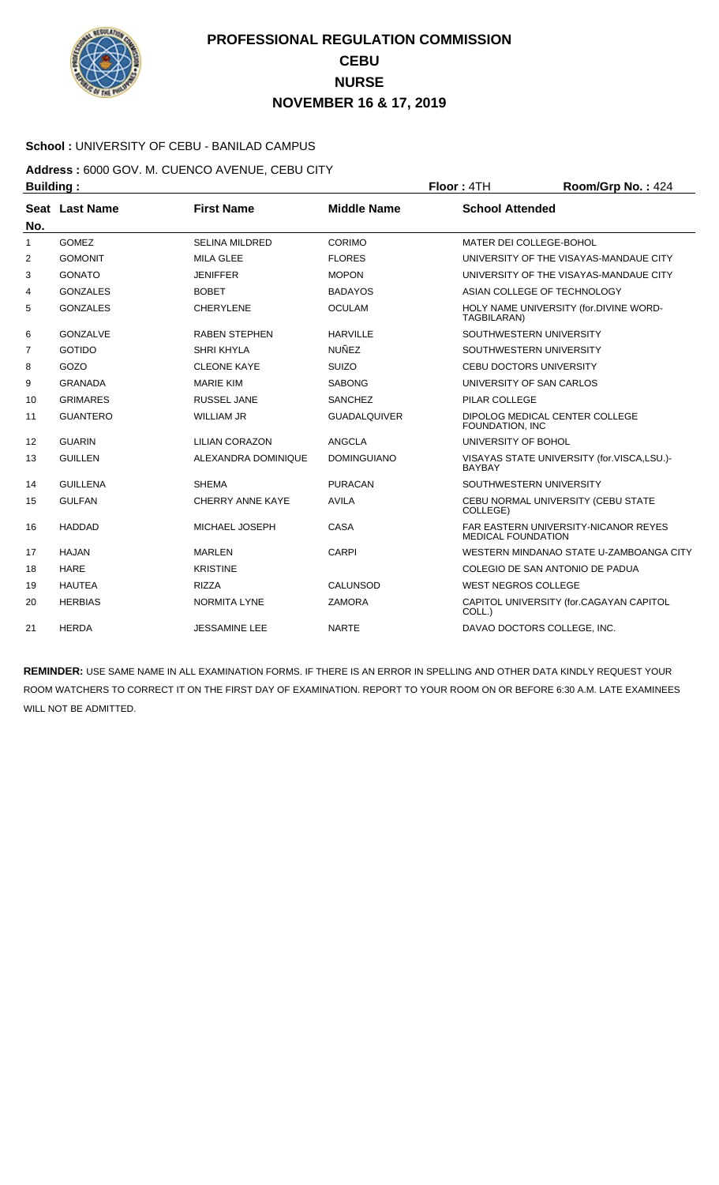# PROFESSIONAL REGULATION COMMISSION
## CEBU
## NURSE
## NOVEMBER 16 & 17, 2019

**School :** UNIVERSITY OF CEBU - BANILAD CAMPUS

**Address :** 6000 GOV. M. CUENCO AVENUE, CEBU CITY

**Building :** **Floor :** 4TH **Room/Grp No. :** 424

| Seat No. | Last Name | First Name | Middle Name | School Attended |
|---|---|---|---|---|
| 1 | GOMEZ | SELINA MILDRED | CORIMO | MATER DEI COLLEGE-BOHOL |
| 2 | GOMONIT | MILA GLEE | FLORES | UNIVERSITY OF THE VISAYAS-MANDAUE CITY |
| 3 | GONATO | JENIFFER | MOPON | UNIVERSITY OF THE VISAYAS-MANDAUE CITY |
| 4 | GONZALES | BOBET | BADAYOS | ASIAN COLLEGE OF TECHNOLOGY |
| 5 | GONZALES | CHERYLENE | OCULAM | HOLY NAME UNIVERSITY (for.DIVINE WORD-TAGBILARAN) |
| 6 | GONZALVE | RABEN STEPHEN | HARVILLE | SOUTHWESTERN UNIVERSITY |
| 7 | GOTIDO | SHRI KHYLA | NUÑEZ | SOUTHWESTERN UNIVERSITY |
| 8 | GOZO | CLEONE KAYE | SUIZO | CEBU DOCTORS UNIVERSITY |
| 9 | GRANADA | MARIE KIM | SABONG | UNIVERSITY OF SAN CARLOS |
| 10 | GRIMARES | RUSSEL JANE | SANCHEZ | PILAR COLLEGE |
| 11 | GUANTERO | WILLIAM JR | GUADALQUIVER | DIPOLOG MEDICAL CENTER COLLEGE FOUNDATION, INC |
| 12 | GUARIN | LILIAN CORAZON | ANGCLA | UNIVERSITY OF BOHOL |
| 13 | GUILLEN | ALEXANDRA DOMINIQUE | DOMINGUIANO | VISAYAS STATE UNIVERSITY (for.VISCA,LSU.)-BAYBAY |
| 14 | GUILLENA | SHEMA | PURACAN | SOUTHWESTERN UNIVERSITY |
| 15 | GULFAN | CHERRY ANNE KAYE | AVILA | CEBU NORMAL UNIVERSITY (CEBU STATE COLLEGE) |
| 16 | HADDAD | MICHAEL JOSEPH | CASA | FAR EASTERN UNIVERSITY-NICANOR REYES MEDICAL FOUNDATION |
| 17 | HAJAN | MARLEN | CARPI | WESTERN MINDANAO STATE U-ZAMBOANGA CITY |
| 18 | HARE | KRISTINE | | COLEGIO DE SAN ANTONIO DE PADUA |
| 19 | HAUTEA | RIZZA | CALUNSOD | WEST NEGROS COLLEGE |
| 20 | HERBIAS | NORMITA LYNE | ZAMORA | CAPITOL UNIVERSITY (for.CAGAYAN CAPITOL COLL.) |
| 21 | HERDA | JESSAMINE LEE | NARTE | DAVAO DOCTORS COLLEGE, INC. |

**REMINDER:** USE SAME NAME IN ALL EXAMINATION FORMS. IF THERE IS AN ERROR IN SPELLING AND OTHER DATA KINDLY REQUEST YOUR ROOM WATCHERS TO CORRECT IT ON THE FIRST DAY OF EXAMINATION. REPORT TO YOUR ROOM ON OR BEFORE 6:30 A.M. LATE EXAMINEES WILL NOT BE ADMITTED.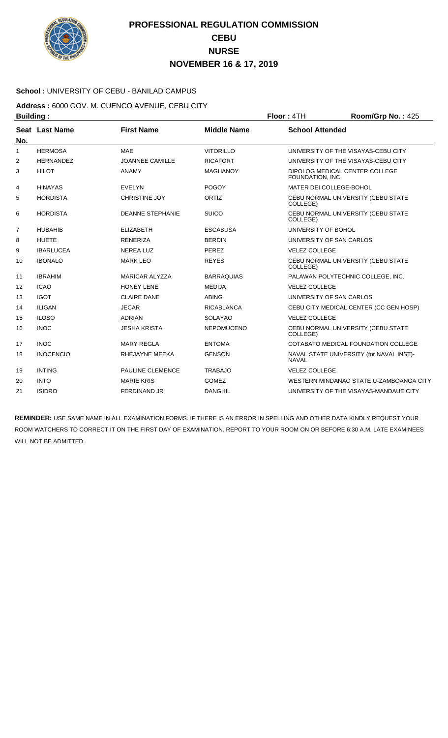# PROFESSIONAL REGULATION COMMISSION
## CEBU
## NURSE
## NOVEMBER 16 & 17, 2019

**School :** UNIVERSITY OF CEBU - BANILAD CAMPUS

**Address :** 6000 GOV. M. CUENCO AVENUE, CEBU CITY

**Building :** **Floor :** 4TH **Room/Grp No. :** 425

| Seat No. | Last Name | First Name | Middle Name | School Attended |
|---|---|---|---|---|
| 1 | HERMOSA | MAE | VITORILLO | UNIVERSITY OF THE VISAYAS-CEBU CITY |
| 2 | HERNANDEZ | JOANNEE CAMILLE | RICAFORT | UNIVERSITY OF THE VISAYAS-CEBU CITY |
| 3 | HILOT | ANAMY | MAGHANOY | DIPOLOG MEDICAL CENTER COLLEGE FOUNDATION, INC |
| 4 | HINAYAS | EVELYN | POGOY | MATER DEI COLLEGE-BOHOL |
| 5 | HORDISTA | CHRISTINE JOY | ORTIZ | CEBU NORMAL UNIVERSITY (CEBU STATE COLLEGE) |
| 6 | HORDISTA | DEANNE STEPHANIE | SUICO | CEBU NORMAL UNIVERSITY (CEBU STATE COLLEGE) |
| 7 | HUBAHIB | ELIZABETH | ESCABUSA | UNIVERSITY OF BOHOL |
| 8 | HUETE | RENERIZA | BERDIN | UNIVERSITY OF SAN CARLOS |
| 9 | IBARLUCEA | NEREA LUZ | PEREZ | VELEZ COLLEGE |
| 10 | IBONALO | MARK LEO | REYES | CEBU NORMAL UNIVERSITY (CEBU STATE COLLEGE) |
| 11 | IBRAHIM | MARICAR ALYZZA | BARRAQUIAS | PALAWAN POLYTECHNIC COLLEGE, INC. |
| 12 | ICAO | HONEY LENE | MEDIJA | VELEZ COLLEGE |
| 13 | IGOT | CLAIRE DANE | ABING | UNIVERSITY OF SAN CARLOS |
| 14 | ILIGAN | JECAR | RICABLANCA | CEBU CITY MEDICAL CENTER (CC GEN HOSP) |
| 15 | ILOSO | ADRIAN | SOLAYAO | VELEZ COLLEGE |
| 16 | INOC | JESHA KRISTA | NEPOMUCENO | CEBU NORMAL UNIVERSITY (CEBU STATE COLLEGE) |
| 17 | INOC | MARY REGLA | ENTOMA | COTABATO MEDICAL FOUNDATION COLLEGE |
| 18 | INOCENCIO | RHEJAYNE MEEKA | GENSON | NAVAL STATE UNIVERSITY (for.NAVAL INST)-NAVAL |
| 19 | INTING | PAULINE CLEMENCE | TRABAJO | VELEZ COLLEGE |
| 20 | INTO | MARIE KRIS | GOMEZ | WESTERN MINDANAO STATE U-ZAMBOANGA CITY |
| 21 | ISIDRO | FERDINAND JR | DANGHIL | UNIVERSITY OF THE VISAYAS-MANDAUE CITY |

**REMINDER:** USE SAME NAME IN ALL EXAMINATION FORMS. IF THERE IS AN ERROR IN SPELLING AND OTHER DATA KINDLY REQUEST YOUR ROOM WATCHERS TO CORRECT IT ON THE FIRST DAY OF EXAMINATION. REPORT TO YOUR ROOM ON OR BEFORE 6:30 A.M. LATE EXAMINEES WILL NOT BE ADMITTED.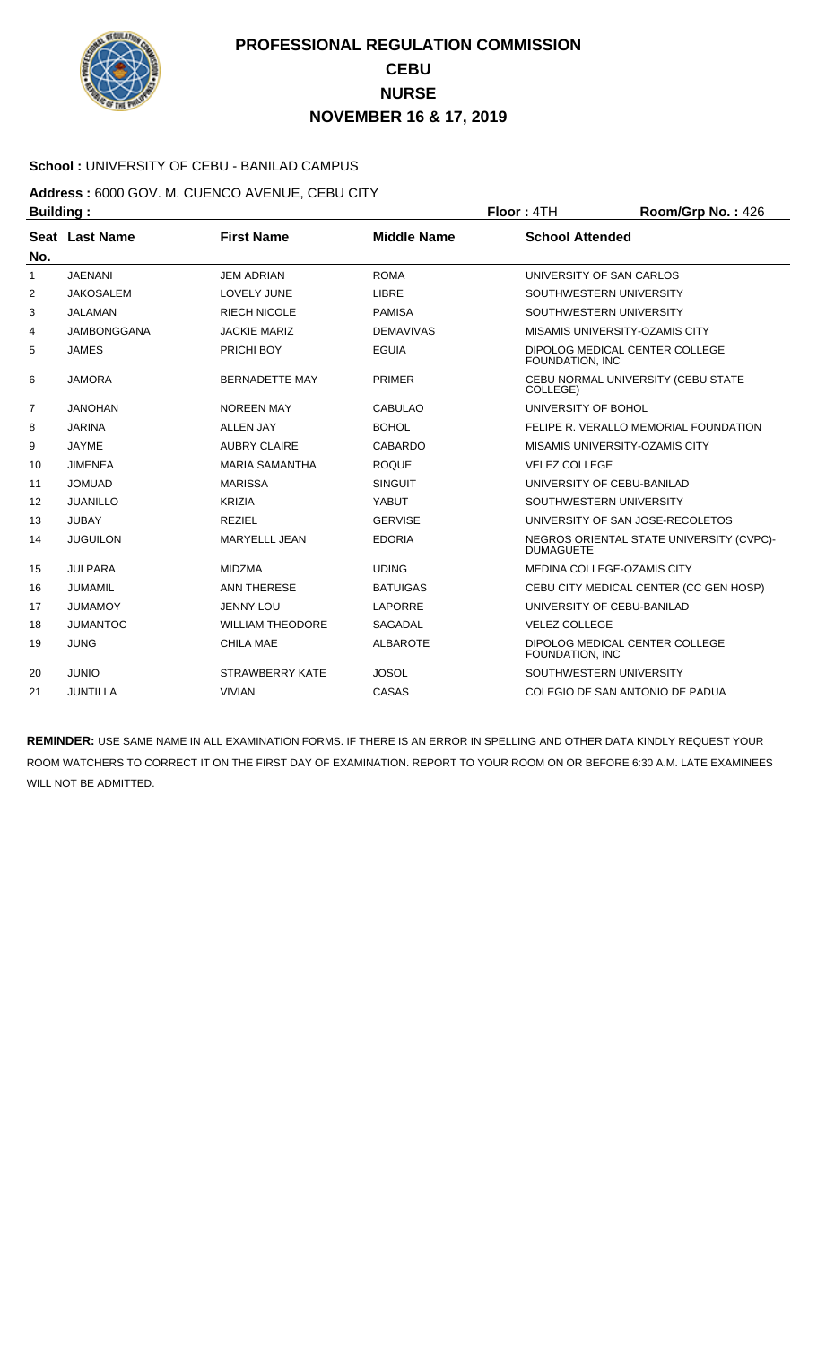# PROFESSIONAL REGULATION COMMISSION
## CEBU
## NURSE
## NOVEMBER 16 & 17, 2019

**School :** UNIVERSITY OF CEBU - BANILAD CAMPUS

**Address :** 6000 GOV. M. CUENCO AVENUE, CEBU CITY

**Building :** **Floor :** 4TH **Room/Grp No. :** 426

| Seat No. | Last Name | First Name | Middle Name | School Attended |
|---|---|---|---|---|
| 1 | JAENANI | JEM ADRIAN | ROMA | UNIVERSITY OF SAN CARLOS |
| 2 | JAKOSALEM | LOVELY JUNE | LIBRE | SOUTHWESTERN UNIVERSITY |
| 3 | JALAMAN | RIECH NICOLE | PAMISA | SOUTHWESTERN UNIVERSITY |
| 4 | JAMBONGGANA | JACKIE MARIZ | DEMAVIVAS | MISAMIS UNIVERSITY-OZAMIS CITY |
| 5 | JAMES | PRICHI BOY | EGUIA | DIPOLOG MEDICAL CENTER COLLEGE FOUNDATION, INC |
| 6 | JAMORA | BERNADETTE MAY | PRIMER | CEBU NORMAL UNIVERSITY (CEBU STATE COLLEGE) |
| 7 | JANOHAN | NOREEN MAY | CABULAO | UNIVERSITY OF BOHOL |
| 8 | JARINA | ALLEN JAY | BOHOL | FELIPE R. VERALLO MEMORIAL FOUNDATION |
| 9 | JAYME | AUBRY CLAIRE | CABARDO | MISAMIS UNIVERSITY-OZAMIS CITY |
| 10 | JIMENEA | MARIA SAMANTHA | ROQUE | VELEZ COLLEGE |
| 11 | JOMUAD | MARISSA | SINGUIT | UNIVERSITY OF CEBU-BANILAD |
| 12 | JUANILLO | KRIZIA | YABUT | SOUTHWESTERN UNIVERSITY |
| 13 | JUBAY | REZIEL | GERVISE | UNIVERSITY OF SAN JOSE-RECOLETOS |
| 14 | JUGUILON | MARYELLL JEAN | EDORIA | NEGROS ORIENTAL STATE UNIVERSITY (CVPC)-DUMAGUETE |
| 15 | JULPARA | MIDZMA | UDING | MEDINA COLLEGE-OZAMIS CITY |
| 16 | JUMAMIL | ANN THERESE | BATUIGAS | CEBU CITY MEDICAL CENTER (CC GEN HOSP) |
| 17 | JUMAMOY | JENNY LOU | LAPORRE | UNIVERSITY OF CEBU-BANILAD |
| 18 | JUMANTOC | WILLIAM THEODORE | SAGADAL | VELEZ COLLEGE |
| 19 | JUNG | CHILA MAE | ALBAROTE | DIPOLOG MEDICAL CENTER COLLEGE FOUNDATION, INC |
| 20 | JUNIO | STRAWBERRY KATE | JOSOL | SOUTHWESTERN UNIVERSITY |
| 21 | JUNTILLA | VIVIAN | CASAS | COLEGIO DE SAN ANTONIO DE PADUA |

**REMINDER:** USE SAME NAME IN ALL EXAMINATION FORMS. IF THERE IS AN ERROR IN SPELLING AND OTHER DATA KINDLY REQUEST YOUR ROOM WATCHERS TO CORRECT IT ON THE FIRST DAY OF EXAMINATION. REPORT TO YOUR ROOM ON OR BEFORE 6:30 A.M. LATE EXAMINEES WILL NOT BE ADMITTED.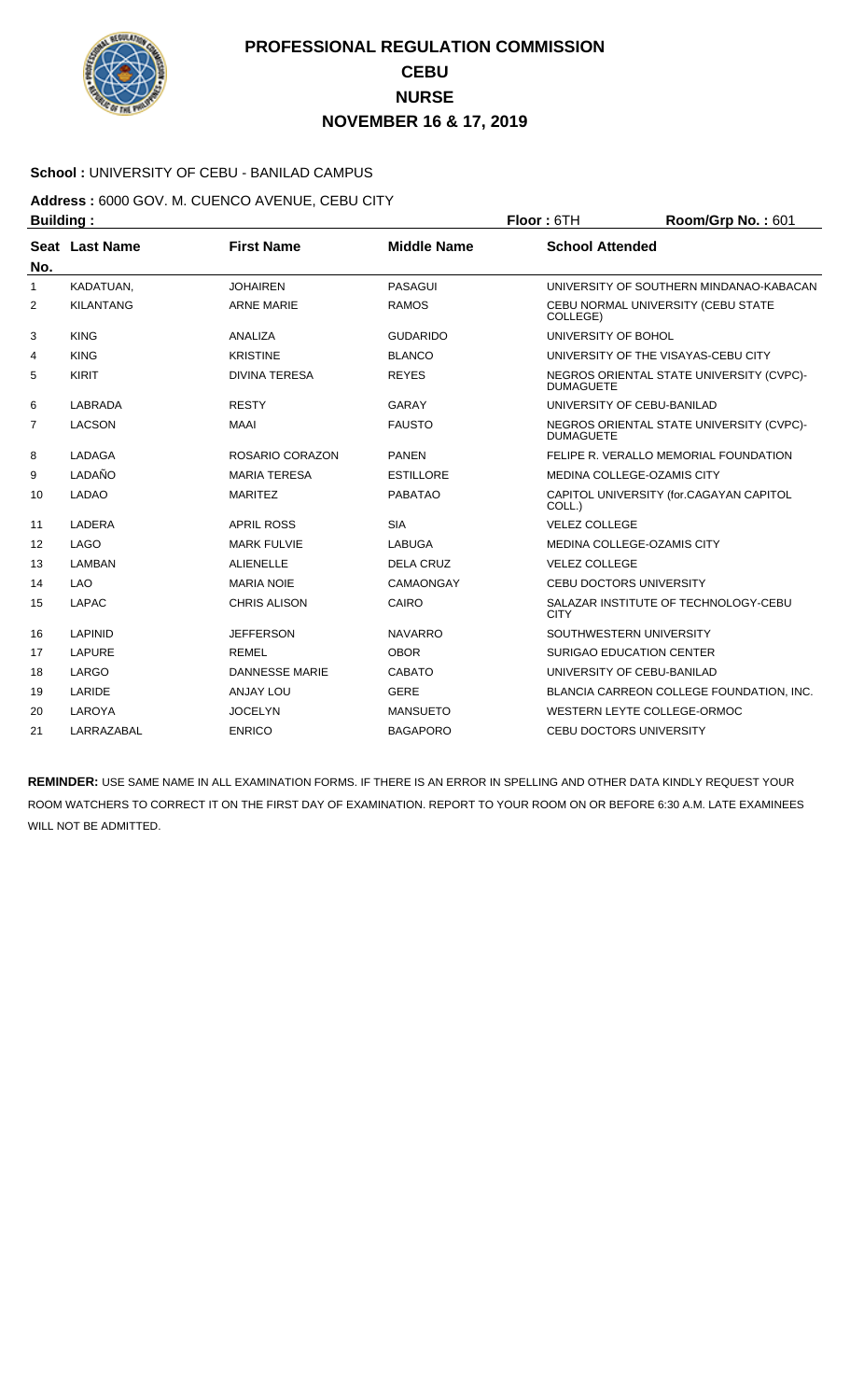# PROFESSIONAL REGULATION COMMISSION
## CEBU
## NURSE
## NOVEMBER 16 & 17, 2019

**School :** UNIVERSITY OF CEBU - BANILAD CAMPUS

**Address :** 6000 GOV. M. CUENCO AVENUE, CEBU CITY

**Building :** **Floor :** 6TH **Room/Grp No. :** 601

| Seat No. | Last Name | First Name | Middle Name | School Attended |
|---|---|---|---|---|
| 1 | KADATUAN, | JOHAIREN | PASAGUI | UNIVERSITY OF SOUTHERN MINDANAO-KABACAN |
| 2 | KILANTANG | ARNE MARIE | RAMOS | CEBU NORMAL UNIVERSITY (CEBU STATE COLLEGE) |
| 3 | KING | ANALIZA | GUDARIDO | UNIVERSITY OF BOHOL |
| 4 | KING | KRISTINE | BLANCO | UNIVERSITY OF THE VISAYAS-CEBU CITY |
| 5 | KIRIT | DIVINA TERESA | REYES | NEGROS ORIENTAL STATE UNIVERSITY (CVPC)-DUMAGUETE |
| 6 | LABRADA | RESTY | GARAY | UNIVERSITY OF CEBU-BANILAD |
| 7 | LACSON | MAAI | FAUSTO | NEGROS ORIENTAL STATE UNIVERSITY (CVPC)-DUMAGUETE |
| 8 | LADAGA | ROSARIO CORAZON | PANEN | FELIPE R. VERALLO MEMORIAL FOUNDATION |
| 9 | LADAÑO | MARIA TERESA | ESTILLORE | MEDINA COLLEGE-OZAMIS CITY |
| 10 | LADAO | MARITEZ | PABATAO | CAPITOL UNIVERSITY (for.CAGAYAN CAPITOL COLL.) |
| 11 | LADERA | APRIL ROSS | SIA | VELEZ COLLEGE |
| 12 | LAGO | MARK FULVIE | LABUGA | MEDINA COLLEGE-OZAMIS CITY |
| 13 | LAMBAN | ALIENELLE | DELA CRUZ | VELEZ COLLEGE |
| 14 | LAO | MARIA NOIE | CAMAONGAY | CEBU DOCTORS UNIVERSITY |
| 15 | LAPAC | CHRIS ALISON | CAIRO | SALAZAR INSTITUTE OF TECHNOLOGY-CEBU CITY |
| 16 | LAPINID | JEFFERSON | NAVARRO | SOUTHWESTERN UNIVERSITY |
| 17 | LAPURE | REMEL | OBOR | SURIGAO EDUCATION CENTER |
| 18 | LARGO | DANNESSE MARIE | CABATO | UNIVERSITY OF CEBU-BANILAD |
| 19 | LARIDE | ANJAY LOU | GERE | BLANCIA CARREON COLLEGE FOUNDATION, INC. |
| 20 | LAROYA | JOCELYN | MANSUETO | WESTERN LEYTE COLLEGE-ORMOC |
| 21 | LARRAZABAL | ENRICO | BAGAPORO | CEBU DOCTORS UNIVERSITY |

**REMINDER:** USE SAME NAME IN ALL EXAMINATION FORMS. IF THERE IS AN ERROR IN SPELLING AND OTHER DATA KINDLY REQUEST YOUR ROOM WATCHERS TO CORRECT IT ON THE FIRST DAY OF EXAMINATION. REPORT TO YOUR ROOM ON OR BEFORE 6:30 A.M. LATE EXAMINEES WILL NOT BE ADMITTED.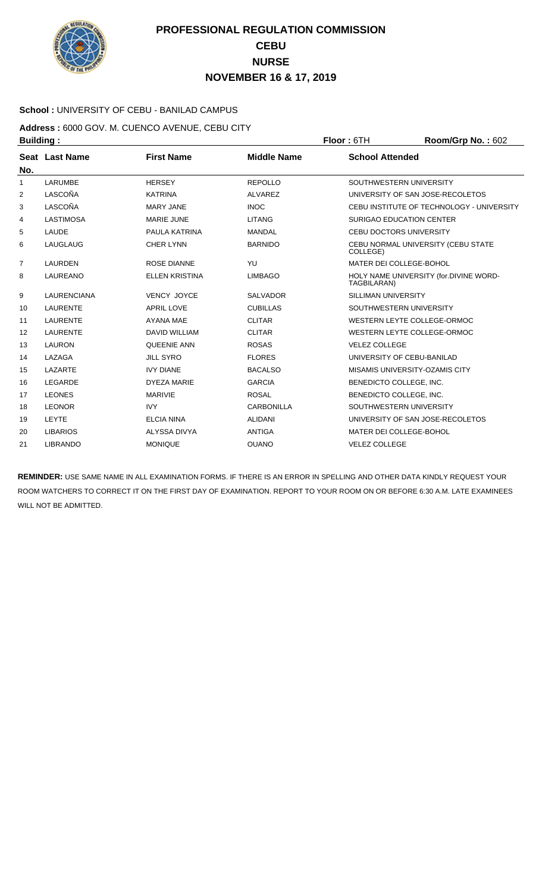# PROFESSIONAL REGULATION COMMISSION
## CEBU
## NURSE
## NOVEMBER 16 & 17, 2019

**School :** UNIVERSITY OF CEBU - BANILAD CAMPUS

**Address :** 6000 GOV. M. CUENCO AVENUE, CEBU CITY

**Building :** **Floor :** 6TH **Room/Grp No. :** 602

| Seat No. | Last Name | First Name | Middle Name | School Attended |
|---|---|---|---|---|
| 1 | LARUMBE | HERSEY | REPOLLO | SOUTHWESTERN UNIVERSITY |
| 2 | LASCOÑA | KATRINA | ALVAREZ | UNIVERSITY OF SAN JOSE-RECOLETOS |
| 3 | LASCOÑA | MARY JANE | INOC | CEBU INSTITUTE OF TECHNOLOGY - UNIVERSITY |
| 4 | LASTIMOSA | MARIE JUNE | LITANG | SURIGAO EDUCATION CENTER |
| 5 | LAUDE | PAULA KATRINA | MANDAL | CEBU DOCTORS UNIVERSITY |
| 6 | LAUGLAUG | CHER LYNN | BARNIDO | CEBU NORMAL UNIVERSITY (CEBU STATE COLLEGE) |
| 7 | LAURDEN | ROSE DIANNE | YU | MATER DEI COLLEGE-BOHOL |
| 8 | LAUREANO | ELLEN KRISTINA | LIMBAGO | HOLY NAME UNIVERSITY (for.DIVINE WORD-TAGBILARAN) |
| 9 | LAURENCIANA | VENCY JOYCE | SALVADOR | SILLIMAN UNIVERSITY |
| 10 | LAURENTE | APRIL LOVE | CUBILLAS | SOUTHWESTERN UNIVERSITY |
| 11 | LAURENTE | AYANA MAE | CLITAR | WESTERN LEYTE COLLEGE-ORMOC |
| 12 | LAURENTE | DAVID WILLIAM | CLITAR | WESTERN LEYTE COLLEGE-ORMOC |
| 13 | LAURON | QUEENIE ANN | ROSAS | VELEZ COLLEGE |
| 14 | LAZAGA | JILL SYRO | FLORES | UNIVERSITY OF CEBU-BANILAD |
| 15 | LAZARTE | IVY DIANE | BACALSO | MISAMIS UNIVERSITY-OZAMIS CITY |
| 16 | LEGARDE | DYEZA MARIE | GARCIA | BENEDICTO COLLEGE, INC. |
| 17 | LEONES | MARIVIE | ROSAL | BENEDICTO COLLEGE, INC. |
| 18 | LEONOR | IVY | CARBONILLA | SOUTHWESTERN UNIVERSITY |
| 19 | LEYTE | ELCIA NINA | ALIDANI | UNIVERSITY OF SAN JOSE-RECOLETOS |
| 20 | LIBARIOS | ALYSSA DIVYA | ANTIGA | MATER DEI COLLEGE-BOHOL |
| 21 | LIBRANDO | MONIQUE | OUANO | VELEZ COLLEGE |

**REMINDER:** USE SAME NAME IN ALL EXAMINATION FORMS. IF THERE IS AN ERROR IN SPELLING AND OTHER DATA KINDLY REQUEST YOUR ROOM WATCHERS TO CORRECT IT ON THE FIRST DAY OF EXAMINATION. REPORT TO YOUR ROOM ON OR BEFORE 6:30 A.M. LATE EXAMINEES WILL NOT BE ADMITTED.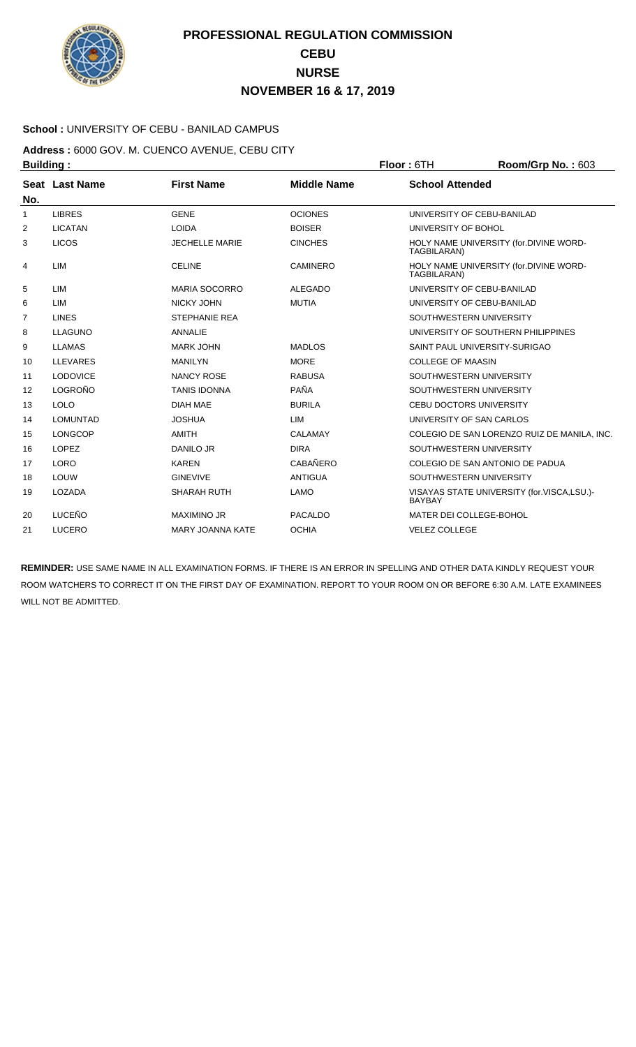# PROFESSIONAL REGULATION COMMISSION
## CEBU
## NURSE
## NOVEMBER 16 & 17, 2019

**School :** UNIVERSITY OF CEBU - BANILAD CAMPUS

**Address :** 6000 GOV. M. CUENCO AVENUE, CEBU CITY

**Building :** **Floor :** 6TH **Room/Grp No. :** 603

| Seat No. | Last Name | First Name | Middle Name | School Attended |
|---|---|---|---|---|
| 1 | LIBRES | GENE | OCIONES | UNIVERSITY OF CEBU-BANILAD |
| 2 | LICATAN | LOIDA | BOISER | UNIVERSITY OF BOHOL |
| 3 | LICOS | JECHELLE MARIE | CINCHES | HOLY NAME UNIVERSITY (for.DIVINE WORD-TAGBILARAN) |
| 4 | LIM | CELINE | CAMINERO | HOLY NAME UNIVERSITY (for.DIVINE WORD-TAGBILARAN) |
| 5 | LIM | MARIA SOCORRO | ALEGADO | UNIVERSITY OF CEBU-BANILAD |
| 6 | LIM | NICKY JOHN | MUTIA | UNIVERSITY OF CEBU-BANILAD |
| 7 | LINES | STEPHANIE REA | | SOUTHWESTERN UNIVERSITY |
| 8 | LLAGUNO | ANNALIE | | UNIVERSITY OF SOUTHERN PHILIPPINES |
| 9 | LLAMAS | MARK JOHN | MADLOS | SAINT PAUL UNIVERSITY-SURIGAO |
| 10 | LLEVARES | MANILYN | MORE | COLLEGE OF MAASIN |
| 11 | LODOVICE | NANCY ROSE | RABUSA | SOUTHWESTERN UNIVERSITY |
| 12 | LOGROÑO | TANIS IDONNA | PAÑA | SOUTHWESTERN UNIVERSITY |
| 13 | LOLO | DIAH MAE | BURILA | CEBU DOCTORS UNIVERSITY |
| 14 | LOMUNTAD | JOSHUA | LIM | UNIVERSITY OF SAN CARLOS |
| 15 | LONGCOP | AMITH | CALAMAY | COLEGIO DE SAN LORENZO RUIZ DE MANILA, INC. |
| 16 | LOPEZ | DANILO JR | DIRA | SOUTHWESTERN UNIVERSITY |
| 17 | LORO | KAREN | CABAÑERO | COLEGIO DE SAN ANTONIO DE PADUA |
| 18 | LOUW | GINEVIVE | ANTIGUA | SOUTHWESTERN UNIVERSITY |
| 19 | LOZADA | SHARAH RUTH | LAMO | VISAYAS STATE UNIVERSITY (for.VISCA,LSU.)-BAYBAY |
| 20 | LUCEÑO | MAXIMINO JR | PACALDO | MATER DEI COLLEGE-BOHOL |
| 21 | LUCERO | MARY JOANNA KATE | OCHIA | VELEZ COLLEGE |

**REMINDER:** USE SAME NAME IN ALL EXAMINATION FORMS. IF THERE IS AN ERROR IN SPELLING AND OTHER DATA KINDLY REQUEST YOUR ROOM WATCHERS TO CORRECT IT ON THE FIRST DAY OF EXAMINATION. REPORT TO YOUR ROOM ON OR BEFORE 6:30 A.M. LATE EXAMINEES WILL NOT BE ADMITTED.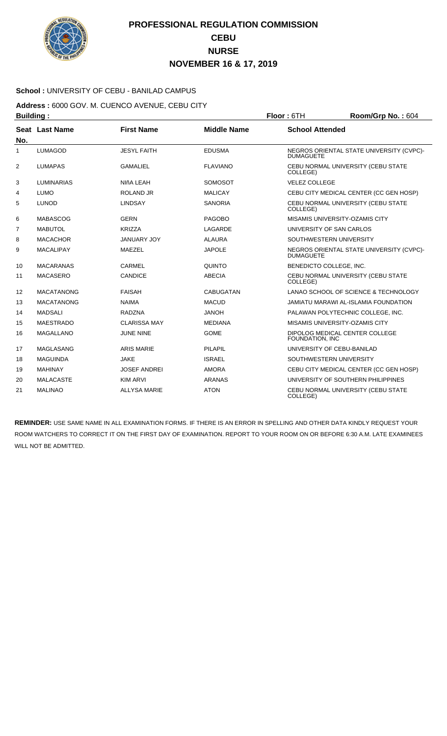# PROFESSIONAL REGULATION COMMISSION
## CEBU
## NURSE
## NOVEMBER 16 & 17, 2019

**School :** UNIVERSITY OF CEBU - BANILAD CAMPUS

**Address :** 6000 GOV. M. CUENCO AVENUE, CEBU CITY

**Building :** **Floor :** 6TH **Room/Grp No. :** 604

| Seat No. | Last Name | First Name | Middle Name | School Attended |
|---|---|---|---|---|
| 1 | LUMAGOD | JESYL FAITH | EDUSMA | NEGROS ORIENTAL STATE UNIVERSITY (CVPC)-DUMAGUETE |
| 2 | LUMAPAS | GAMALIEL | FLAVIANO | CEBU NORMAL UNIVERSITY (CEBU STATE COLLEGE) |
| 3 | LUMINARIAS | NIñA LEAH | SOMOSOT | VELEZ COLLEGE |
| 4 | LUMO | ROLAND JR | MALICAY | CEBU CITY MEDICAL CENTER (CC GEN HOSP) |
| 5 | LUNOD | LINDSAY | SANORIA | CEBU NORMAL UNIVERSITY (CEBU STATE COLLEGE) |
| 6 | MABASCOG | GERN | PAGOBO | MISAMIS UNIVERSITY-OZAMIS CITY |
| 7 | MABUTOL | KRIZZA | LAGARDE | UNIVERSITY OF SAN CARLOS |
| 8 | MACACHOR | JANUARY JOY | ALAURA | SOUTHWESTERN UNIVERSITY |
| 9 | MACALIPAY | MAEZEL | JAPOLE | NEGROS ORIENTAL STATE UNIVERSITY (CVPC)-DUMAGUETE |
| 10 | MACARANAS | CARMEL | QUINTO | BENEDICTO COLLEGE, INC. |
| 11 | MACASERO | CANDICE | ABECIA | CEBU NORMAL UNIVERSITY (CEBU STATE COLLEGE) |
| 12 | MACATANONG | FAISAH | CABUGATAN | LANAO SCHOOL OF SCIENCE & TECHNOLOGY |
| 13 | MACATANONG | NAIMA | MACUD | JAMIATU MARAWI AL-ISLAMIA FOUNDATION |
| 14 | MADSALI | RADZNA | JANOH | PALAWAN POLYTECHNIC COLLEGE, INC. |
| 15 | MAESTRADO | CLARISSA MAY | MEDIANA | MISAMIS UNIVERSITY-OZAMIS CITY |
| 16 | MAGALLANO | JUNE NINE | GOME | DIPOLOG MEDICAL CENTER COLLEGE FOUNDATION, INC |
| 17 | MAGLASANG | ARIS MARIE | PILAPIL | UNIVERSITY OF CEBU-BANILAD |
| 18 | MAGUINDA | JAKE | ISRAEL | SOUTHWESTERN UNIVERSITY |
| 19 | MAHINAY | JOSEF ANDREI | AMORA | CEBU CITY MEDICAL CENTER (CC GEN HOSP) |
| 20 | MALACASTE | KIM ARVI | ARANAS | UNIVERSITY OF SOUTHERN PHILIPPINES |
| 21 | MALINAO | ALLYSA MARIE | ATON | CEBU NORMAL UNIVERSITY (CEBU STATE COLLEGE) |

**REMINDER:** USE SAME NAME IN ALL EXAMINATION FORMS. IF THERE IS AN ERROR IN SPELLING AND OTHER DATA KINDLY REQUEST YOUR ROOM WATCHERS TO CORRECT IT ON THE FIRST DAY OF EXAMINATION. REPORT TO YOUR ROOM ON OR BEFORE 6:30 A.M. LATE EXAMINEES WILL NOT BE ADMITTED.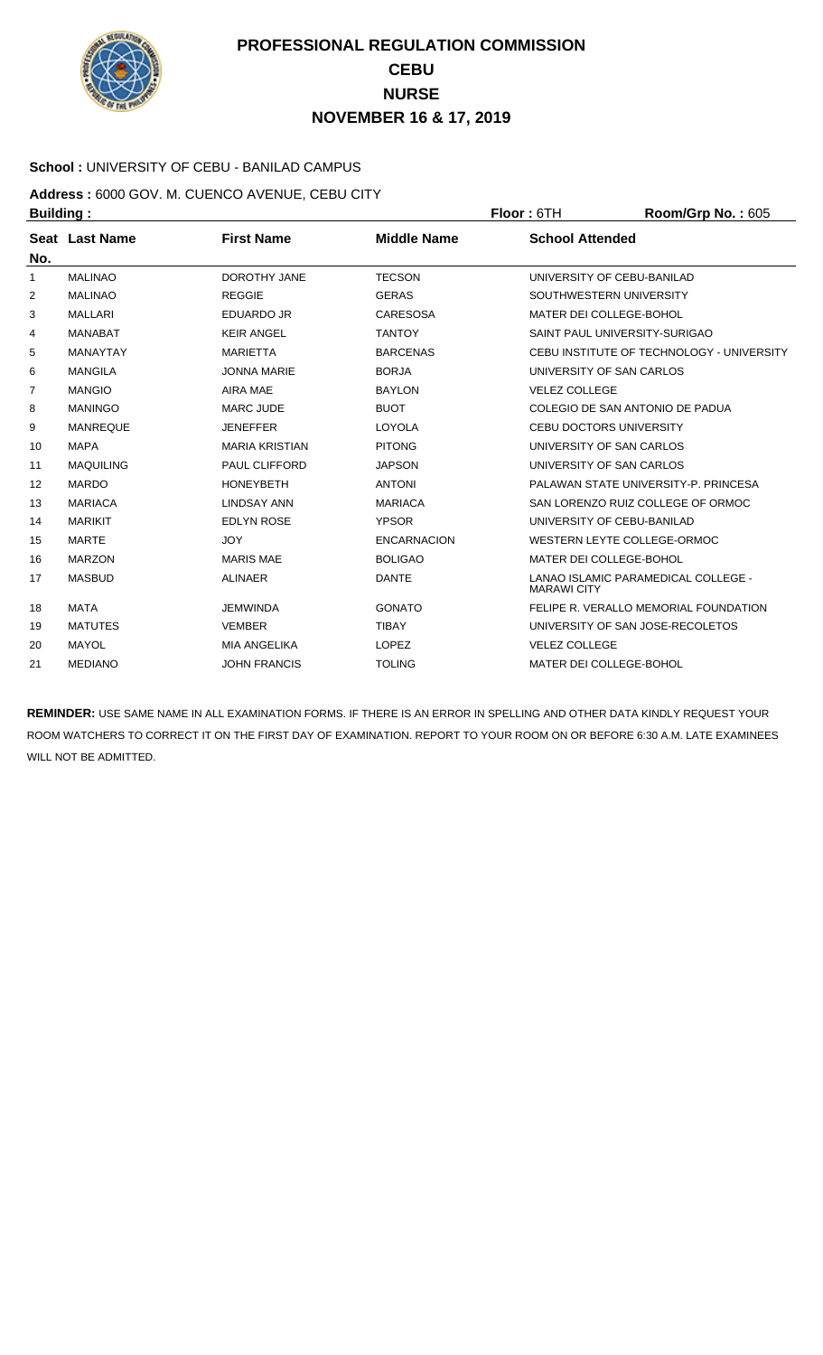# PROFESSIONAL REGULATION COMMISSION
# CEBU
# NURSE
# NOVEMBER 16 & 17, 2019

**School :** UNIVERSITY OF CEBU - BANILAD CAMPUS

**Address :** 6000 GOV. M. CUENCO AVENUE, CEBU CITY

**Building :** **Floor :** 6TH **Room/Grp No. :** 605

| Seat No. | Last Name | First Name | Middle Name | School Attended |
|---|---|---|---|---|
| 1 | MALINAO | DOROTHY JANE | TECSON | UNIVERSITY OF CEBU-BANILAD |
| 2 | MALINAO | REGGIE | GERAS | SOUTHWESTERN UNIVERSITY |
| 3 | MALLARI | EDUARDO JR | CARESOSA | MATER DEI COLLEGE-BOHOL |
| 4 | MANABAT | KEIR ANGEL | TANTOY | SAINT PAUL UNIVERSITY-SURIGAO |
| 5 | MANAYTAY | MARIETTA | BARCENAS | CEBU INSTITUTE OF TECHNOLOGY - UNIVERSITY |
| 6 | MANGILA | JONNA MARIE | BORJA | UNIVERSITY OF SAN CARLOS |
| 7 | MANGIO | AIRA MAE | BAYLON | VELEZ COLLEGE |
| 8 | MANINGO | MARC JUDE | BUOT | COLEGIO DE SAN ANTONIO DE PADUA |
| 9 | MANREQUE | JENEFFER | LOYOLA | CEBU DOCTORS UNIVERSITY |
| 10 | MAPA | MARIA KRISTIAN | PITONG | UNIVERSITY OF SAN CARLOS |
| 11 | MAQUILING | PAUL CLIFFORD | JAPSON | UNIVERSITY OF SAN CARLOS |
| 12 | MARDO | HONEYBETH | ANTONI | PALAWAN STATE UNIVERSITY-P. PRINCESA |
| 13 | MARIACA | LINDSAY ANN | MARIACA | SAN LORENZO RUIZ COLLEGE OF ORMOC |
| 14 | MARIKIT | EDLYN ROSE | YPSOR | UNIVERSITY OF CEBU-BANILAD |
| 15 | MARTE | JOY | ENCARNACION | WESTERN LEYTE COLLEGE-ORMOC |
| 16 | MARZON | MARIS MAE | BOLIGAO | MATER DEI COLLEGE-BOHOL |
| 17 | MASBUD | ALINAER | DANTE | LANAO ISLAMIC PARAMEDICAL COLLEGE - MARAWI CITY |
| 18 | MATA | JEMWINDA | GONATO | FELIPE R. VERALLO MEMORIAL FOUNDATION |
| 19 | MATUTES | VEMBER | TIBAY | UNIVERSITY OF SAN JOSE-RECOLETOS |
| 20 | MAYOL | MIA ANGELIKA | LOPEZ | VELEZ COLLEGE |
| 21 | MEDIANO | JOHN FRANCIS | TOLING | MATER DEI COLLEGE-BOHOL |

**REMINDER:** USE SAME NAME IN ALL EXAMINATION FORMS. IF THERE IS AN ERROR IN SPELLING AND OTHER DATA KINDLY REQUEST YOUR ROOM WATCHERS TO CORRECT IT ON THE FIRST DAY OF EXAMINATION. REPORT TO YOUR ROOM ON OR BEFORE 6:30 A.M. LATE EXAMINEES WILL NOT BE ADMITTED.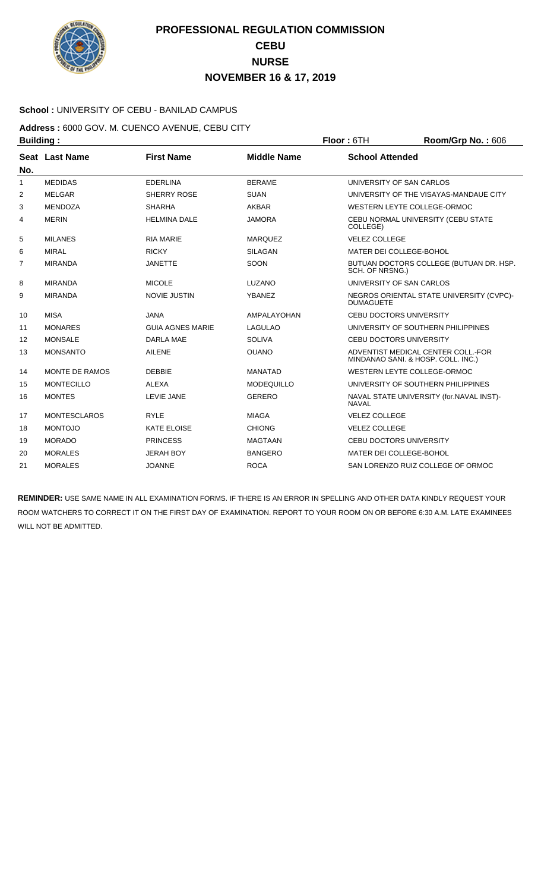# PROFESSIONAL REGULATION COMMISSION
## CEBU
## NURSE
## NOVEMBER 16 & 17, 2019

**School :** UNIVERSITY OF CEBU - BANILAD CAMPUS

**Address :** 6000 GOV. M. CUENCO AVENUE, CEBU CITY

**Building :** **Floor :** 6TH **Room/Grp No. :** 606

| Seat No. | Last Name | First Name | Middle Name | School Attended |
|---|---|---|---|---|
| 1 | MEDIDAS | EDERLINA | BERAME | UNIVERSITY OF SAN CARLOS |
| 2 | MELGAR | SHERRY ROSE | SUAN | UNIVERSITY OF THE VISAYAS-MANDAUE CITY |
| 3 | MENDOZA | SHARHA | AKBAR | WESTERN LEYTE COLLEGE-ORMOC |
| 4 | MERIN | HELMINA DALE | JAMORA | CEBU NORMAL UNIVERSITY (CEBU STATE COLLEGE) |
| 5 | MILANES | RIA MARIE | MARQUEZ | VELEZ COLLEGE |
| 6 | MIRAL | RICKY | SILAGAN | MATER DEI COLLEGE-BOHOL |
| 7 | MIRANDA | JANETTE | SOON | BUTUAN DOCTORS COLLEGE (BUTUAN DR. HSP. SCH. OF NRSNG.) |
| 8 | MIRANDA | MICOLE | LUZANO | UNIVERSITY OF SAN CARLOS |
| 9 | MIRANDA | NOVIE JUSTIN | YBANEZ | NEGROS ORIENTAL STATE UNIVERSITY (CVPC)-DUMAGUETE |
| 10 | MISA | JANA | AMPALAYOHAN | CEBU DOCTORS UNIVERSITY |
| 11 | MONARES | GUIA AGNES MARIE | LAGULAO | UNIVERSITY OF SOUTHERN PHILIPPINES |
| 12 | MONSALE | DARLA MAE | SOLIVA | CEBU DOCTORS UNIVERSITY |
| 13 | MONSANTO | AILENE | OUANO | ADVENTIST MEDICAL CENTER COLL.-FOR MINDANAO SANI. & HOSP. COLL. INC.) |
| 14 | MONTE DE RAMOS | DEBBIE | MANATAD | WESTERN LEYTE COLLEGE-ORMOC |
| 15 | MONTECILLO | ALEXA | MODEQUILLO | UNIVERSITY OF SOUTHERN PHILIPPINES |
| 16 | MONTES | LEVIE JANE | GERERO | NAVAL STATE UNIVERSITY (for.NAVAL INST)-NAVAL |
| 17 | MONTESCLAROS | RYLE | MIAGA | VELEZ COLLEGE |
| 18 | MONTOJO | KATE ELOISE | CHIONG | VELEZ COLLEGE |
| 19 | MORADO | PRINCESS | MAGTAAN | CEBU DOCTORS UNIVERSITY |
| 20 | MORALES | JERAH BOY | BANGERO | MATER DEI COLLEGE-BOHOL |
| 21 | MORALES | JOANNE | ROCA | SAN LORENZO RUIZ COLLEGE OF ORMOC |

**REMINDER:** USE SAME NAME IN ALL EXAMINATION FORMS. IF THERE IS AN ERROR IN SPELLING AND OTHER DATA KINDLY REQUEST YOUR ROOM WATCHERS TO CORRECT IT ON THE FIRST DAY OF EXAMINATION. REPORT TO YOUR ROOM ON OR BEFORE 6:30 A.M. LATE EXAMINEES WILL NOT BE ADMITTED.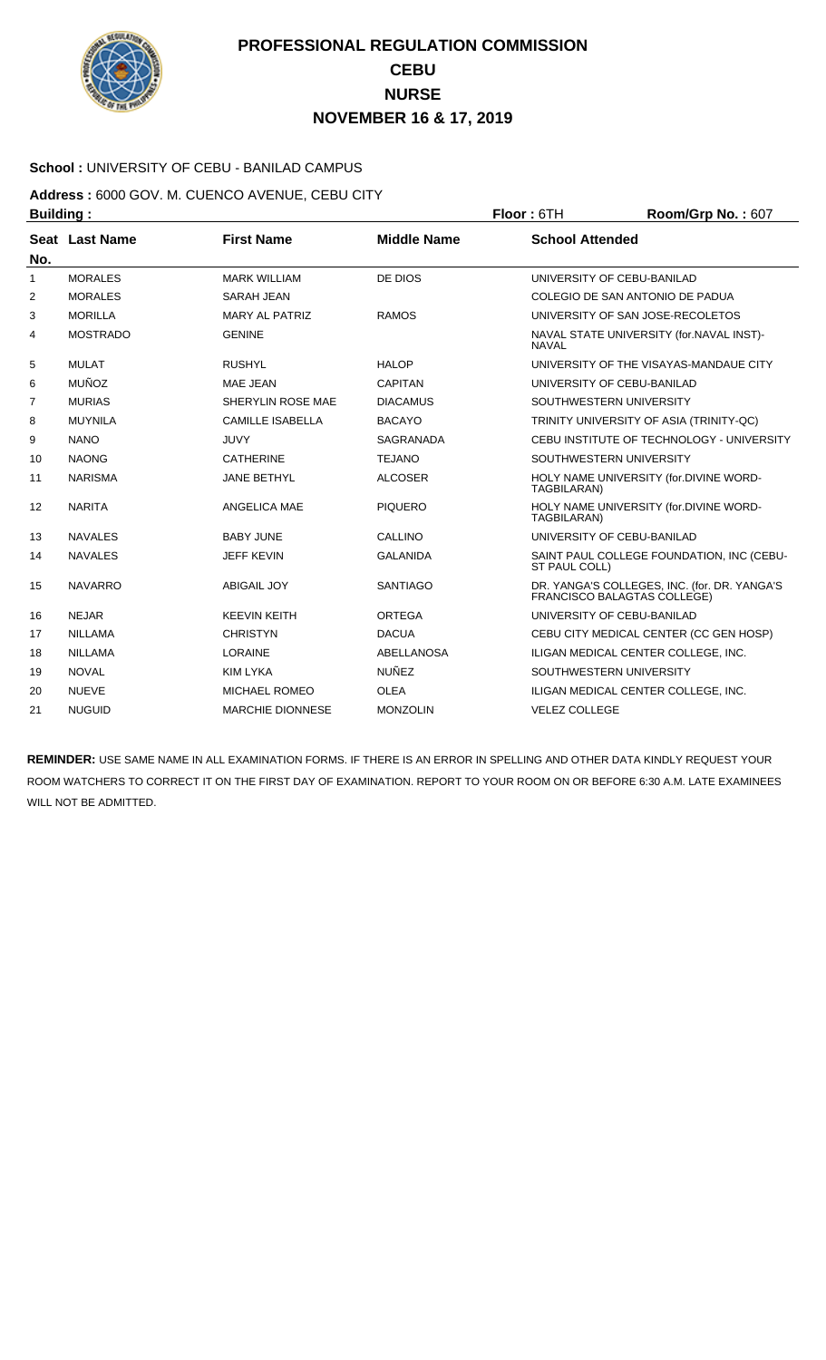# PROFESSIONAL REGULATION COMMISSION
## CEBU
## NURSE
## NOVEMBER 16 & 17, 2019

**School :** UNIVERSITY OF CEBU - BANILAD CAMPUS

**Address :** 6000 GOV. M. CUENCO AVENUE, CEBU CITY

**Building :** **Floor :** 6TH **Room/Grp No. :** 607

| Seat No. | Last Name | First Name | Middle Name | School Attended |
|---|---|---|---|---|
| 1 | MORALES | MARK WILLIAM | DE DIOS | UNIVERSITY OF CEBU-BANILAD |
| 2 | MORALES | SARAH JEAN | | COLEGIO DE SAN ANTONIO DE PADUA |
| 3 | MORILLA | MARY AL PATRIZ | RAMOS | UNIVERSITY OF SAN JOSE-RECOLETOS |
| 4 | MOSTRADO | GENINE | | NAVAL STATE UNIVERSITY (for.NAVAL INST)-NAVAL |
| 5 | MULAT | RUSHYL | HALOP | UNIVERSITY OF THE VISAYAS-MANDAUE CITY |
| 6 | MUÑOZ | MAE JEAN | CAPITAN | UNIVERSITY OF CEBU-BANILAD |
| 7 | MURIAS | SHERYLIN ROSE MAE | DIACAMUS | SOUTHWESTERN UNIVERSITY |
| 8 | MUYNILA | CAMILLE ISABELLA | BACAYO | TRINITY UNIVERSITY OF ASIA (TRINITY-QC) |
| 9 | NANO | JUVY | SAGRANADA | CEBU INSTITUTE OF TECHNOLOGY - UNIVERSITY |
| 10 | NAONG | CATHERINE | TEJANO | SOUTHWESTERN UNIVERSITY |
| 11 | NARISMA | JANE BETHYL | ALCOSER | HOLY NAME UNIVERSITY (for.DIVINE WORD-TAGBILARAN) |
| 12 | NARITA | ANGELICA MAE | PIQUERO | HOLY NAME UNIVERSITY (for.DIVINE WORD-TAGBILARAN) |
| 13 | NAVALES | BABY JUNE | CALLINO | UNIVERSITY OF CEBU-BANILAD |
| 14 | NAVALES | JEFF KEVIN | GALANIDA | SAINT PAUL COLLEGE FOUNDATION, INC (CEBU-ST PAUL COLL) |
| 15 | NAVARRO | ABIGAIL JOY | SANTIAGO | DR. YANGA'S COLLEGES, INC. (for. DR. YANGA'S FRANCISCO BALAGTAS COLLEGE) |
| 16 | NEJAR | KEEVIN KEITH | ORTEGA | UNIVERSITY OF CEBU-BANILAD |
| 17 | NILLAMA | CHRISTYN | DACUA | CEBU CITY MEDICAL CENTER (CC GEN HOSP) |
| 18 | NILLAMA | LORAINE | ABELLANOSA | ILIGAN MEDICAL CENTER COLLEGE, INC. |
| 19 | NOVAL | KIM LYKA | NUÑEZ | SOUTHWESTERN UNIVERSITY |
| 20 | NUEVE | MICHAEL ROMEO | OLEA | ILIGAN MEDICAL CENTER COLLEGE, INC. |
| 21 | NUGUID | MARCHIE DIONNESE | MONZOLIN | VELEZ COLLEGE |

**REMINDER:** USE SAME NAME IN ALL EXAMINATION FORMS. IF THERE IS AN ERROR IN SPELLING AND OTHER DATA KINDLY REQUEST YOUR ROOM WATCHERS TO CORRECT IT ON THE FIRST DAY OF EXAMINATION. REPORT TO YOUR ROOM ON OR BEFORE 6:30 A.M. LATE EXAMINEES WILL NOT BE ADMITTED.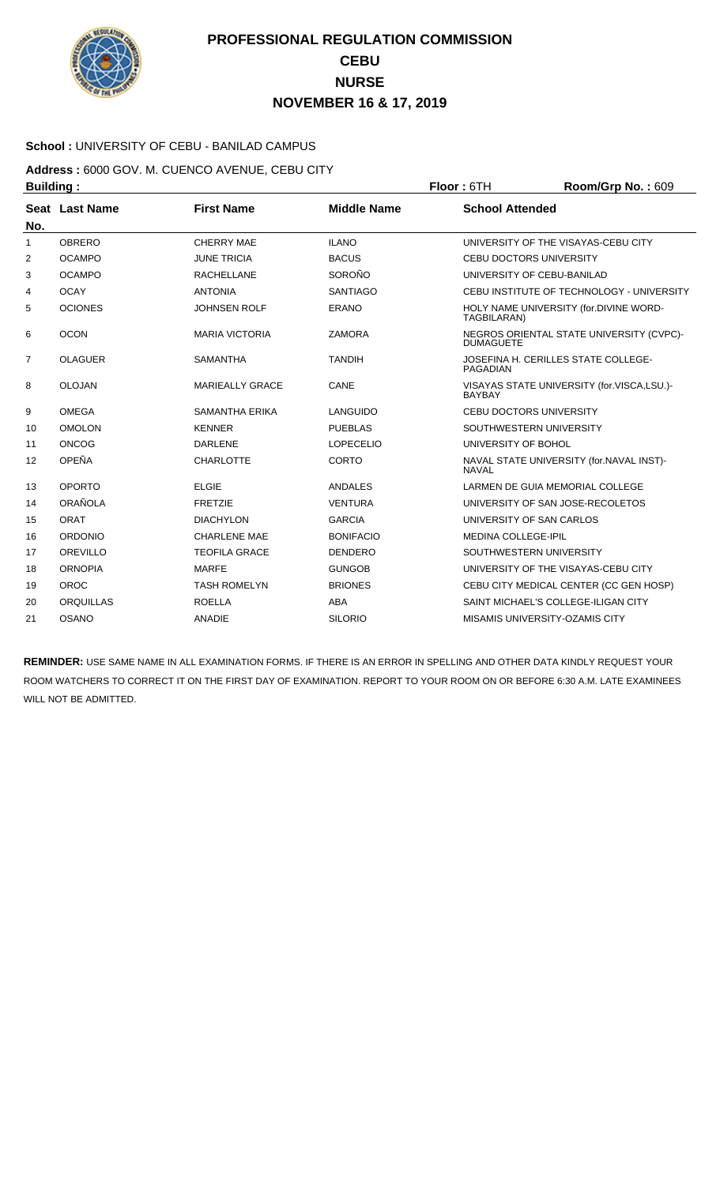# PROFESSIONAL REGULATION COMMISSION
## CEBU
## NURSE
## NOVEMBER 16 & 17, 2019

**School :** UNIVERSITY OF CEBU - BANILAD CAMPUS

**Address :** 6000 GOV. M. CUENCO AVENUE, CEBU CITY

**Building :** **Floor :** 6TH **Room/Grp No. :** 609

| Seat No. | Last Name | First Name | Middle Name | School Attended |
|---|---|---|---|---|
| 1 | OBRERO | CHERRY MAE | ILANO | UNIVERSITY OF THE VISAYAS-CEBU CITY |
| 2 | OCAMPO | JUNE TRICIA | BACUS | CEBU DOCTORS UNIVERSITY |
| 3 | OCAMPO | RACHELLANE | SOROÑO | UNIVERSITY OF CEBU-BANILAD |
| 4 | OCAY | ANTONIA | SANTIAGO | CEBU INSTITUTE OF TECHNOLOGY - UNIVERSITY |
| 5 | OCIONES | JOHNSEN ROLF | ERANO | HOLY NAME UNIVERSITY (for.DIVINE WORD-TAGBILARAN) |
| 6 | OCON | MARIA VICTORIA | ZAMORA | NEGROS ORIENTAL STATE UNIVERSITY (CVPC)-DUMAGUETE |
| 7 | OLAGUER | SAMANTHA | TANDIH | JOSEFINA H. CERILLES STATE COLLEGE-PAGADIAN |
| 8 | OLOJAN | MARIEALLY GRACE | CANE | VISAYAS STATE UNIVERSITY (for.VISCA,LSU.)-BAYBAY |
| 9 | OMEGA | SAMANTHA ERIKA | LANGUIDO | CEBU DOCTORS UNIVERSITY |
| 10 | OMOLON | KENNER | PUEBLAS | SOUTHWESTERN UNIVERSITY |
| 11 | ONCOG | DARLENE | LOPECELIO | UNIVERSITY OF BOHOL |
| 12 | OPEÑA | CHARLOTTE | CORTO | NAVAL STATE UNIVERSITY (for.NAVAL INST)-NAVAL |
| 13 | OPORTO | ELGIE | ANDALES | LARMEN DE GUIA MEMORIAL COLLEGE |
| 14 | ORAÑOLA | FRETZIE | VENTURA | UNIVERSITY OF SAN JOSE-RECOLETOS |
| 15 | ORAT | DIACHYLON | GARCIA | UNIVERSITY OF SAN CARLOS |
| 16 | ORDONIO | CHARLENE MAE | BONIFACIO | MEDINA COLLEGE-IPIL |
| 17 | OREVILLO | TEOFILA GRACE | DENDERO | SOUTHWESTERN UNIVERSITY |
| 18 | ORNOPIA | MARFE | GUNGOB | UNIVERSITY OF THE VISAYAS-CEBU CITY |
| 19 | OROC | TASH ROMELYN | BRIONES | CEBU CITY MEDICAL CENTER (CC GEN HOSP) |
| 20 | ORQUILLAS | ROELLA | ABA | SAINT MICHAEL'S COLLEGE-ILIGAN CITY |
| 21 | OSANO | ANADIE | SILORIO | MISAMIS UNIVERSITY-OZAMIS CITY |

**REMINDER:** USE SAME NAME IN ALL EXAMINATION FORMS. IF THERE IS AN ERROR IN SPELLING AND OTHER DATA KINDLY REQUEST YOUR ROOM WATCHERS TO CORRECT IT ON THE FIRST DAY OF EXAMINATION. REPORT TO YOUR ROOM ON OR BEFORE 6:30 A.M. LATE EXAMINEES WILL NOT BE ADMITTED.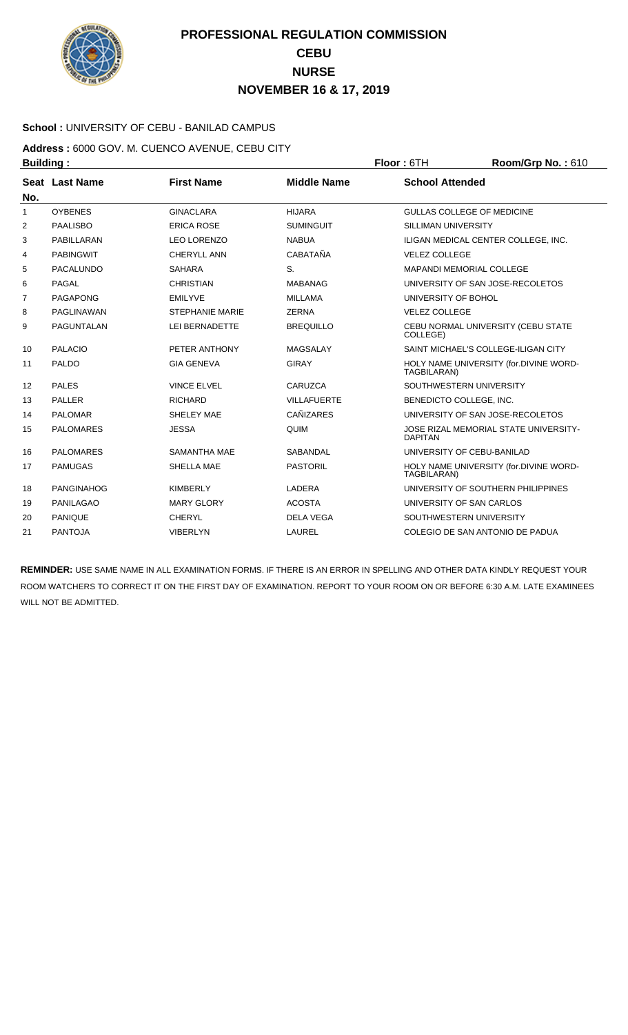# PROFESSIONAL REGULATION COMMISSION
## CEBU
## NURSE
## NOVEMBER 16 & 17, 2019

**School :** UNIVERSITY OF CEBU - BANILAD CAMPUS

**Address :** 6000 GOV. M. CUENCO AVENUE, CEBU CITY

**Building :** **Floor :** 6TH **Room/Grp No. :** 610

| Seat No. | Last Name | First Name | Middle Name | School Attended |
|---|---|---|---|---|
| 1 | OYBENES | GINACLARA | HIJARA | GULLAS COLLEGE OF MEDICINE |
| 2 | PAALISBO | ERICA ROSE | SUMINGUIT | SILLIMAN UNIVERSITY |
| 3 | PABILLARAN | LEO LORENZO | NABUA | ILIGAN MEDICAL CENTER COLLEGE, INC. |
| 4 | PABINGWIT | CHERYLL ANN | CABATAÑA | VELEZ COLLEGE |
| 5 | PACALUNDO | SAHARA | S. | MAPANDI MEMORIAL COLLEGE |
| 6 | PAGAL | CHRISTIAN | MABANAG | UNIVERSITY OF SAN JOSE-RECOLETOS |
| 7 | PAGAPONG | EMILYVE | MILLAMA | UNIVERSITY OF BOHOL |
| 8 | PAGLINAWAN | STEPHANIE MARIE | ZERNA | VELEZ COLLEGE |
| 9 | PAGUNTALAN | LEI BERNADETTE | BREQUILLO | CEBU NORMAL UNIVERSITY (CEBU STATE COLLEGE) |
| 10 | PALACIO | PETER ANTHONY | MAGSALAY | SAINT MICHAEL'S COLLEGE-ILIGAN CITY |
| 11 | PALDO | GIA GENEVA | GIRAY | HOLY NAME UNIVERSITY (for.DIVINE WORD-TAGBILARAN) |
| 12 | PALES | VINCE ELVEL | CARUZCA | SOUTHWESTERN UNIVERSITY |
| 13 | PALLER | RICHARD | VILLAFUERTE | BENEDICTO COLLEGE, INC. |
| 14 | PALOMAR | SHELEY MAE | CAÑIZARES | UNIVERSITY OF SAN JOSE-RECOLETOS |
| 15 | PALOMARES | JESSA | QUIM | JOSE RIZAL MEMORIAL STATE UNIVERSITY-DAPITAN |
| 16 | PALOMARES | SAMANTHA MAE | SABANDAL | UNIVERSITY OF CEBU-BANILAD |
| 17 | PAMUGAS | SHELLA MAE | PASTORIL | HOLY NAME UNIVERSITY (for.DIVINE WORD-TAGBILARAN) |
| 18 | PANGINAHOG | KIMBERLY | LADERA | UNIVERSITY OF SOUTHERN PHILIPPINES |
| 19 | PANILAGAO | MARY GLORY | ACOSTA | UNIVERSITY OF SAN CARLOS |
| 20 | PANIQUE | CHERYL | DELA VEGA | SOUTHWESTERN UNIVERSITY |
| 21 | PANTOJA | VIBERLYN | LAUREL | COLEGIO DE SAN ANTONIO DE PADUA |

**REMINDER:** USE SAME NAME IN ALL EXAMINATION FORMS. IF THERE IS AN ERROR IN SPELLING AND OTHER DATA KINDLY REQUEST YOUR ROOM WATCHERS TO CORRECT IT ON THE FIRST DAY OF EXAMINATION. REPORT TO YOUR ROOM ON OR BEFORE 6:30 A.M. LATE EXAMINEES WILL NOT BE ADMITTED.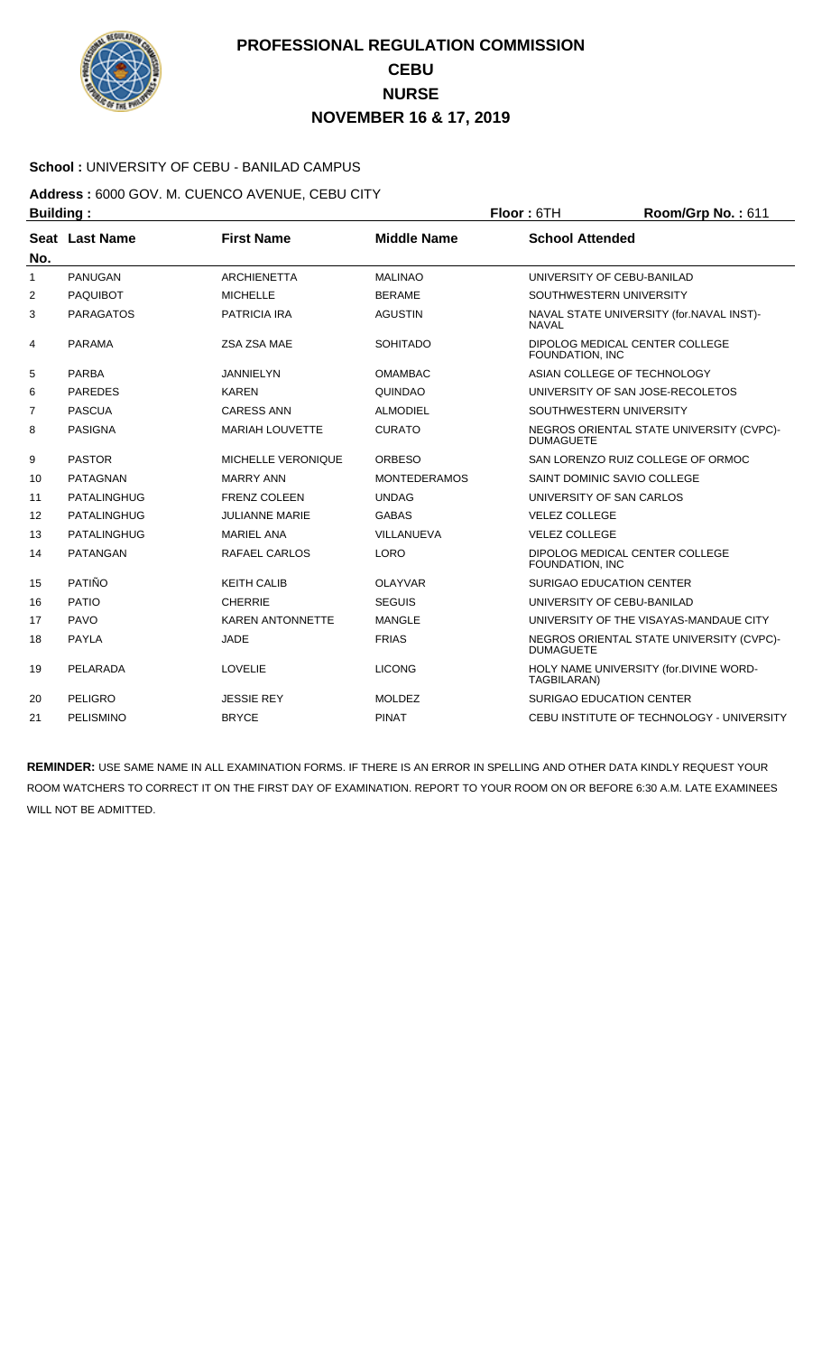# PROFESSIONAL REGULATION COMMISSION
## CEBU
## NURSE
## NOVEMBER 16 & 17, 2019

**School :** UNIVERSITY OF CEBU - BANILAD CAMPUS

**Address :** 6000 GOV. M. CUENCO AVENUE, CEBU CITY

**Building :** **Floor :** 6TH **Room/Grp No. :** 611

| Seat No. | Last Name | First Name | Middle Name | School Attended |
|---|---|---|---|---|
| 1 | PANUGAN | ARCHIENETTA | MALINAO | UNIVERSITY OF CEBU-BANILAD |
| 2 | PAQUIBOT | MICHELLE | BERAME | SOUTHWESTERN UNIVERSITY |
| 3 | PARAGATOS | PATRICIA IRA | AGUSTIN | NAVAL STATE UNIVERSITY (for.NAVAL INST)-NAVAL |
| 4 | PARAMA | ZSA ZSA MAE | SOHITADO | DIPOLOG MEDICAL CENTER COLLEGE FOUNDATION, INC |
| 5 | PARBA | JANNIELYN | OMAMBAC | ASIAN COLLEGE OF TECHNOLOGY |
| 6 | PAREDES | KAREN | QUINDAO | UNIVERSITY OF SAN JOSE-RECOLETOS |
| 7 | PASCUA | CARESS ANN | ALMODIEL | SOUTHWESTERN UNIVERSITY |
| 8 | PASIGNA | MARIAH LOUVETTE | CURATO | NEGROS ORIENTAL STATE UNIVERSITY (CVPC)-DUMAGUETE |
| 9 | PASTOR | MICHELLE VERONIQUE | ORBESO | SAN LORENZO RUIZ COLLEGE OF ORMOC |
| 10 | PATAGNAN | MARRY ANN | MONTEDERAMOS | SAINT DOMINIC SAVIO COLLEGE |
| 11 | PATALINGHUG | FRENZ COLEEN | UNDAG | UNIVERSITY OF SAN CARLOS |
| 12 | PATALINGHUG | JULIANNE MARIE | GABAS | VELEZ COLLEGE |
| 13 | PATALINGHUG | MARIEL ANA | VILLANUEVA | VELEZ COLLEGE |
| 14 | PATANGAN | RAFAEL CARLOS | LORO | DIPOLOG MEDICAL CENTER COLLEGE FOUNDATION, INC |
| 15 | PATIÑO | KEITH CALIB | OLAYVAR | SURIGAO EDUCATION CENTER |
| 16 | PATIO | CHERRIE | SEGUIS | UNIVERSITY OF CEBU-BANILAD |
| 17 | PAVO | KAREN ANTONNETTE | MANGLE | UNIVERSITY OF THE VISAYAS-MANDAUE CITY |
| 18 | PAYLA | JADE | FRIAS | NEGROS ORIENTAL STATE UNIVERSITY (CVPC)-DUMAGUETE |
| 19 | PELARADA | LOVELIE | LICONG | HOLY NAME UNIVERSITY (for.DIVINE WORD-TAGBILARAN) |
| 20 | PELIGRO | JESSIE REY | MOLDEZ | SURIGAO EDUCATION CENTER |
| 21 | PELISMINO | BRYCE | PINAT | CEBU INSTITUTE OF TECHNOLOGY - UNIVERSITY |

**REMINDER:** USE SAME NAME IN ALL EXAMINATION FORMS. IF THERE IS AN ERROR IN SPELLING AND OTHER DATA KINDLY REQUEST YOUR ROOM WATCHERS TO CORRECT IT ON THE FIRST DAY OF EXAMINATION. REPORT TO YOUR ROOM ON OR BEFORE 6:30 A.M. LATE EXAMINEES WILL NOT BE ADMITTED.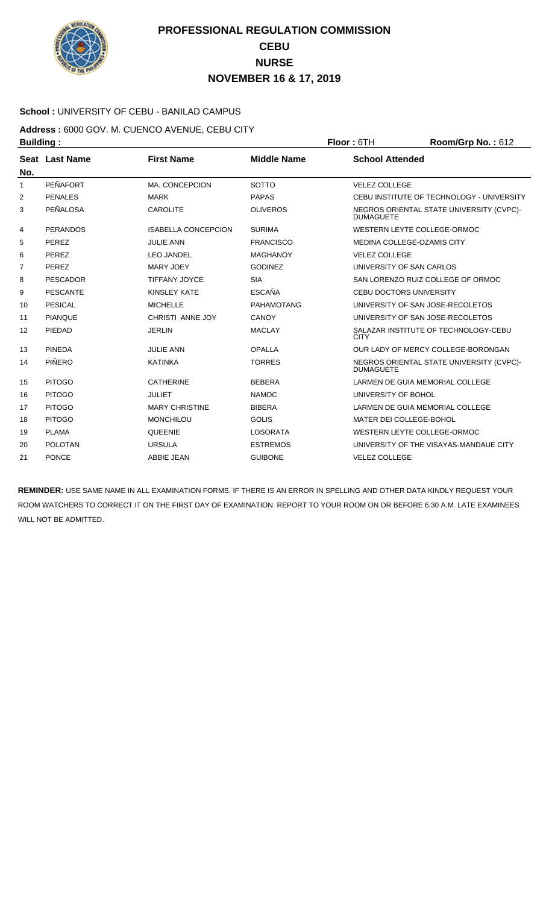# PROFESSIONAL REGULATION COMMISSION
# CEBU
# NURSE
# NOVEMBER 16 & 17, 2019

**School :** UNIVERSITY OF CEBU - BANILAD CAMPUS

**Address :** 6000 GOV. M. CUENCO AVENUE, CEBU CITY

**Building :** **Floor :** 6TH **Room/Grp No. :** 612

| Seat No. | Last Name | First Name | Middle Name | School Attended |
|---|---|---|---|---|
| 1 | PEÑAFORT | MA. CONCEPCION | SOTTO | VELEZ COLLEGE |
| 2 | PENALES | MARK | PAPAS | CEBU INSTITUTE OF TECHNOLOGY - UNIVERSITY |
| 3 | PEÑALOSA | CAROLITE | OLIVEROS | NEGROS ORIENTAL STATE UNIVERSITY (CVPC)-DUMAGUETE |
| 4 | PERANDOS | ISABELLA CONCEPCION | SURIMA | WESTERN LEYTE COLLEGE-ORMOC |
| 5 | PEREZ | JULIE ANN | FRANCISCO | MEDINA COLLEGE-OZAMIS CITY |
| 6 | PEREZ | LEO JANDEL | MAGHANOY | VELEZ COLLEGE |
| 7 | PEREZ | MARY JOEY | GODINEZ | UNIVERSITY OF SAN CARLOS |
| 8 | PESCADOR | TIFFANY JOYCE | SIA | SAN LORENZO RUIZ COLLEGE OF ORMOC |
| 9 | PESCANTE | KINSLEY KATE | ESCAÑA | CEBU DOCTORS UNIVERSITY |
| 10 | PESICAL | MICHELLE | PAHAMOTANG | UNIVERSITY OF SAN JOSE-RECOLETOS |
| 11 | PIANQUE | CHRISTI ANNE JOY | CANOY | UNIVERSITY OF SAN JOSE-RECOLETOS |
| 12 | PIEDAD | JERLIN | MACLAY | SALAZAR INSTITUTE OF TECHNOLOGY-CEBU CITY |
| 13 | PINEDA | JULIE ANN | OPALLA | OUR LADY OF MERCY COLLEGE-BORONGAN |
| 14 | PIÑERO | KATINKA | TORRES | NEGROS ORIENTAL STATE UNIVERSITY (CVPC)-DUMAGUETE |
| 15 | PITOGO | CATHERINE | BEBERA | LARMEN DE GUIA MEMORIAL COLLEGE |
| 16 | PITOGO | JULIET | NAMOC | UNIVERSITY OF BOHOL |
| 17 | PITOGO | MARY CHRISTINE | BIBERA | LARMEN DE GUIA MEMORIAL COLLEGE |
| 18 | PITOGO | MONCHILOU | GOLIS | MATER DEI COLLEGE-BOHOL |
| 19 | PLAMA | QUEENIE | LOSORATA | WESTERN LEYTE COLLEGE-ORMOC |
| 20 | POLOTAN | URSULA | ESTREMOS | UNIVERSITY OF THE VISAYAS-MANDAUE CITY |
| 21 | PONCE | ABBIE JEAN | GUIBONE | VELEZ COLLEGE |

**REMINDER:** USE SAME NAME IN ALL EXAMINATION FORMS. IF THERE IS AN ERROR IN SPELLING AND OTHER DATA KINDLY REQUEST YOUR ROOM WATCHERS TO CORRECT IT ON THE FIRST DAY OF EXAMINATION. REPORT TO YOUR ROOM ON OR BEFORE 6:30 A.M. LATE EXAMINEES WILL NOT BE ADMITTED.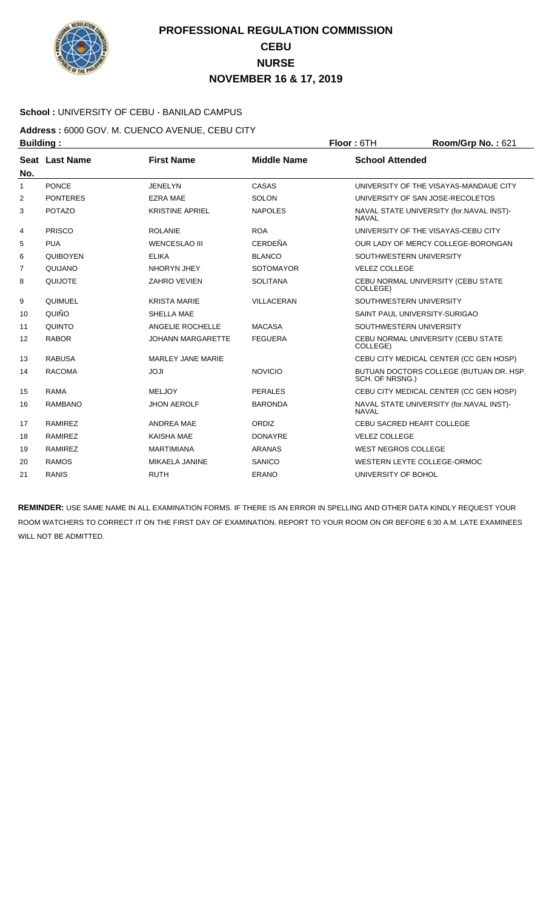# PROFESSIONAL REGULATION COMMISSION
## CEBU
## NURSE
## NOVEMBER 16 & 17, 2019

**School :** UNIVERSITY OF CEBU - BANILAD CAMPUS

**Address :** 6000 GOV. M. CUENCO AVENUE, CEBU CITY

**Building :** **Floor :** 6TH **Room/Grp No. :** 621

| Seat No. | Last Name | First Name | Middle Name | School Attended |
|---|---|---|---|---|
| 1 | PONCE | JENELYN | CASAS | UNIVERSITY OF THE VISAYAS-MANDAUE CITY |
| 2 | PONTERES | EZRA MAE | SOLON | UNIVERSITY OF SAN JOSE-RECOLETOS |
| 3 | POTAZO | KRISTINE APRIEL | NAPOLES | NAVAL STATE UNIVERSITY (for.NAVAL INST)-NAVAL |
| 4 | PRISCO | ROLANIE | ROA | UNIVERSITY OF THE VISAYAS-CEBU CITY |
| 5 | PUA | WENCESLAO III | CERDEÑA | OUR LADY OF MERCY COLLEGE-BORONGAN |
| 6 | QUIBOYEN | ELIKA | BLANCO | SOUTHWESTERN UNIVERSITY |
| 7 | QUIJANO | NHORYN JHEY | SOTOMAYOR | VELEZ COLLEGE |
| 8 | QUIJOTE | ZAHRO VEVIEN | SOLITANA | CEBU NORMAL UNIVERSITY (CEBU STATE COLLEGE) |
| 9 | QUIMUEL | KRISTA MARIE | VILLACERAN | SOUTHWESTERN UNIVERSITY |
| 10 | QUIÑO | SHELLA MAE | | SAINT PAUL UNIVERSITY-SURIGAO |
| 11 | QUINTO | ANGELIE ROCHELLE | MACASA | SOUTHWESTERN UNIVERSITY |
| 12 | RABOR | JOHANN MARGARETTE | FEGUERA | CEBU NORMAL UNIVERSITY (CEBU STATE COLLEGE) |
| 13 | RABUSA | MARLEY JANE MARIE | | CEBU CITY MEDICAL CENTER (CC GEN HOSP) |
| 14 | RACOMA | JOJI | NOVICIO | BUTUAN DOCTORS COLLEGE (BUTUAN DR. HSP. SCH. OF NRSNG.) |
| 15 | RAMA | MELJOY | PERALES | CEBU CITY MEDICAL CENTER (CC GEN HOSP) |
| 16 | RAMBANO | JHON AEROLF | BARONDA | NAVAL STATE UNIVERSITY (for.NAVAL INST)-NAVAL |
| 17 | RAMIREZ | ANDREA MAE | ORDIZ | CEBU SACRED HEART COLLEGE |
| 18 | RAMIREZ | KAISHA MAE | DONAYRE | VELEZ COLLEGE |
| 19 | RAMIREZ | MARTIMIANA | ARANAS | WEST NEGROS COLLEGE |
| 20 | RAMOS | MIKAELA JANINE | SANICO | WESTERN LEYTE COLLEGE-ORMOC |
| 21 | RANIS | RUTH | ERANO | UNIVERSITY OF BOHOL |

**REMINDER:** USE SAME NAME IN ALL EXAMINATION FORMS. IF THERE IS AN ERROR IN SPELLING AND OTHER DATA KINDLY REQUEST YOUR ROOM WATCHERS TO CORRECT IT ON THE FIRST DAY OF EXAMINATION. REPORT TO YOUR ROOM ON OR BEFORE 6:30 A.M. LATE EXAMINEES WILL NOT BE ADMITTED.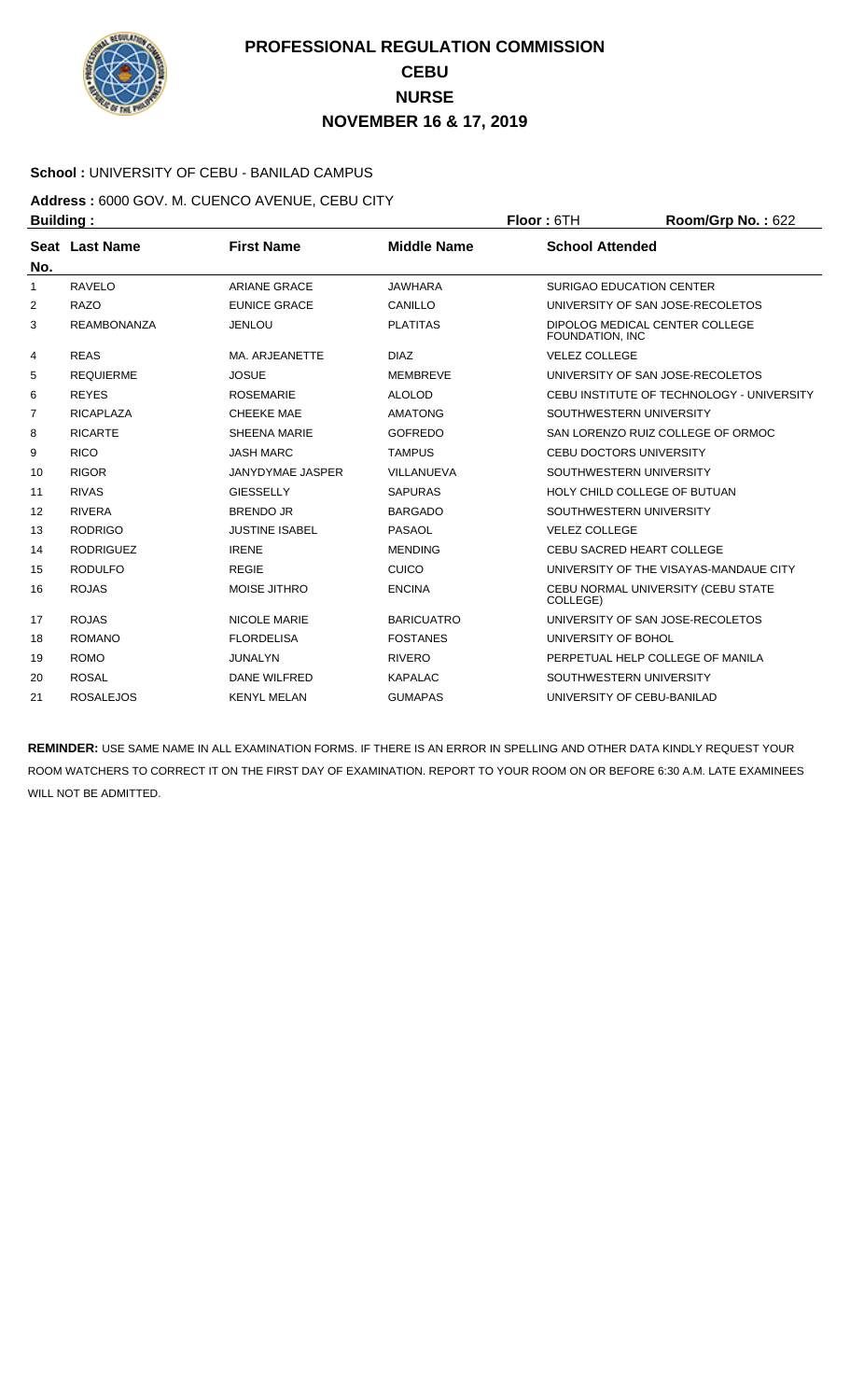# PROFESSIONAL REGULATION COMMISSION
## CEBU
## NURSE
## NOVEMBER 16 & 17, 2019

**School :** UNIVERSITY OF CEBU - BANILAD CAMPUS

**Address :** 6000 GOV. M. CUENCO AVENUE, CEBU CITY

**Building :** **Floor :** 6TH **Room/Grp No. :** 622

| Seat No. | Last Name | First Name | Middle Name | School Attended |
|---|---|---|---|---|
| 1 | RAVELO | ARIANE GRACE | JAWHARA | SURIGAO EDUCATION CENTER |
| 2 | RAZO | EUNICE GRACE | CANILLO | UNIVERSITY OF SAN JOSE-RECOLETOS |
| 3 | REAMBONANZA | JENLOU | PLATITAS | DIPOLOG MEDICAL CENTER COLLEGE FOUNDATION, INC |
| 4 | REAS | MA. ARJEANETTE | DIAZ | VELEZ COLLEGE |
| 5 | REQUIERME | JOSUE | MEMBREVE | UNIVERSITY OF SAN JOSE-RECOLETOS |
| 6 | REYES | ROSEMARIE | ALOLOD | CEBU INSTITUTE OF TECHNOLOGY - UNIVERSITY |
| 7 | RICAPLAZA | CHEEKE MAE | AMATONG | SOUTHWESTERN UNIVERSITY |
| 8 | RICARTE | SHEENA MARIE | GOFREDO | SAN LORENZO RUIZ COLLEGE OF ORMOC |
| 9 | RICO | JASH MARC | TAMPUS | CEBU DOCTORS UNIVERSITY |
| 10 | RIGOR | JANYDYMAE JASPER | VILLANUEVA | SOUTHWESTERN UNIVERSITY |
| 11 | RIVAS | GIESSELLY | SAPURAS | HOLY CHILD COLLEGE OF BUTUAN |
| 12 | RIVERA | BRENDO JR | BARGADO | SOUTHWESTERN UNIVERSITY |
| 13 | RODRIGO | JUSTINE ISABEL | PASAOL | VELEZ COLLEGE |
| 14 | RODRIGUEZ | IRENE | MENDING | CEBU SACRED HEART COLLEGE |
| 15 | RODULFO | REGIE | CUICO | UNIVERSITY OF THE VISAYAS-MANDAUE CITY |
| 16 | ROJAS | MOISE JITHRO | ENCINA | CEBU NORMAL UNIVERSITY (CEBU STATE COLLEGE) |
| 17 | ROJAS | NICOLE MARIE | BARICUATRO | UNIVERSITY OF SAN JOSE-RECOLETOS |
| 18 | ROMANO | FLORDELISA | FOSTANES | UNIVERSITY OF BOHOL |
| 19 | ROMO | JUNALYN | RIVERO | PERPETUAL HELP COLLEGE OF MANILA |
| 20 | ROSAL | DANE WILFRED | KAPALAC | SOUTHWESTERN UNIVERSITY |
| 21 | ROSALEJOS | KENYL MELAN | GUMAPAS | UNIVERSITY OF CEBU-BANILAD |

**REMINDER:** USE SAME NAME IN ALL EXAMINATION FORMS. IF THERE IS AN ERROR IN SPELLING AND OTHER DATA KINDLY REQUEST YOUR ROOM WATCHERS TO CORRECT IT ON THE FIRST DAY OF EXAMINATION. REPORT TO YOUR ROOM ON OR BEFORE 6:30 A.M. LATE EXAMINEES WILL NOT BE ADMITTED.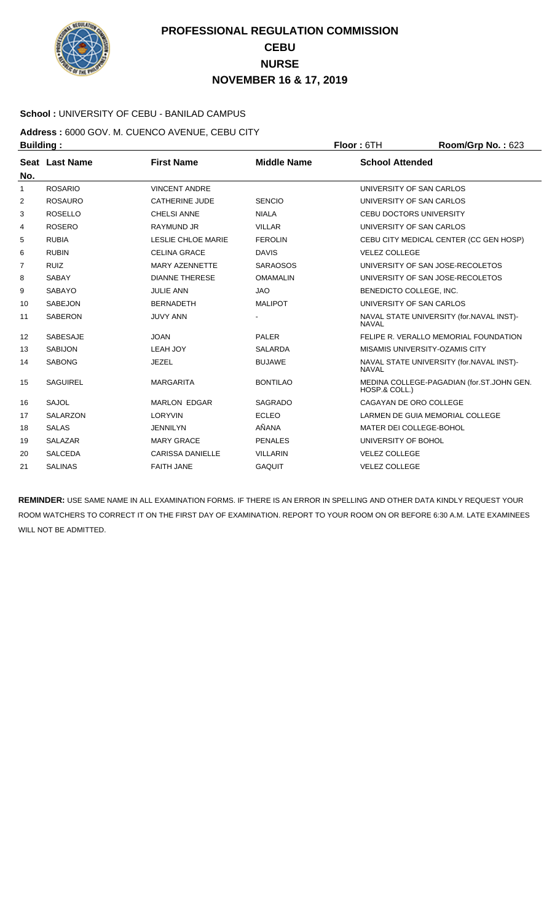# PROFESSIONAL REGULATION COMMISSION
## CEBU
## NURSE
## NOVEMBER 16 & 17, 2019

**School :** UNIVERSITY OF CEBU - BANILAD CAMPUS

**Address :** 6000 GOV. M. CUENCO AVENUE, CEBU CITY

**Building :** **Floor :** 6TH **Room/Grp No. :** 623

| Seat No. | Last Name | First Name | Middle Name | School Attended |
|---|---|---|---|---|
| 1 | ROSARIO | VINCENT ANDRE | | UNIVERSITY OF SAN CARLOS |
| 2 | ROSAURO | CATHERINE JUDE | SENCIO | UNIVERSITY OF SAN CARLOS |
| 3 | ROSELLO | CHELSI ANNE | NIALA | CEBU DOCTORS UNIVERSITY |
| 4 | ROSERO | RAYMUND JR | VILLAR | UNIVERSITY OF SAN CARLOS |
| 5 | RUBIA | LESLIE CHLOE MARIE | FEROLIN | CEBU CITY MEDICAL CENTER (CC GEN HOSP) |
| 6 | RUBIN | CELINA GRACE | DAVIS | VELEZ COLLEGE |
| 7 | RUIZ | MARY AZENNETTE | SARAOSOS | UNIVERSITY OF SAN JOSE-RECOLETOS |
| 8 | SABAY | DIANNE THERESE | OMAMALIN | UNIVERSITY OF SAN JOSE-RECOLETOS |
| 9 | SABAYO | JULIE ANN | JAO | BENEDICTO COLLEGE, INC. |
| 10 | SABEJON | BERNADETH | MALIPOT | UNIVERSITY OF SAN CARLOS |
| 11 | SABERON | JUVY ANN | - | NAVAL STATE UNIVERSITY (for.NAVAL INST)-NAVAL |
| 12 | SABESAJE | JOAN | PALER | FELIPE R. VERALLO MEMORIAL FOUNDATION |
| 13 | SABIJON | LEAH JOY | SALARDA | MISAMIS UNIVERSITY-OZAMIS CITY |
| 14 | SABONG | JEZEL | BUJAWE | NAVAL STATE UNIVERSITY (for.NAVAL INST)-NAVAL |
| 15 | SAGUIREL | MARGARITA | BONTILAO | MEDINA COLLEGE-PAGADIAN (for.ST.JOHN GEN. HOSP.& COLL.) |
| 16 | SAJOL | MARLON EDGAR | SAGRADO | CAGAYAN DE ORO COLLEGE |
| 17 | SALARZON | LORYVIN | ECLEO | LARMEN DE GUIA MEMORIAL COLLEGE |
| 18 | SALAS | JENNILYN | AÑANA | MATER DEI COLLEGE-BOHOL |
| 19 | SALAZAR | MARY GRACE | PENALES | UNIVERSITY OF BOHOL |
| 20 | SALCEDA | CARISSA DANIELLE | VILLARIN | VELEZ COLLEGE |
| 21 | SALINAS | FAITH JANE | GAQUIT | VELEZ COLLEGE |

**REMINDER:** USE SAME NAME IN ALL EXAMINATION FORMS. IF THERE IS AN ERROR IN SPELLING AND OTHER DATA KINDLY REQUEST YOUR ROOM WATCHERS TO CORRECT IT ON THE FIRST DAY OF EXAMINATION. REPORT TO YOUR ROOM ON OR BEFORE 6:30 A.M. LATE EXAMINEES WILL NOT BE ADMITTED.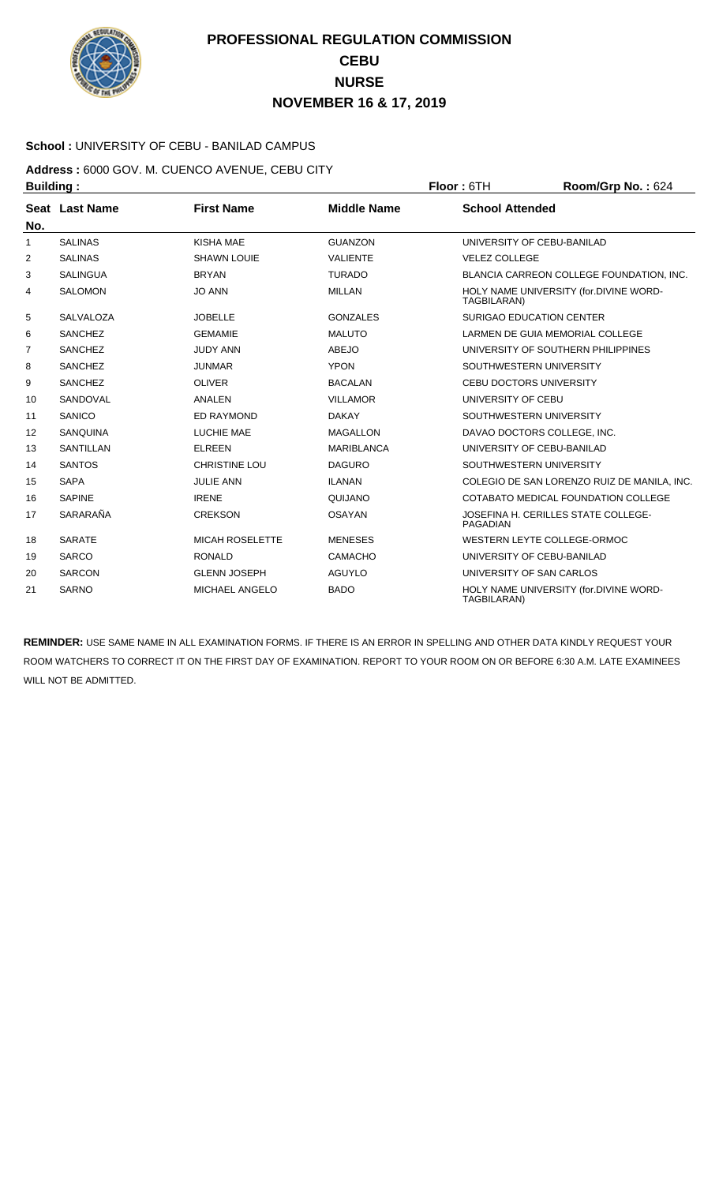# PROFESSIONAL REGULATION COMMISSION
## CEBU
## NURSE
## NOVEMBER 16 & 17, 2019

**School :** UNIVERSITY OF CEBU - BANILAD CAMPUS

**Address :** 6000 GOV. M. CUENCO AVENUE, CEBU CITY

**Building :** **Floor :** 6TH **Room/Grp No. :** 624

| Seat No. | Last Name | First Name | Middle Name | School Attended |
|---|---|---|---|---|
| 1 | SALINAS | KISHA MAE | GUANZON | UNIVERSITY OF CEBU-BANILAD |
| 2 | SALINAS | SHAWN LOUIE | VALIENTE | VELEZ COLLEGE |
| 3 | SALINGUA | BRYAN | TURADO | BLANCIA CARREON COLLEGE FOUNDATION, INC. |
| 4 | SALOMON | JO ANN | MILLAN | HOLY NAME UNIVERSITY (for.DIVINE WORD-TAGBILARAN) |
| 5 | SALVALOZA | JOBELLE | GONZALES | SURIGAO EDUCATION CENTER |
| 6 | SANCHEZ | GEMAMIE | MALUTO | LARMEN DE GUIA MEMORIAL COLLEGE |
| 7 | SANCHEZ | JUDY ANN | ABEJO | UNIVERSITY OF SOUTHERN PHILIPPINES |
| 8 | SANCHEZ | JUNMAR | YPON | SOUTHWESTERN UNIVERSITY |
| 9 | SANCHEZ | OLIVER | BACALAN | CEBU DOCTORS UNIVERSITY |
| 10 | SANDOVAL | ANALEN | VILLAMOR | UNIVERSITY OF CEBU |
| 11 | SANICO | ED RAYMOND | DAKAY | SOUTHWESTERN UNIVERSITY |
| 12 | SANQUINA | LUCHIE MAE | MAGALLON | DAVAO DOCTORS COLLEGE, INC. |
| 13 | SANTILLAN | ELREEN | MARIBLANCA | UNIVERSITY OF CEBU-BANILAD |
| 14 | SANTOS | CHRISTINE LOU | DAGURO | SOUTHWESTERN UNIVERSITY |
| 15 | SAPA | JULIE ANN | ILANAN | COLEGIO DE SAN LORENZO RUIZ DE MANILA, INC. |
| 16 | SAPINE | IRENE | QUIJANO | COTABATO MEDICAL FOUNDATION COLLEGE |
| 17 | SARARAÑA | CREKSON | OSAYAN | JOSEFINA H. CERILLES STATE COLLEGE-PAGADIAN |
| 18 | SARATE | MICAH ROSELETTE | MENESES | WESTERN LEYTE COLLEGE-ORMOC |
| 19 | SARCO | RONALD | CAMACHO | UNIVERSITY OF CEBU-BANILAD |
| 20 | SARCON | GLENN JOSEPH | AGUYLO | UNIVERSITY OF SAN CARLOS |
| 21 | SARNO | MICHAEL ANGELO | BADO | HOLY NAME UNIVERSITY (for.DIVINE WORD-TAGBILARAN) |

**REMINDER:** USE SAME NAME IN ALL EXAMINATION FORMS. IF THERE IS AN ERROR IN SPELLING AND OTHER DATA KINDLY REQUEST YOUR ROOM WATCHERS TO CORRECT IT ON THE FIRST DAY OF EXAMINATION. REPORT TO YOUR ROOM ON OR BEFORE 6:30 A.M. LATE EXAMINEES WILL NOT BE ADMITTED.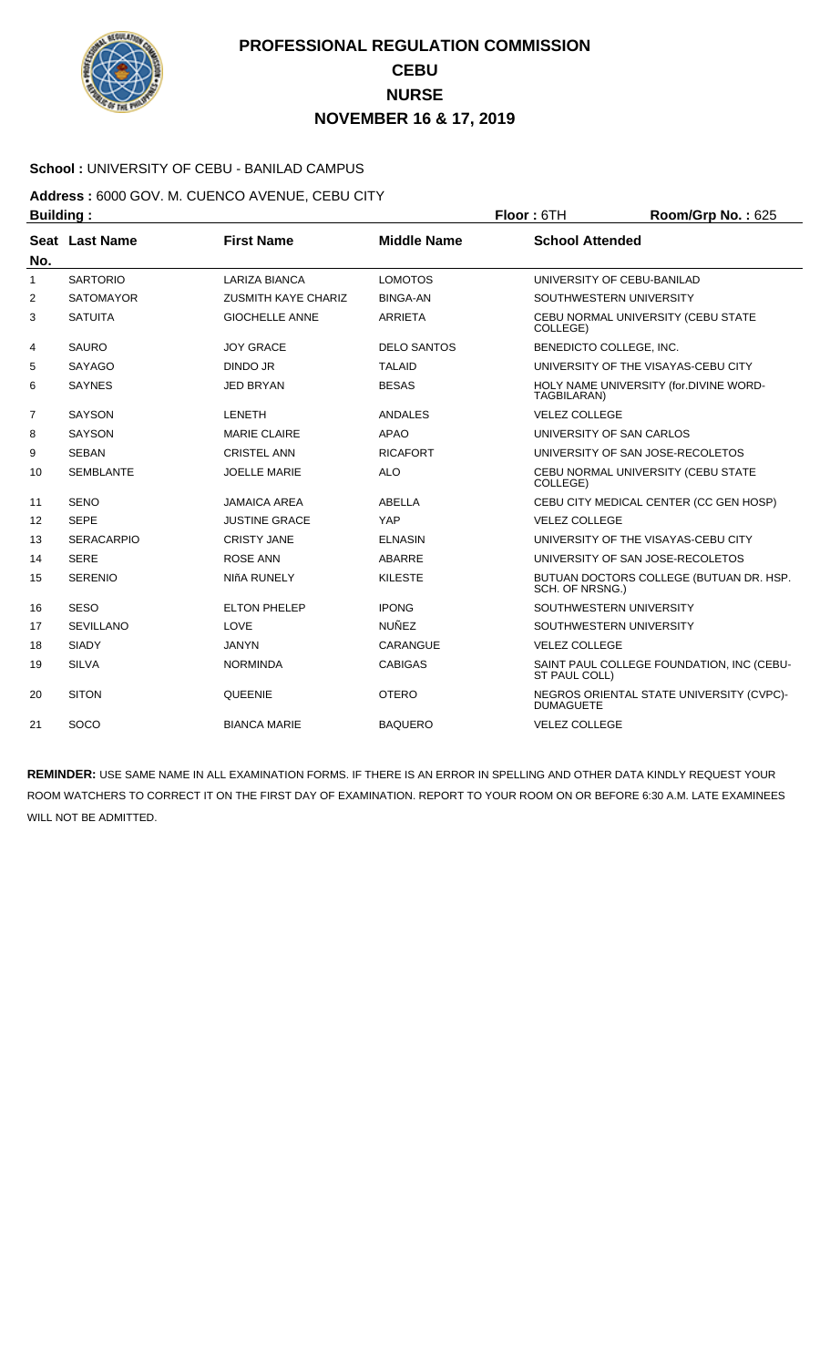# PROFESSIONAL REGULATION COMMISSION
## CEBU
## NURSE
## NOVEMBER 16 & 17, 2019

**School :** UNIVERSITY OF CEBU - BANILAD CAMPUS

**Address :** 6000 GOV. M. CUENCO AVENUE, CEBU CITY

**Building :** **Floor :** 6TH **Room/Grp No. :** 625

| Seat No. | Last Name | First Name | Middle Name | School Attended |
|---|---|---|---|---|
| 1 | SARTORIO | LARIZA BIANCA | LOMOTOS | UNIVERSITY OF CEBU-BANILAD |
| 2 | SATOMAYOR | ZUSMITH KAYE CHARIZ | BINGA-AN | SOUTHWESTERN UNIVERSITY |
| 3 | SATUITA | GIOCHELLE ANNE | ARRIETA | CEBU NORMAL UNIVERSITY (CEBU STATE COLLEGE) |
| 4 | SAURO | JOY GRACE | DELO SANTOS | BENEDICTO COLLEGE, INC. |
| 5 | SAYAGO | DINDO JR | TALAID | UNIVERSITY OF THE VISAYAS-CEBU CITY |
| 6 | SAYNES | JED BRYAN | BESAS | HOLY NAME UNIVERSITY (for.DIVINE WORD-TAGBILARAN) |
| 7 | SAYSON | LENETH | ANDALES | VELEZ COLLEGE |
| 8 | SAYSON | MARIE CLAIRE | APAO | UNIVERSITY OF SAN CARLOS |
| 9 | SEBAN | CRISTEL ANN | RICAFORT | UNIVERSITY OF SAN JOSE-RECOLETOS |
| 10 | SEMBLANTE | JOELLE MARIE | ALO | CEBU NORMAL UNIVERSITY (CEBU STATE COLLEGE) |
| 11 | SENO | JAMAICA AREA | ABELLA | CEBU CITY MEDICAL CENTER (CC GEN HOSP) |
| 12 | SEPE | JUSTINE GRACE | YAP | VELEZ COLLEGE |
| 13 | SERACARPIO | CRISTY JANE | ELNASIN | UNIVERSITY OF THE VISAYAS-CEBU CITY |
| 14 | SERE | ROSE ANN | ABARRE | UNIVERSITY OF SAN JOSE-RECOLETOS |
| 15 | SERENIO | NIñA RUNELY | KILESTE | BUTUAN DOCTORS COLLEGE (BUTUAN DR. HSP. SCH. OF NRSNG.) |
| 16 | SESO | ELTON PHELEP | IPONG | SOUTHWESTERN UNIVERSITY |
| 17 | SEVILLANO | LOVE | NUÑEZ | SOUTHWESTERN UNIVERSITY |
| 18 | SIADY | JANYN | CARANGUE | VELEZ COLLEGE |
| 19 | SILVA | NORMINDA | CABIGAS | SAINT PAUL COLLEGE FOUNDATION, INC (CEBU-ST PAUL COLL) |
| 20 | SITON | QUEENIE | OTERO | NEGROS ORIENTAL STATE UNIVERSITY (CVPC)-DUMAGUETE |
| 21 | SOCO | BIANCA MARIE | BAQUERO | VELEZ COLLEGE |

**REMINDER:** USE SAME NAME IN ALL EXAMINATION FORMS. IF THERE IS AN ERROR IN SPELLING AND OTHER DATA KINDLY REQUEST YOUR ROOM WATCHERS TO CORRECT IT ON THE FIRST DAY OF EXAMINATION. REPORT TO YOUR ROOM ON OR BEFORE 6:30 A.M. LATE EXAMINEES WILL NOT BE ADMITTED.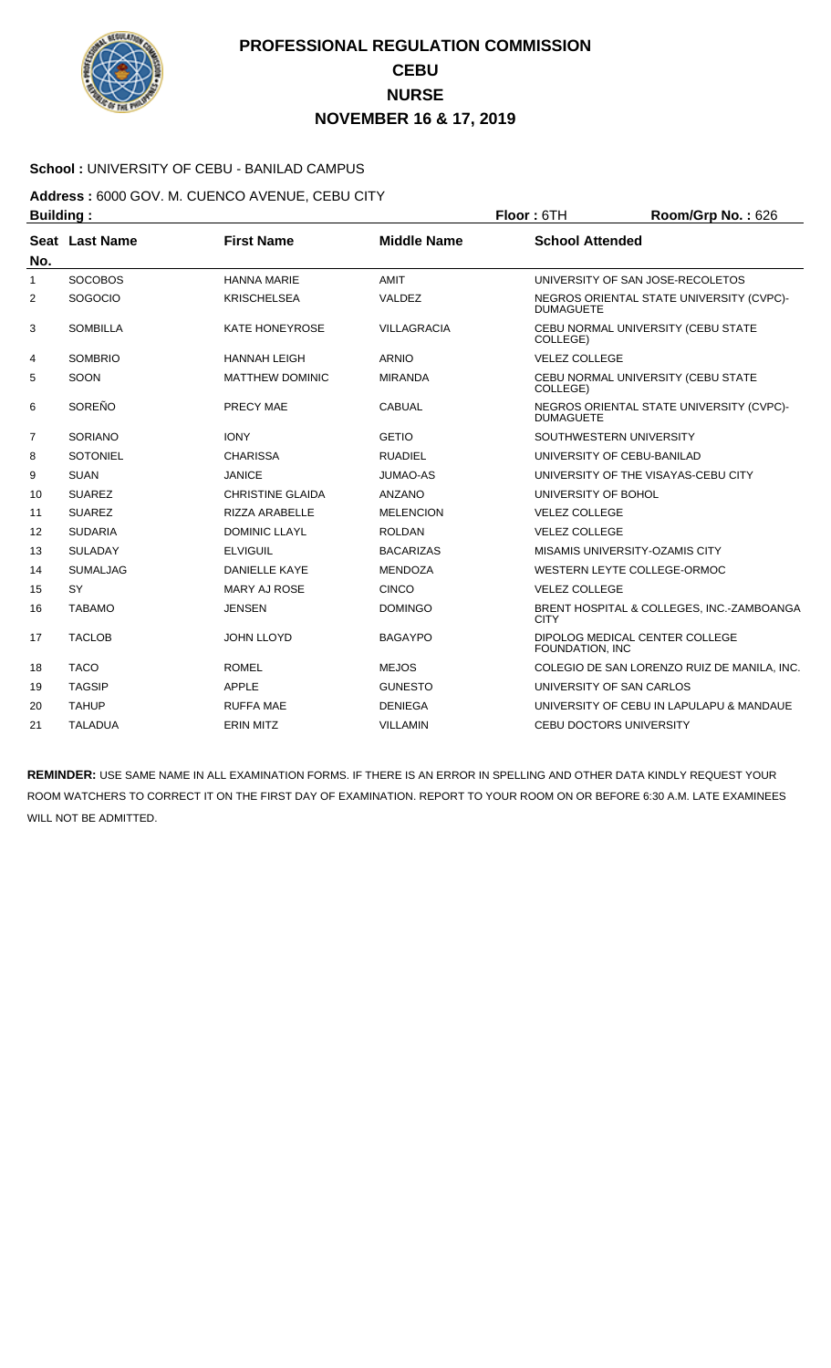# PROFESSIONAL REGULATION COMMISSION
## CEBU
## NURSE
## NOVEMBER 16 & 17, 2019

**School :** UNIVERSITY OF CEBU - BANILAD CAMPUS

**Address :** 6000 GOV. M. CUENCO AVENUE, CEBU CITY

**Building :** **Floor :** 6TH **Room/Grp No. :** 626

| Seat No. | Last Name | First Name | Middle Name | School Attended |
|---|---|---|---|---|
| 1 | SOCOBOS | HANNA MARIE | AMIT | UNIVERSITY OF SAN JOSE-RECOLETOS |
| 2 | SOGOCIO | KRISCHELSEA | VALDEZ | NEGROS ORIENTAL STATE UNIVERSITY (CVPC)-DUMAGUETE |
| 3 | SOMBILLA | KATE HONEYROSE | VILLAGRACIA | CEBU NORMAL UNIVERSITY (CEBU STATE COLLEGE) |
| 4 | SOMBRIO | HANNAH LEIGH | ARNIO | VELEZ COLLEGE |
| 5 | SOON | MATTHEW DOMINIC | MIRANDA | CEBU NORMAL UNIVERSITY (CEBU STATE COLLEGE) |
| 6 | SOREÑO | PRECY MAE | CABUAL | NEGROS ORIENTAL STATE UNIVERSITY (CVPC)-DUMAGUETE |
| 7 | SORIANO | IONY | GETIO | SOUTHWESTERN UNIVERSITY |
| 8 | SOTONIEL | CHARISSA | RUADIEL | UNIVERSITY OF CEBU-BANILAD |
| 9 | SUAN | JANICE | JUMAO-AS | UNIVERSITY OF THE VISAYAS-CEBU CITY |
| 10 | SUAREZ | CHRISTINE GLAIDA | ANZANO | UNIVERSITY OF BOHOL |
| 11 | SUAREZ | RIZZA ARABELLE | MELENCION | VELEZ COLLEGE |
| 12 | SUDARIA | DOMINIC LLAYL | ROLDAN | VELEZ COLLEGE |
| 13 | SULADAY | ELVIGUIL | BACARIZAS | MISAMIS UNIVERSITY-OZAMIS CITY |
| 14 | SUMALJAG | DANIELLE KAYE | MENDOZA | WESTERN LEYTE COLLEGE-ORMOC |
| 15 | SY | MARY AJ ROSE | CINCO | VELEZ COLLEGE |
| 16 | TABAMO | JENSEN | DOMINGO | BRENT HOSPITAL & COLLEGES, INC.-ZAMBOANGA CITY |
| 17 | TACLOB | JOHN LLOYD | BAGAYPO | DIPOLOG MEDICAL CENTER COLLEGE FOUNDATION, INC |
| 18 | TACO | ROMEL | MEJOS | COLEGIO DE SAN LORENZO RUIZ DE MANILA, INC. |
| 19 | TAGSIP | APPLE | GUNESTO | UNIVERSITY OF SAN CARLOS |
| 20 | TAHUP | RUFFA MAE | DENIEGA | UNIVERSITY OF CEBU IN LAPULAPU & MANDAUE |
| 21 | TALADUA | ERIN MITZ | VILLAMIN | CEBU DOCTORS UNIVERSITY |

**REMINDER:** USE SAME NAME IN ALL EXAMINATION FORMS. IF THERE IS AN ERROR IN SPELLING AND OTHER DATA KINDLY REQUEST YOUR ROOM WATCHERS TO CORRECT IT ON THE FIRST DAY OF EXAMINATION. REPORT TO YOUR ROOM ON OR BEFORE 6:30 A.M. LATE EXAMINEES WILL NOT BE ADMITTED.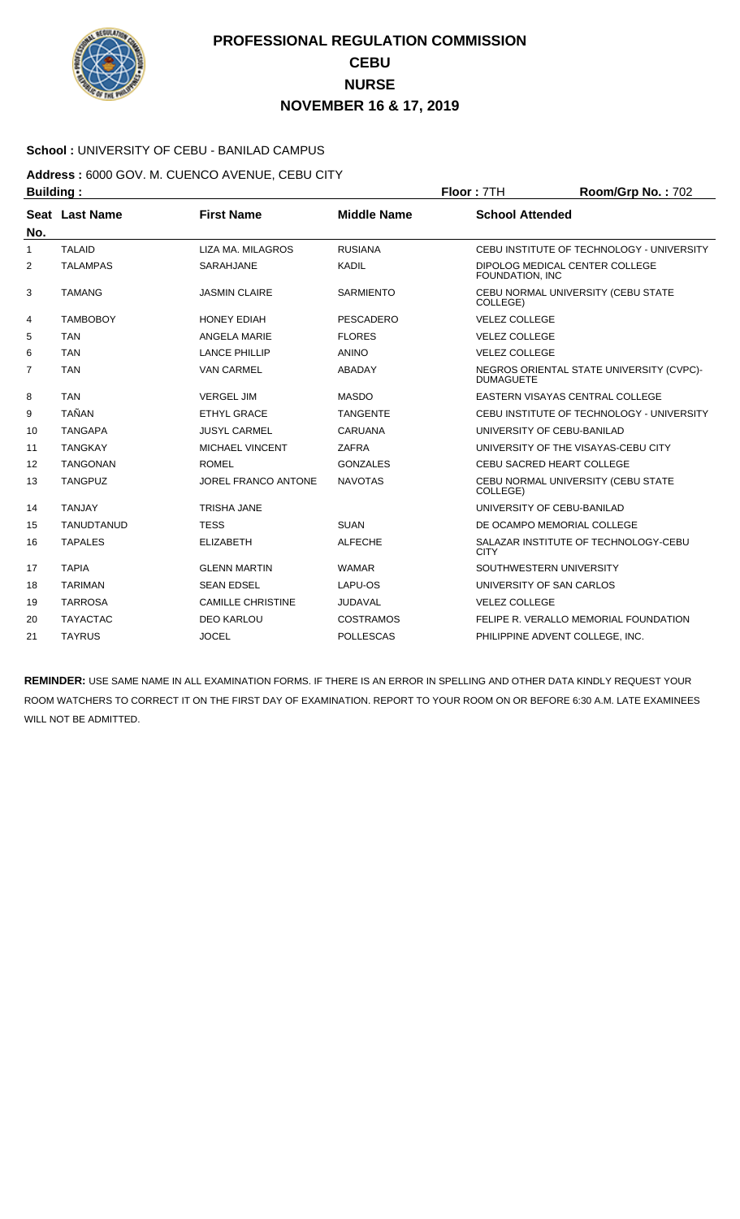# PROFESSIONAL REGULATION COMMISSION
## CEBU
## NURSE
## NOVEMBER 16 & 17, 2019

**School :** UNIVERSITY OF CEBU - BANILAD CAMPUS

**Address :** 6000 GOV. M. CUENCO AVENUE, CEBU CITY

**Building :** **Floor :** 7TH **Room/Grp No. :** 702

| Seat No. | Last Name | First Name | Middle Name | School Attended |
|---|---|---|---|---|
| 1 | TALAID | LIZA MA. MILAGROS | RUSIANA | CEBU INSTITUTE OF TECHNOLOGY - UNIVERSITY |
| 2 | TALAMPAS | SARAHJANE | KADIL | DIPOLOG MEDICAL CENTER COLLEGE FOUNDATION, INC |
| 3 | TAMANG | JASMIN CLAIRE | SARMIENTO | CEBU NORMAL UNIVERSITY (CEBU STATE COLLEGE) |
| 4 | TAMBOBOY | HONEY EDIAH | PESCADERO | VELEZ COLLEGE |
| 5 | TAN | ANGELA MARIE | FLORES | VELEZ COLLEGE |
| 6 | TAN | LANCE PHILLIP | ANINO | VELEZ COLLEGE |
| 7 | TAN | VAN CARMEL | ABADAY | NEGROS ORIENTAL STATE UNIVERSITY (CVPC)-DUMAGUETE |
| 8 | TAN | VERGEL JIM | MASDO | EASTERN VISAYAS CENTRAL COLLEGE |
| 9 | TAÑAN | ETHYL GRACE | TANGENTE | CEBU INSTITUTE OF TECHNOLOGY - UNIVERSITY |
| 10 | TANGAPA | JUSYL CARMEL | CARUANA | UNIVERSITY OF CEBU-BANILAD |
| 11 | TANGKAY | MICHAEL VINCENT | ZAFRA | UNIVERSITY OF THE VISAYAS-CEBU CITY |
| 12 | TANGONAN | ROMEL | GONZALES | CEBU SACRED HEART COLLEGE |
| 13 | TANGPUZ | JOREL FRANCO ANTONE | NAVOTAS | CEBU NORMAL UNIVERSITY (CEBU STATE COLLEGE) |
| 14 | TANJAY | TRISHA JANE | | UNIVERSITY OF CEBU-BANILAD |
| 15 | TANUDTANUD | TESS | SUAN | DE OCAMPO MEMORIAL COLLEGE |
| 16 | TAPALES | ELIZABETH | ALFECHE | SALAZAR INSTITUTE OF TECHNOLOGY-CEBU CITY |
| 17 | TAPIA | GLENN MARTIN | WAMAR | SOUTHWESTERN UNIVERSITY |
| 18 | TARIMAN | SEAN EDSEL | LAPU-OS | UNIVERSITY OF SAN CARLOS |
| 19 | TARROSA | CAMILLE CHRISTINE | JUDAVAL | VELEZ COLLEGE |
| 20 | TAYACTAC | DEO KARLOU | COSTRAMOS | FELIPE R. VERALLO MEMORIAL FOUNDATION |
| 21 | TAYRUS | JOCEL | POLLESCAS | PHILIPPINE ADVENT COLLEGE, INC. |

**REMINDER:** USE SAME NAME IN ALL EXAMINATION FORMS. IF THERE IS AN ERROR IN SPELLING AND OTHER DATA KINDLY REQUEST YOUR ROOM WATCHERS TO CORRECT IT ON THE FIRST DAY OF EXAMINATION. REPORT TO YOUR ROOM ON OR BEFORE 6:30 A.M. LATE EXAMINEES WILL NOT BE ADMITTED.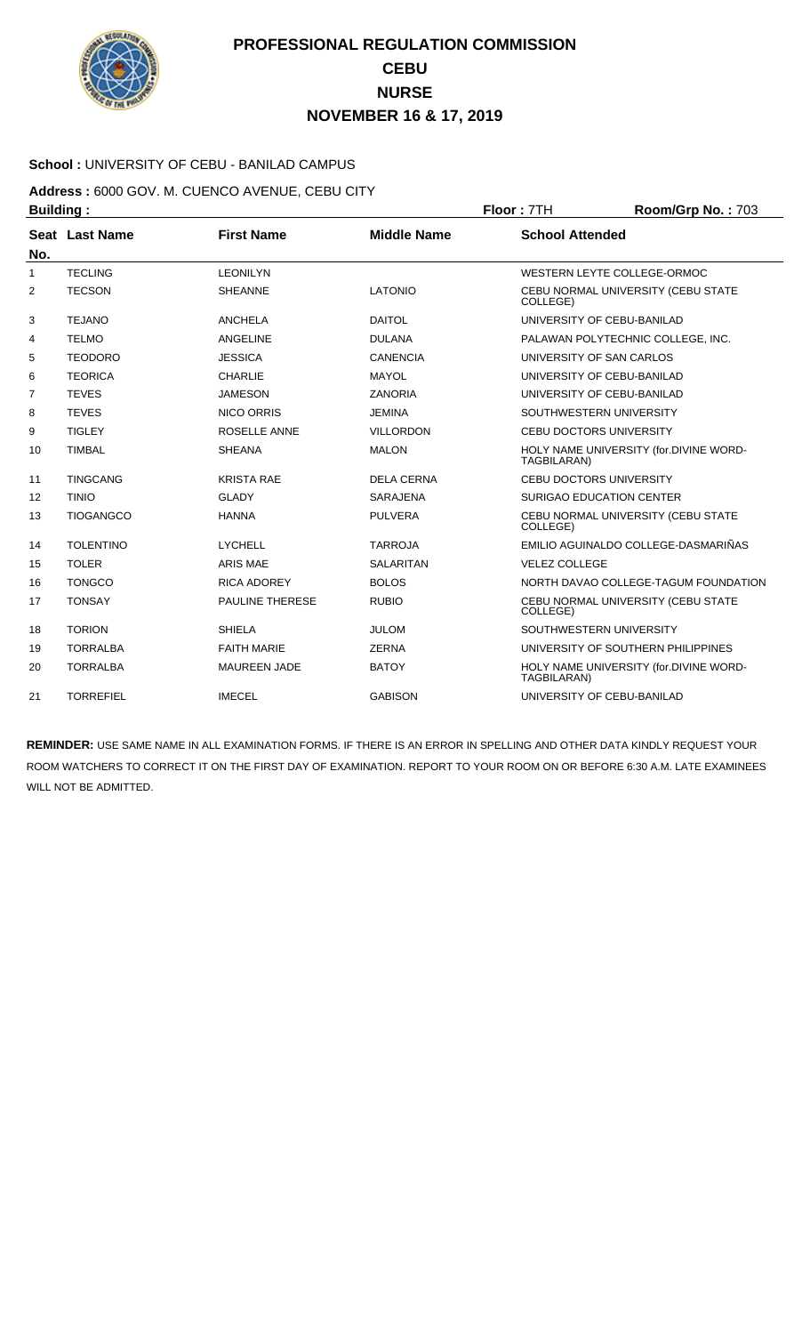# PROFESSIONAL REGULATION COMMISSION
## CEBU
## NURSE
## NOVEMBER 16 & 17, 2019

**School :** UNIVERSITY OF CEBU - BANILAD CAMPUS

**Address :** 6000 GOV. M. CUENCO AVENUE, CEBU CITY

**Building :** | **Floor :** 7TH | **Room/Grp No. :** 703

| Seat No. | Last Name | First Name | Middle Name | School Attended |
|---|---|---|---|---|
| 1 | TECLING | LEONILYN | | WESTERN LEYTE COLLEGE-ORMOC |
| 2 | TECSON | SHEANNE | LATONIO | CEBU NORMAL UNIVERSITY (CEBU STATE COLLEGE) |
| 3 | TEJANO | ANCHELA | DAITOL | UNIVERSITY OF CEBU-BANILAD |
| 4 | TELMO | ANGELINE | DULANA | PALAWAN POLYTECHNIC COLLEGE, INC. |
| 5 | TEODORO | JESSICA | CANENCIA | UNIVERSITY OF SAN CARLOS |
| 6 | TEORICA | CHARLIE | MAYOL | UNIVERSITY OF CEBU-BANILAD |
| 7 | TEVES | JAMESON | ZANORIA | UNIVERSITY OF CEBU-BANILAD |
| 8 | TEVES | NICO ORRIS | JEMINA | SOUTHWESTERN UNIVERSITY |
| 9 | TIGLEY | ROSELLE ANNE | VILLORDON | CEBU DOCTORS UNIVERSITY |
| 10 | TIMBAL | SHEANA | MALON | HOLY NAME UNIVERSITY (for.DIVINE WORD-TAGBILARAN) |
| 11 | TINGCANG | KRISTA RAE | DELA CERNA | CEBU DOCTORS UNIVERSITY |
| 12 | TINIO | GLADY | SARAJENA | SURIGAO EDUCATION CENTER |
| 13 | TIOGANGCO | HANNA | PULVERA | CEBU NORMAL UNIVERSITY (CEBU STATE COLLEGE) |
| 14 | TOLENTINO | LYCHELL | TARROJA | EMILIO AGUINALDO COLLEGE-DASMARIÑAS |
| 15 | TOLER | ARIS MAE | SALARITAN | VELEZ COLLEGE |
| 16 | TONGCO | RICA ADOREY | BOLOS | NORTH DAVAO COLLEGE-TAGUM FOUNDATION |
| 17 | TONSAY | PAULINE THERESE | RUBIO | CEBU NORMAL UNIVERSITY (CEBU STATE COLLEGE) |
| 18 | TORION | SHIELA | JULOM | SOUTHWESTERN UNIVERSITY |
| 19 | TORRALBA | FAITH MARIE | ZERNA | UNIVERSITY OF SOUTHERN PHILIPPINES |
| 20 | TORRALBA | MAUREEN JADE | BATOY | HOLY NAME UNIVERSITY (for.DIVINE WORD-TAGBILARAN) |
| 21 | TORREFIEL | IMECEL | GABISON | UNIVERSITY OF CEBU-BANILAD |

**REMINDER:** USE SAME NAME IN ALL EXAMINATION FORMS. IF THERE IS AN ERROR IN SPELLING AND OTHER DATA KINDLY REQUEST YOUR ROOM WATCHERS TO CORRECT IT ON THE FIRST DAY OF EXAMINATION. REPORT TO YOUR ROOM ON OR BEFORE 6:30 A.M. LATE EXAMINEES WILL NOT BE ADMITTED.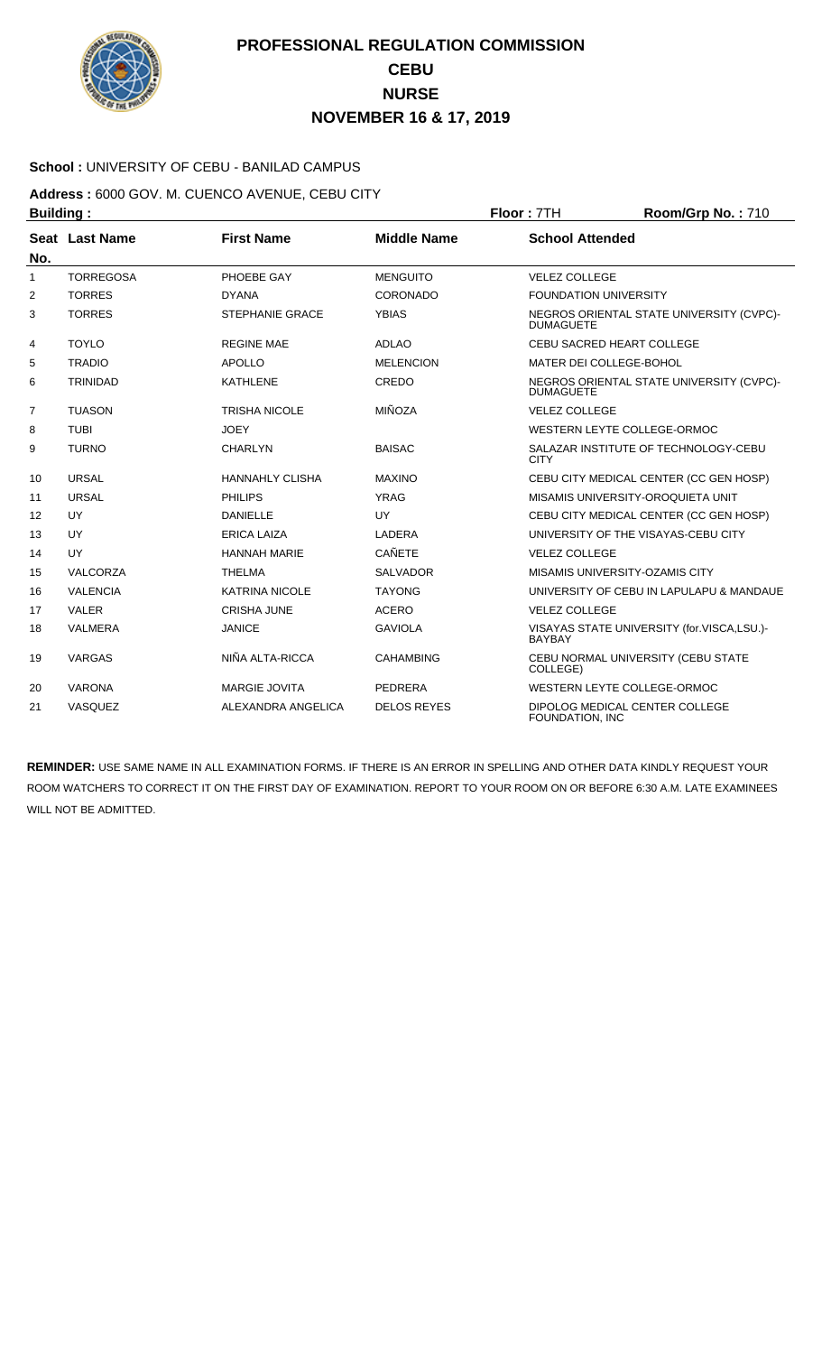# PROFESSIONAL REGULATION COMMISSION
## CEBU
## NURSE
## NOVEMBER 16 & 17, 2019

**School :** UNIVERSITY OF CEBU - BANILAD CAMPUS

**Address :** 6000 GOV. M. CUENCO AVENUE, CEBU CITY

**Building :** **Floor :** 7TH **Room/Grp No. :** 710

| Seat No. | Last Name | First Name | Middle Name | School Attended |
|---|---|---|---|---|
| 1 | TORREGOSA | PHOEBE GAY | MENGUITO | VELEZ COLLEGE |
| 2 | TORRES | DYANA | CORONADO | FOUNDATION UNIVERSITY |
| 3 | TORRES | STEPHANIE GRACE | YBIAS | NEGROS ORIENTAL STATE UNIVERSITY (CVPC)-DUMAGUETE |
| 4 | TOYLO | REGINE MAE | ADLAO | CEBU SACRED HEART COLLEGE |
| 5 | TRADIO | APOLLO | MELENCION | MATER DEI COLLEGE-BOHOL |
| 6 | TRINIDAD | KATHLENE | CREDO | NEGROS ORIENTAL STATE UNIVERSITY (CVPC)-DUMAGUETE |
| 7 | TUASON | TRISHA NICOLE | MIÑOZA | VELEZ COLLEGE |
| 8 | TUBI | JOEY | | WESTERN LEYTE COLLEGE-ORMOC |
| 9 | TURNO | CHARLYN | BAISAC | SALAZAR INSTITUTE OF TECHNOLOGY-CEBU CITY |
| 10 | URSAL | HANNAHLY CLISHA | MAXINO | CEBU CITY MEDICAL CENTER (CC GEN HOSP) |
| 11 | URSAL | PHILIPS | YRAG | MISAMIS UNIVERSITY-OROQUIETA UNIT |
| 12 | UY | DANIELLE | UY | CEBU CITY MEDICAL CENTER (CC GEN HOSP) |
| 13 | UY | ERICA LAIZA | LADERA | UNIVERSITY OF THE VISAYAS-CEBU CITY |
| 14 | UY | HANNAH MARIE | CAÑETE | VELEZ COLLEGE |
| 15 | VALCORZA | THELMA | SALVADOR | MISAMIS UNIVERSITY-OZAMIS CITY |
| 16 | VALENCIA | KATRINA NICOLE | TAYONG | UNIVERSITY OF CEBU IN LAPULAPU & MANDAUE |
| 17 | VALER | CRISHA JUNE | ACERO | VELEZ COLLEGE |
| 18 | VALMERA | JANICE | GAVIOLA | VISAYAS STATE UNIVERSITY (for.VISCA,LSU.)-BAYBAY |
| 19 | VARGAS | NIÑA ALTA-RICCA | CAHAMBING | CEBU NORMAL UNIVERSITY (CEBU STATE COLLEGE) |
| 20 | VARONA | MARGIE JOVITA | PEDRERA | WESTERN LEYTE COLLEGE-ORMOC |
| 21 | VASQUEZ | ALEXANDRA ANGELICA | DELOS REYES | DIPOLOG MEDICAL CENTER COLLEGE FOUNDATION, INC |

**REMINDER:** USE SAME NAME IN ALL EXAMINATION FORMS. IF THERE IS AN ERROR IN SPELLING AND OTHER DATA KINDLY REQUEST YOUR ROOM WATCHERS TO CORRECT IT ON THE FIRST DAY OF EXAMINATION. REPORT TO YOUR ROOM ON OR BEFORE 6:30 A.M. LATE EXAMINEES WILL NOT BE ADMITTED.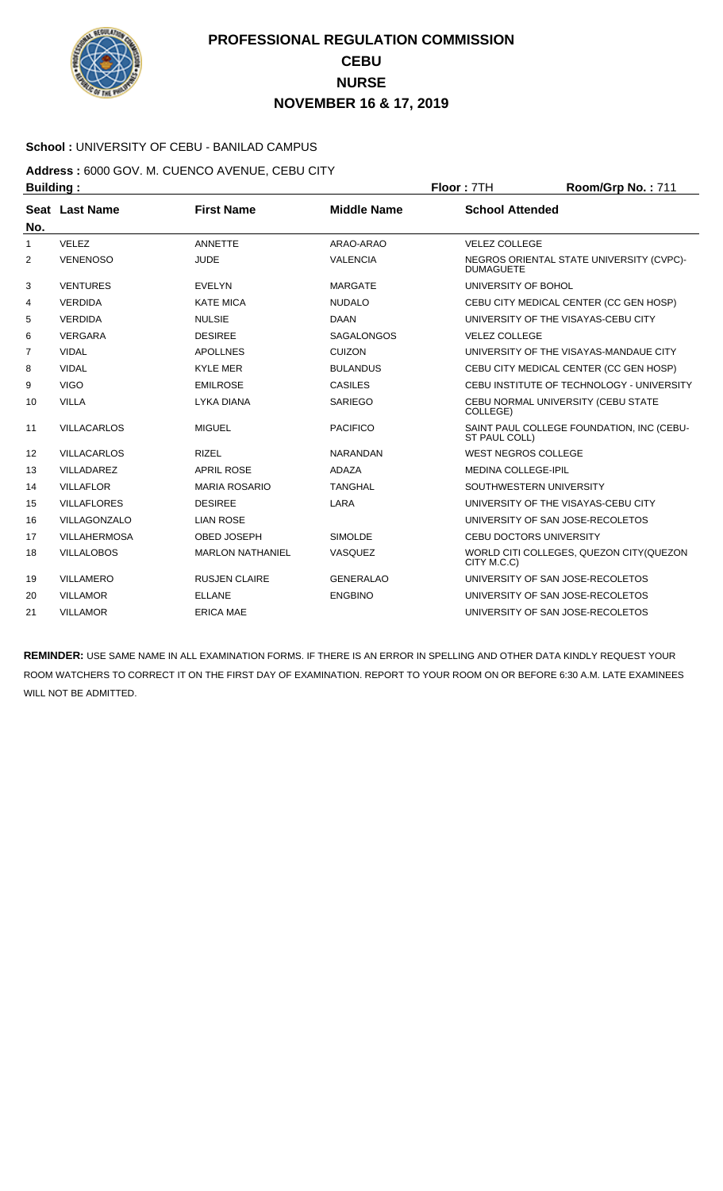# PROFESSIONAL REGULATION COMMISSION
# CEBU
# NURSE
# NOVEMBER 16 & 17, 2019

**School :** UNIVERSITY OF CEBU - BANILAD CAMPUS

**Address :** 6000 GOV. M. CUENCO AVENUE, CEBU CITY

**Building :** **Floor :** 7TH **Room/Grp No. :** 711

| Seat No. | Last Name | First Name | Middle Name | School Attended |
|---|---|---|---|---|
| 1 | VELEZ | ANNETTE | ARAO-ARAO | VELEZ COLLEGE |
| 2 | VENENOSO | JUDE | VALENCIA | NEGROS ORIENTAL STATE UNIVERSITY (CVPC)-DUMAGUETE |
| 3 | VENTURES | EVELYN | MARGATE | UNIVERSITY OF BOHOL |
| 4 | VERDIDA | KATE MICA | NUDALO | CEBU CITY MEDICAL CENTER (CC GEN HOSP) |
| 5 | VERDIDA | NULSIE | DAAN | UNIVERSITY OF THE VISAYAS-CEBU CITY |
| 6 | VERGARA | DESIREE | SAGALONGOS | VELEZ COLLEGE |
| 7 | VIDAL | APOLLNES | CUIZON | UNIVERSITY OF THE VISAYAS-MANDAUE CITY |
| 8 | VIDAL | KYLE MER | BULANDUS | CEBU CITY MEDICAL CENTER (CC GEN HOSP) |
| 9 | VIGO | EMILROSE | CASILES | CEBU INSTITUTE OF TECHNOLOGY - UNIVERSITY |
| 10 | VILLA | LYKA DIANA | SARIEGO | CEBU NORMAL UNIVERSITY (CEBU STATE COLLEGE) |
| 11 | VILLACARLOS | MIGUEL | PACIFICO | SAINT PAUL COLLEGE FOUNDATION, INC (CEBU-ST PAUL COLL) |
| 12 | VILLACARLOS | RIZEL | NARANDAN | WEST NEGROS COLLEGE |
| 13 | VILLADAREZ | APRIL ROSE | ADAZA | MEDINA COLLEGE-IPIL |
| 14 | VILLAFLOR | MARIA ROSARIO | TANGHAL | SOUTHWESTERN UNIVERSITY |
| 15 | VILLAFLORES | DESIREE | LARA | UNIVERSITY OF THE VISAYAS-CEBU CITY |
| 16 | VILLAGONZALO | LIAN ROSE | | UNIVERSITY OF SAN JOSE-RECOLETOS |
| 17 | VILLAHERMOSA | OBED JOSEPH | SIMOLDE | CEBU DOCTORS UNIVERSITY |
| 18 | VILLALOBOS | MARLON NATHANIEL | VASQUEZ | WORLD CITI COLLEGES, QUEZON CITY(QUEZON CITY M.C.C) |
| 19 | VILLAMERO | RUSJEN CLAIRE | GENERALAO | UNIVERSITY OF SAN JOSE-RECOLETOS |
| 20 | VILLAMOR | ELLANE | ENGBINO | UNIVERSITY OF SAN JOSE-RECOLETOS |
| 21 | VILLAMOR | ERICA MAE | | UNIVERSITY OF SAN JOSE-RECOLETOS |

**REMINDER:** USE SAME NAME IN ALL EXAMINATION FORMS. IF THERE IS AN ERROR IN SPELLING AND OTHER DATA KINDLY REQUEST YOUR ROOM WATCHERS TO CORRECT IT ON THE FIRST DAY OF EXAMINATION. REPORT TO YOUR ROOM ON OR BEFORE 6:30 A.M. LATE EXAMINEES WILL NOT BE ADMITTED.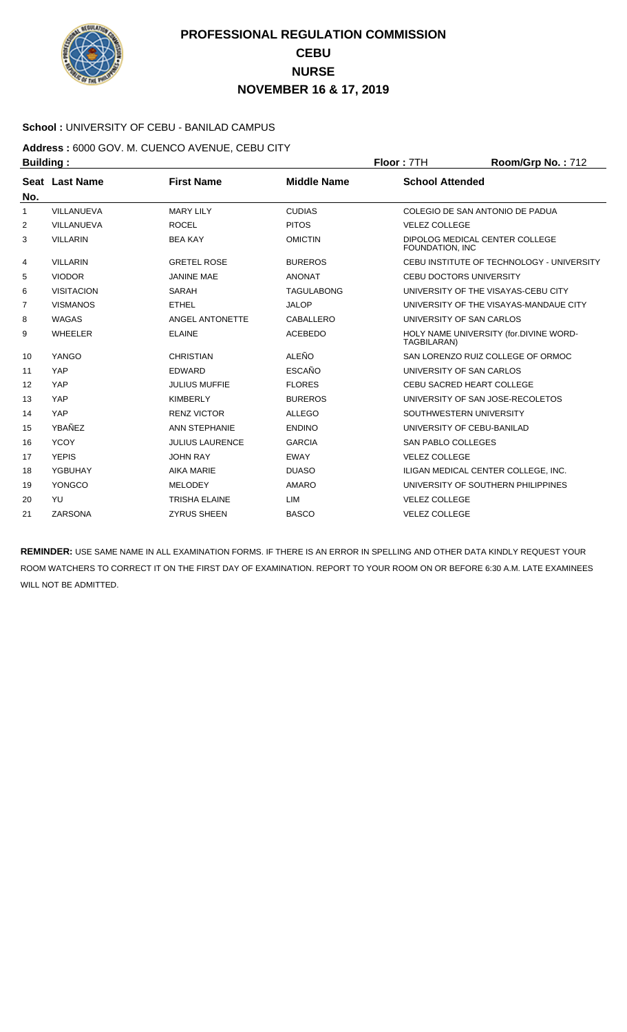# PROFESSIONAL REGULATION COMMISSION
## CEBU
## NURSE
## NOVEMBER 16 & 17, 2019

**School :** UNIVERSITY OF CEBU - BANILAD CAMPUS

**Address :** 6000 GOV. M. CUENCO AVENUE, CEBU CITY

**Building :** **Floor :** 7TH **Room/Grp No. :** 712

| Seat No. | Last Name | First Name | Middle Name | School Attended |
|---|---|---|---|---|
| 1 | VILLANUEVA | MARY LILY | CUDIAS | COLEGIO DE SAN ANTONIO DE PADUA |
| 2 | VILLANUEVA | ROCEL | PITOS | VELEZ COLLEGE |
| 3 | VILLARIN | BEA KAY | OMICTIN | DIPOLOG MEDICAL CENTER COLLEGE FOUNDATION, INC |
| 4 | VILLARIN | GRETEL ROSE | BUREROS | CEBU INSTITUTE OF TECHNOLOGY - UNIVERSITY |
| 5 | VIODOR | JANINE MAE | ANONAT | CEBU DOCTORS UNIVERSITY |
| 6 | VISITACION | SARAH | TAGULABONG | UNIVERSITY OF THE VISAYAS-CEBU CITY |
| 7 | VISMANOS | ETHEL | JALOP | UNIVERSITY OF THE VISAYAS-MANDAUE CITY |
| 8 | WAGAS | ANGEL ANTONETTE | CABALLERO | UNIVERSITY OF SAN CARLOS |
| 9 | WHEELER | ELAINE | ACEBEDO | HOLY NAME UNIVERSITY (for.DIVINE WORD-TAGBILARAN) |
| 10 | YANGO | CHRISTIAN | ALEÑO | SAN LORENZO RUIZ COLLEGE OF ORMOC |
| 11 | YAP | EDWARD | ESCAÑO | UNIVERSITY OF SAN CARLOS |
| 12 | YAP | JULIUS MUFFIE | FLORES | CEBU SACRED HEART COLLEGE |
| 13 | YAP | KIMBERLY | BUREROS | UNIVERSITY OF SAN JOSE-RECOLETOS |
| 14 | YAP | RENZ VICTOR | ALLEGO | SOUTHWESTERN UNIVERSITY |
| 15 | YBAÑEZ | ANN STEPHANIE | ENDINO | UNIVERSITY OF CEBU-BANILAD |
| 16 | YCOY | JULIUS LAURENCE | GARCIA | SAN PABLO COLLEGES |
| 17 | YEPIS | JOHN RAY | EWAY | VELEZ COLLEGE |
| 18 | YGBUHAY | AIKA MARIE | DUASO | ILIGAN MEDICAL CENTER COLLEGE, INC. |
| 19 | YONGCO | MELODEY | AMARO | UNIVERSITY OF SOUTHERN PHILIPPINES |
| 20 | YU | TRISHA ELAINE | LIM | VELEZ COLLEGE |
| 21 | ZARSONA | ZYRUS SHEEN | BASCO | VELEZ COLLEGE |

**REMINDER:** USE SAME NAME IN ALL EXAMINATION FORMS. IF THERE IS AN ERROR IN SPELLING AND OTHER DATA KINDLY REQUEST YOUR ROOM WATCHERS TO CORRECT IT ON THE FIRST DAY OF EXAMINATION. REPORT TO YOUR ROOM ON OR BEFORE 6:30 A.M. LATE EXAMINEES WILL NOT BE ADMITTED.